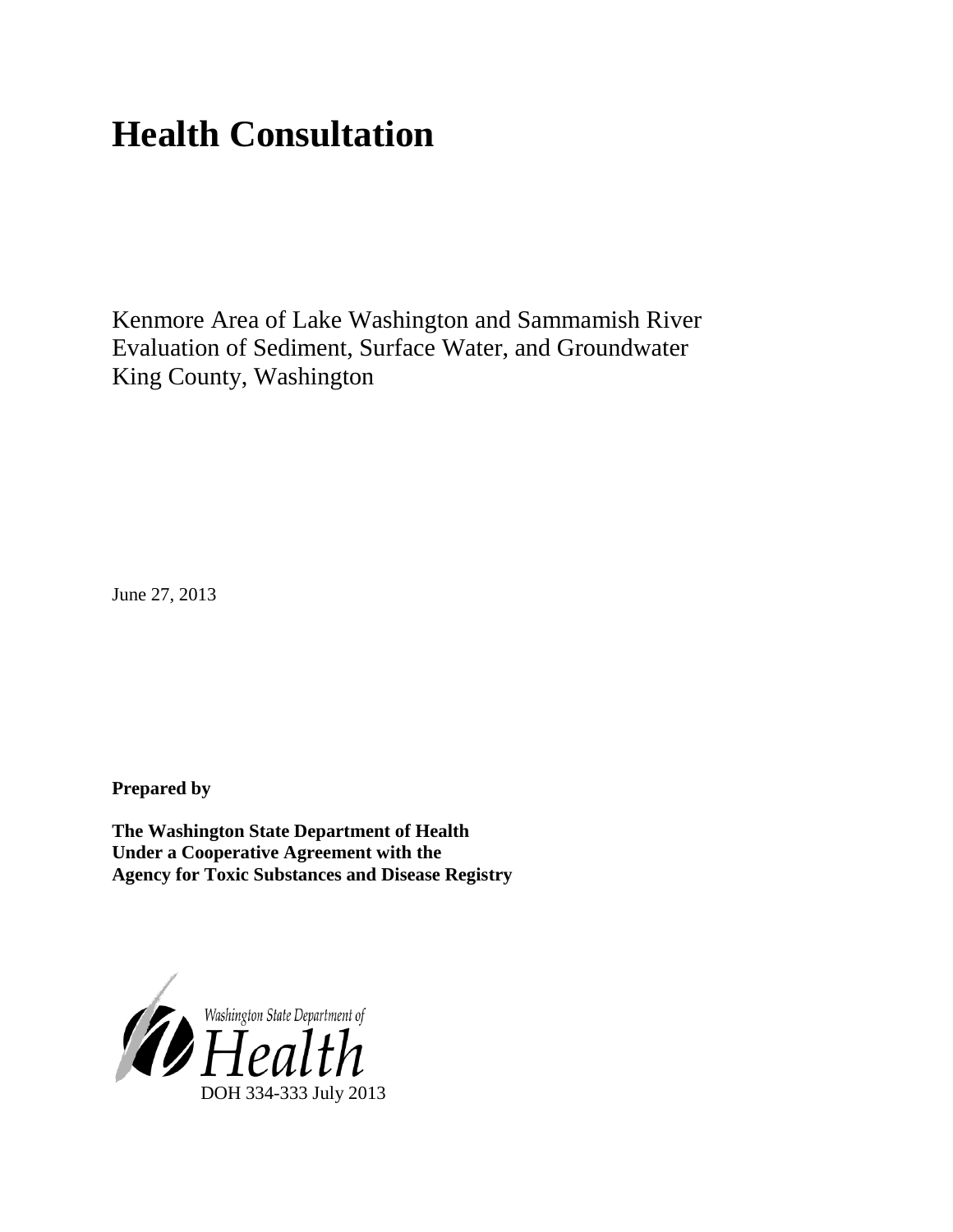# Health Consultation

Kenmore Area of Lake Washington and Sammamish River
Evaluation of Sediment, Surface Water, and Groundwater
King County, Washington

June 27, 2013

**Prepared by**

**The Washington State Department of Health**
**Under a Cooperative Agreement with the**
**Agency for Toxic Substances and Disease Registry**

Washington State Department of Health

DOH 334-333 July 2013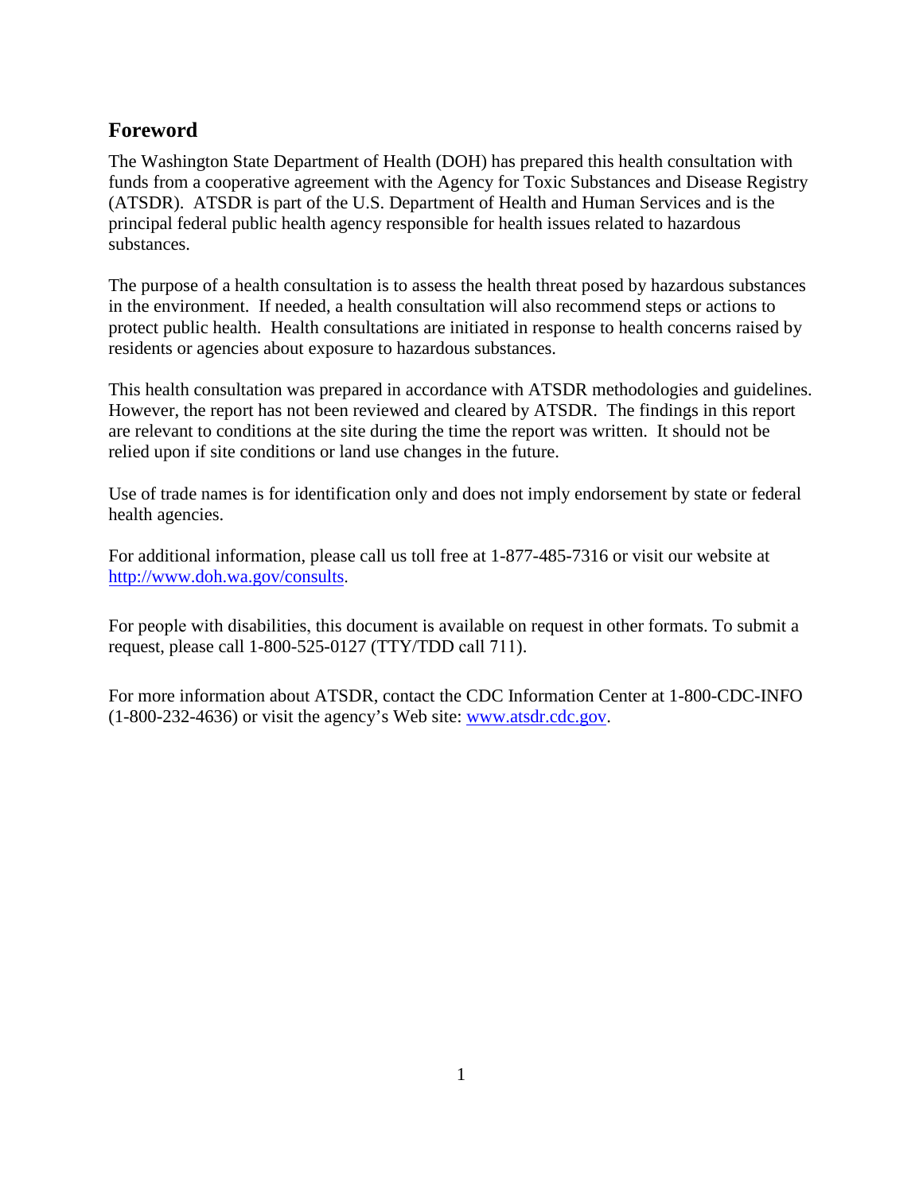## Foreword

The Washington State Department of Health (DOH) has prepared this health consultation with funds from a cooperative agreement with the Agency for Toxic Substances and Disease Registry (ATSDR). ATSDR is part of the U.S. Department of Health and Human Services and is the principal federal public health agency responsible for health issues related to hazardous substances.

The purpose of a health consultation is to assess the health threat posed by hazardous substances in the environment. If needed, a health consultation will also recommend steps or actions to protect public health. Health consultations are initiated in response to health concerns raised by residents or agencies about exposure to hazardous substances.

This health consultation was prepared in accordance with ATSDR methodologies and guidelines. However, the report has not been reviewed and cleared by ATSDR. The findings in this report are relevant to conditions at the site during the time the report was written. It should not be relied upon if site conditions or land use changes in the future.

Use of trade names is for identification only and does not imply endorsement by state or federal health agencies.

For additional information, please call us toll free at 1-877-485-7316 or visit our website at [http://www.doh.wa.gov/consults](http://www.doh.wa.gov/consults).

For people with disabilities, this document is available on request in other formats. To submit a request, please call 1-800-525-0127 (TTY/TDD call 711).

For more information about ATSDR, contact the CDC Information Center at 1-800-CDC-INFO (1-800-232-4636) or visit the agency's Web site: [www.atsdr.cdc.gov](http://www.atsdr.cdc.gov).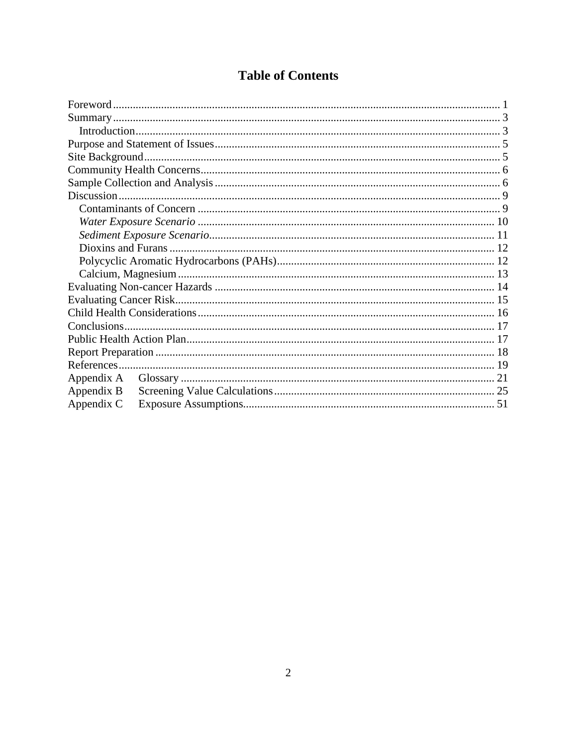# Table of Contents

Foreword ........................................................................................................................ 1
Summary ........................................................................................................................ 3
  Introduction ............................................................................................................... 3
Purpose and Statement of Issues ................................................................................... 5
Site Background .............................................................................................................. 5
Community Health Concerns .......................................................................................... 6
Sample Collection and Analysis ...................................................................................... 6
Discussion ....................................................................................................................... 9
  Contaminants of Concern ............................................................................................ 9
  *Water Exposure Scenario* ........................................................................................ 10
  *Sediment Exposure Scenario* ................................................................................... 11
  Dioxins and Furans .................................................................................................... 12
  Polycyclic Aromatic Hydrocarbons (PAHs) ............................................................... 12
  Calcium, Magnesium .................................................................................................. 13
Evaluating Non-cancer Hazards ..................................................................................... 14
Evaluating Cancer Risk .................................................................................................. 15
Child Health Considerations .......................................................................................... 16
Conclusions ................................................................................................................... 17
Public Health Action Plan .............................................................................................. 17
Report Preparation ........................................................................................................ 18
References ..................................................................................................................... 19
Appendix A   Glossary ................................................................................................... 21
Appendix B   Screening Value Calculations ................................................................... 25
Appendix C   Exposure Assumptions ............................................................................. 51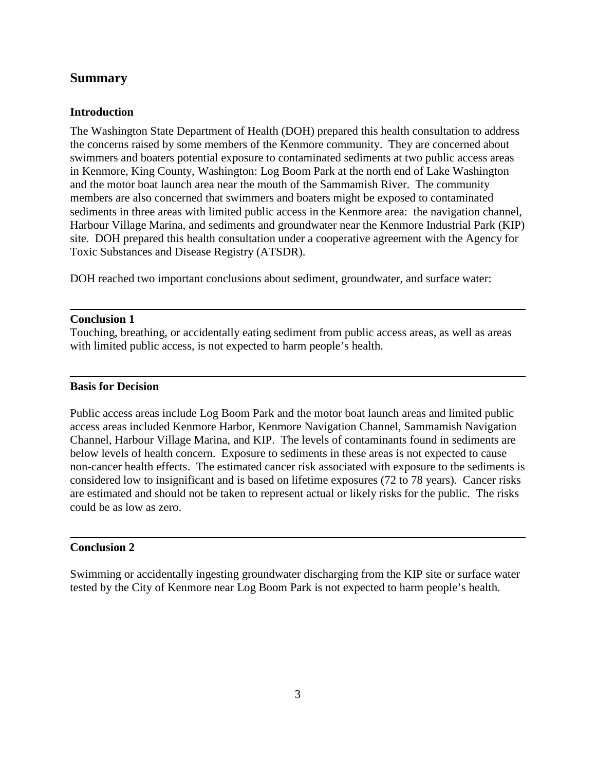## Summary

### Introduction

The Washington State Department of Health (DOH) prepared this health consultation to address the concerns raised by some members of the Kenmore community. They are concerned about swimmers and boaters potential exposure to contaminated sediments at two public access areas in Kenmore, King County, Washington: Log Boom Park at the north end of Lake Washington and the motor boat launch area near the mouth of the Sammamish River. The community members are also concerned that swimmers and boaters might be exposed to contaminated sediments in three areas with limited public access in the Kenmore area: the navigation channel, Harbour Village Marina, and sediments and groundwater near the Kenmore Industrial Park (KIP) site. DOH prepared this health consultation under a cooperative agreement with the Agency for Toxic Substances and Disease Registry (ATSDR).

DOH reached two important conclusions about sediment, groundwater, and surface water:

---

**Conclusion 1**

Touching, breathing, or accidentally eating sediment from public access areas, as well as areas with limited public access, is not expected to harm people's health.

---

**Basis for Decision**

Public access areas include Log Boom Park and the motor boat launch areas and limited public access areas included Kenmore Harbor, Kenmore Navigation Channel, Sammamish Navigation Channel, Harbour Village Marina, and KIP. The levels of contaminants found in sediments are below levels of health concern. Exposure to sediments in these areas is not expected to cause non-cancer health effects. The estimated cancer risk associated with exposure to the sediments is considered low to insignificant and is based on lifetime exposures (72 to 78 years). Cancer risks are estimated and should not be taken to represent actual or likely risks for the public. The risks could be as low as zero.

---

**Conclusion 2**

Swimming or accidentally ingesting groundwater discharging from the KIP site or surface water tested by the City of Kenmore near Log Boom Park is not expected to harm people's health.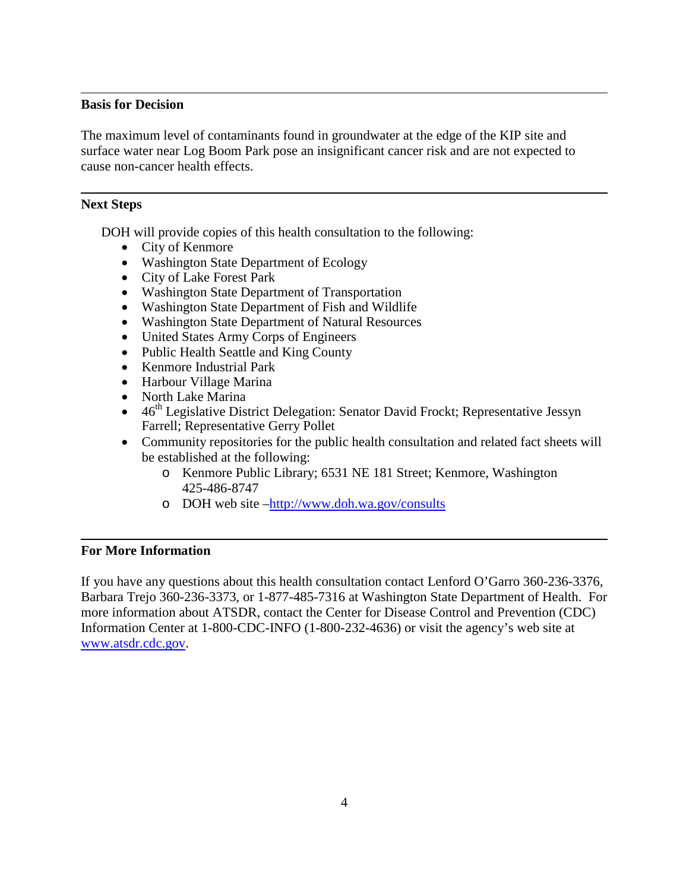## Basis for Decision

The maximum level of contaminants found in groundwater at the edge of the KIP site and surface water near Log Boom Park pose an insignificant cancer risk and are not expected to cause non-cancer health effects.

## Next Steps

DOH will provide copies of this health consultation to the following:

- City of Kenmore
- Washington State Department of Ecology
- City of Lake Forest Park
- Washington State Department of Transportation
- Washington State Department of Fish and Wildlife
- Washington State Department of Natural Resources
- United States Army Corps of Engineers
- Public Health Seattle and King County
- Kenmore Industrial Park
- Harbour Village Marina
- North Lake Marina
- 46th Legislative District Delegation: Senator David Frockt; Representative Jessyn Farrell; Representative Gerry Pollet
- Community repositories for the public health consultation and related fact sheets will be established at the following:
  - Kenmore Public Library; 6531 NE 181 Street; Kenmore, Washington 425-486-8747
  - DOH web site –http://www.doh.wa.gov/consults

## For More Information

If you have any questions about this health consultation contact Lenford O'Garro 360-236-3376, Barbara Trejo 360-236-3373, or 1-877-485-7316 at Washington State Department of Health. For more information about ATSDR, contact the Center for Disease Control and Prevention (CDC) Information Center at 1-800-CDC-INFO (1-800-232-4636) or visit the agency's web site at www.atsdr.cdc.gov.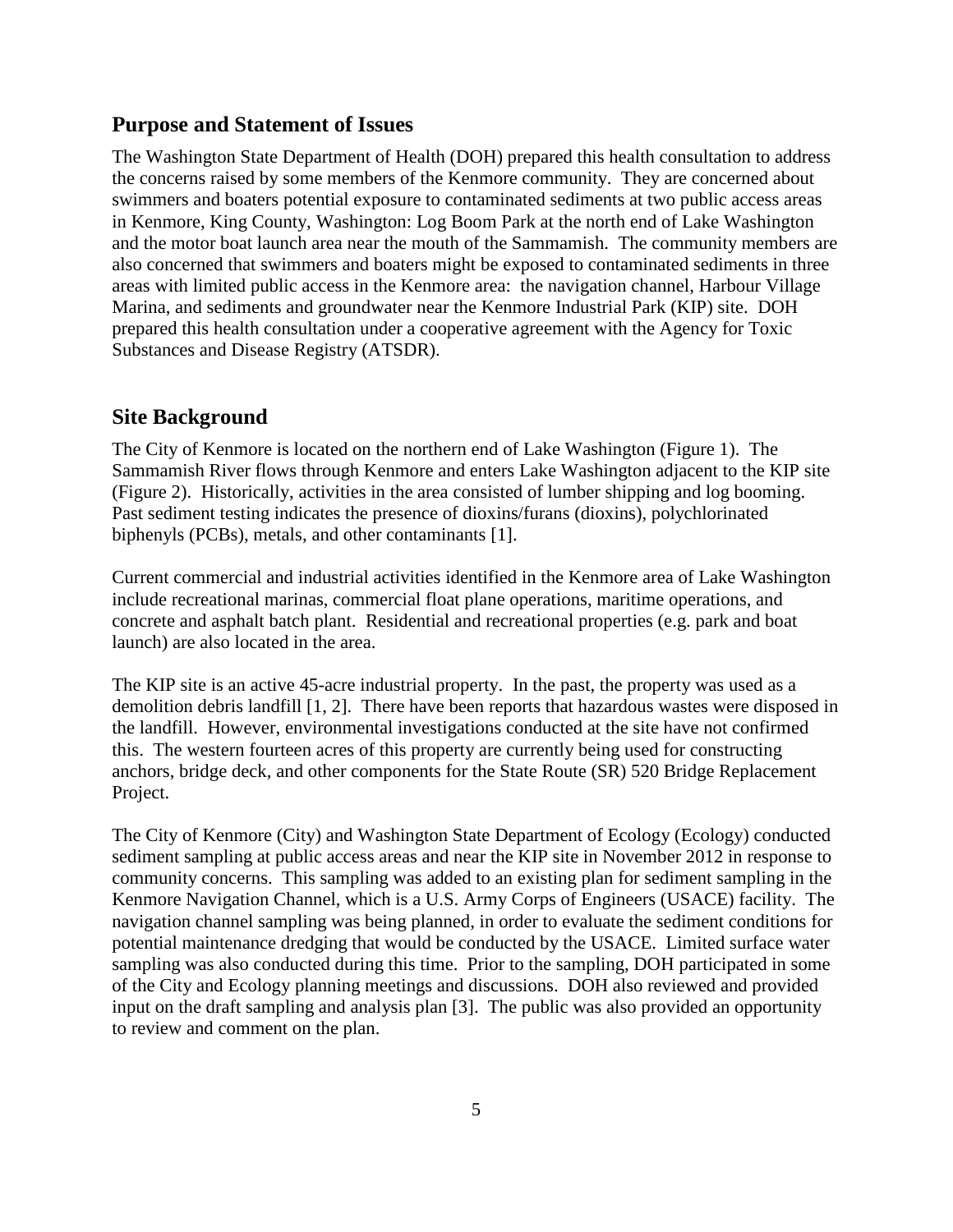## Purpose and Statement of Issues

The Washington State Department of Health (DOH) prepared this health consultation to address the concerns raised by some members of the Kenmore community. They are concerned about swimmers and boaters potential exposure to contaminated sediments at two public access areas in Kenmore, King County, Washington: Log Boom Park at the north end of Lake Washington and the motor boat launch area near the mouth of the Sammamish. The community members are also concerned that swimmers and boaters might be exposed to contaminated sediments in three areas with limited public access in the Kenmore area: the navigation channel, Harbour Village Marina, and sediments and groundwater near the Kenmore Industrial Park (KIP) site. DOH prepared this health consultation under a cooperative agreement with the Agency for Toxic Substances and Disease Registry (ATSDR).

## Site Background

The City of Kenmore is located on the northern end of Lake Washington (Figure 1). The Sammamish River flows through Kenmore and enters Lake Washington adjacent to the KIP site (Figure 2). Historically, activities in the area consisted of lumber shipping and log booming. Past sediment testing indicates the presence of dioxins/furans (dioxins), polychlorinated biphenyls (PCBs), metals, and other contaminants [1].

Current commercial and industrial activities identified in the Kenmore area of Lake Washington include recreational marinas, commercial float plane operations, maritime operations, and concrete and asphalt batch plant. Residential and recreational properties (e.g. park and boat launch) are also located in the area.

The KIP site is an active 45-acre industrial property. In the past, the property was used as a demolition debris landfill [1, 2]. There have been reports that hazardous wastes were disposed in the landfill. However, environmental investigations conducted at the site have not confirmed this. The western fourteen acres of this property are currently being used for constructing anchors, bridge deck, and other components for the State Route (SR) 520 Bridge Replacement Project.

The City of Kenmore (City) and Washington State Department of Ecology (Ecology) conducted sediment sampling at public access areas and near the KIP site in November 2012 in response to community concerns. This sampling was added to an existing plan for sediment sampling in the Kenmore Navigation Channel, which is a U.S. Army Corps of Engineers (USACE) facility. The navigation channel sampling was being planned, in order to evaluate the sediment conditions for potential maintenance dredging that would be conducted by the USACE. Limited surface water sampling was also conducted during this time. Prior to the sampling, DOH participated in some of the City and Ecology planning meetings and discussions. DOH also reviewed and provided input on the draft sampling and analysis plan [3]. The public was also provided an opportunity to review and comment on the plan.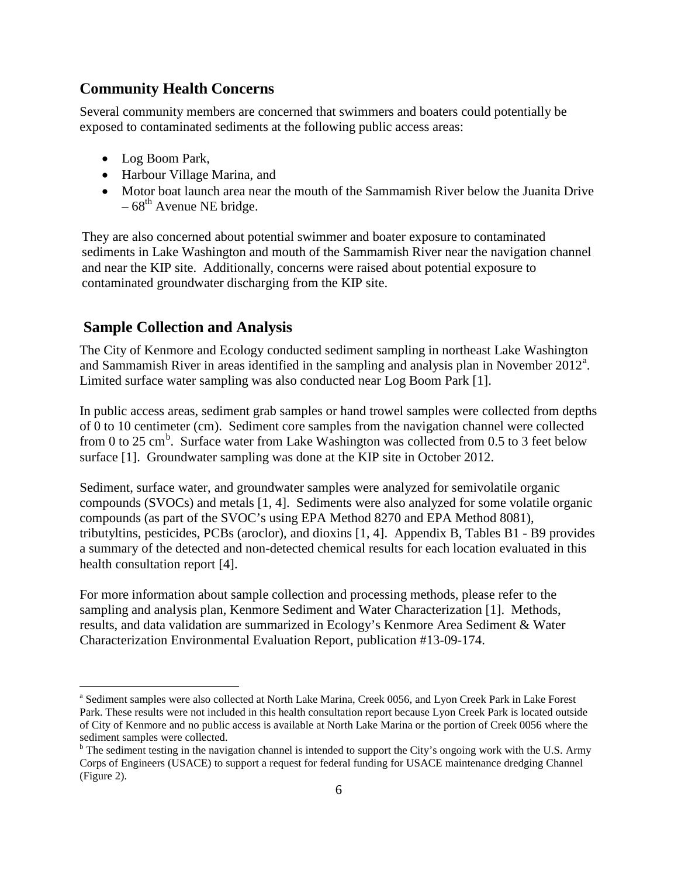## Community Health Concerns

Several community members are concerned that swimmers and boaters could potentially be exposed to contaminated sediments at the following public access areas:

- Log Boom Park,
- Harbour Village Marina, and
- Motor boat launch area near the mouth of the Sammamish River below the Juanita Drive – 68th Avenue NE bridge.

They are also concerned about potential swimmer and boater exposure to contaminated sediments in Lake Washington and mouth of the Sammamish River near the navigation channel and near the KIP site. Additionally, concerns were raised about potential exposure to contaminated groundwater discharging from the KIP site.

## Sample Collection and Analysis

The City of Kenmore and Ecology conducted sediment sampling in northeast Lake Washington and Sammamish River in areas identified in the sampling and analysis plan in November 2012[a]. Limited surface water sampling was also conducted near Log Boom Park [1].

In public access areas, sediment grab samples or hand trowel samples were collected from depths of 0 to 10 centimeter (cm). Sediment core samples from the navigation channel were collected from 0 to 25 cm[b]. Surface water from Lake Washington was collected from 0.5 to 3 feet below surface [1]. Groundwater sampling was done at the KIP site in October 2012.

Sediment, surface water, and groundwater samples were analyzed for semivolatile organic compounds (SVOCs) and metals [1, 4]. Sediments were also analyzed for some volatile organic compounds (as part of the SVOC's using EPA Method 8270 and EPA Method 8081), tributyltins, pesticides, PCBs (aroclor), and dioxins [1, 4]. Appendix B, Tables B1 - B9 provides a summary of the detected and non-detected chemical results for each location evaluated in this health consultation report [4].

For more information about sample collection and processing methods, please refer to the sampling and analysis plan, Kenmore Sediment and Water Characterization [1]. Methods, results, and data validation are summarized in Ecology's Kenmore Area Sediment & Water Characterization Environmental Evaluation Report, publication #13-09-174.

---

[a] Sediment samples were also collected at North Lake Marina, Creek 0056, and Lyon Creek Park in Lake Forest Park. These results were not included in this health consultation report because Lyon Creek Park is located outside of City of Kenmore and no public access is available at North Lake Marina or the portion of Creek 0056 where the sediment samples were collected.

[b] The sediment testing in the navigation channel is intended to support the City's ongoing work with the U.S. Army Corps of Engineers (USACE) to support a request for federal funding for USACE maintenance dredging Channel (Figure 2).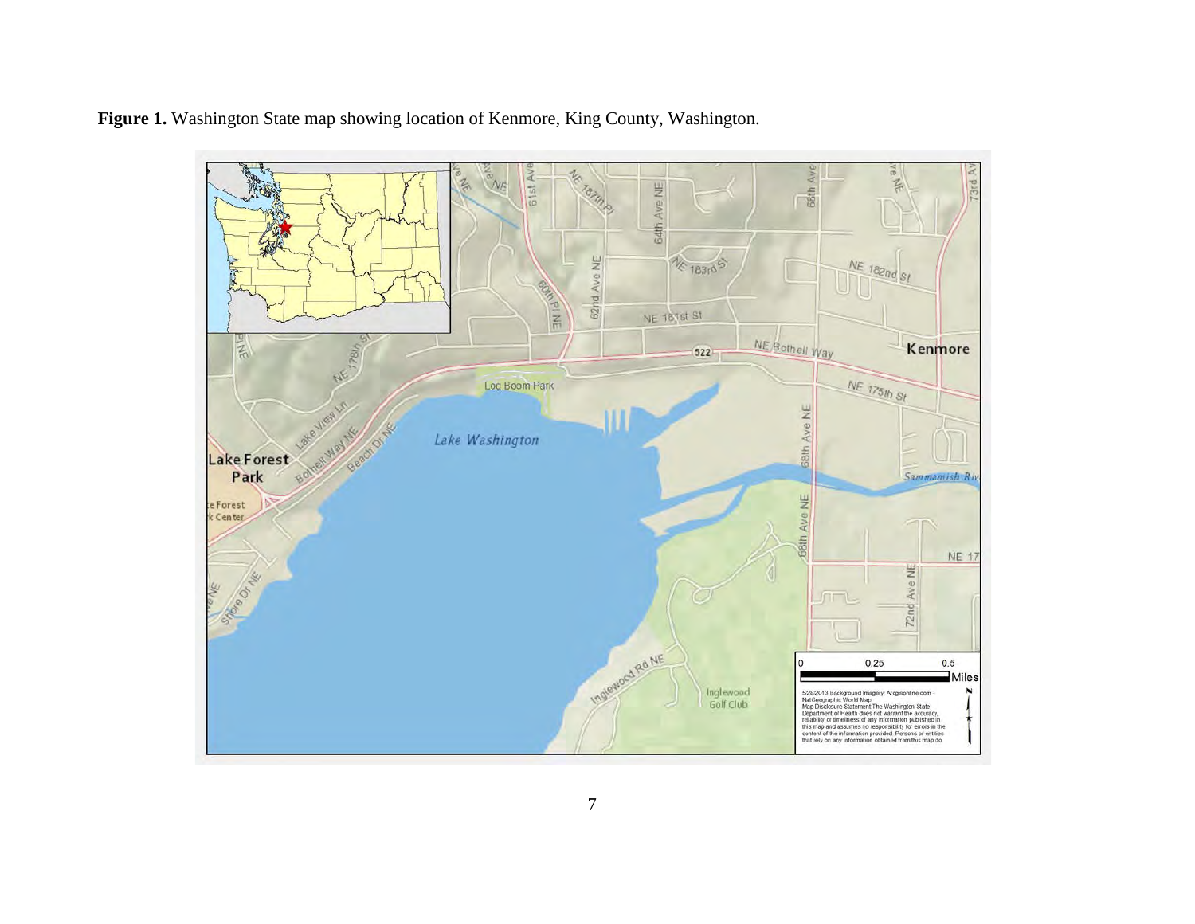**Figure 1.** Washington State map showing location of Kenmore, King County, Washington.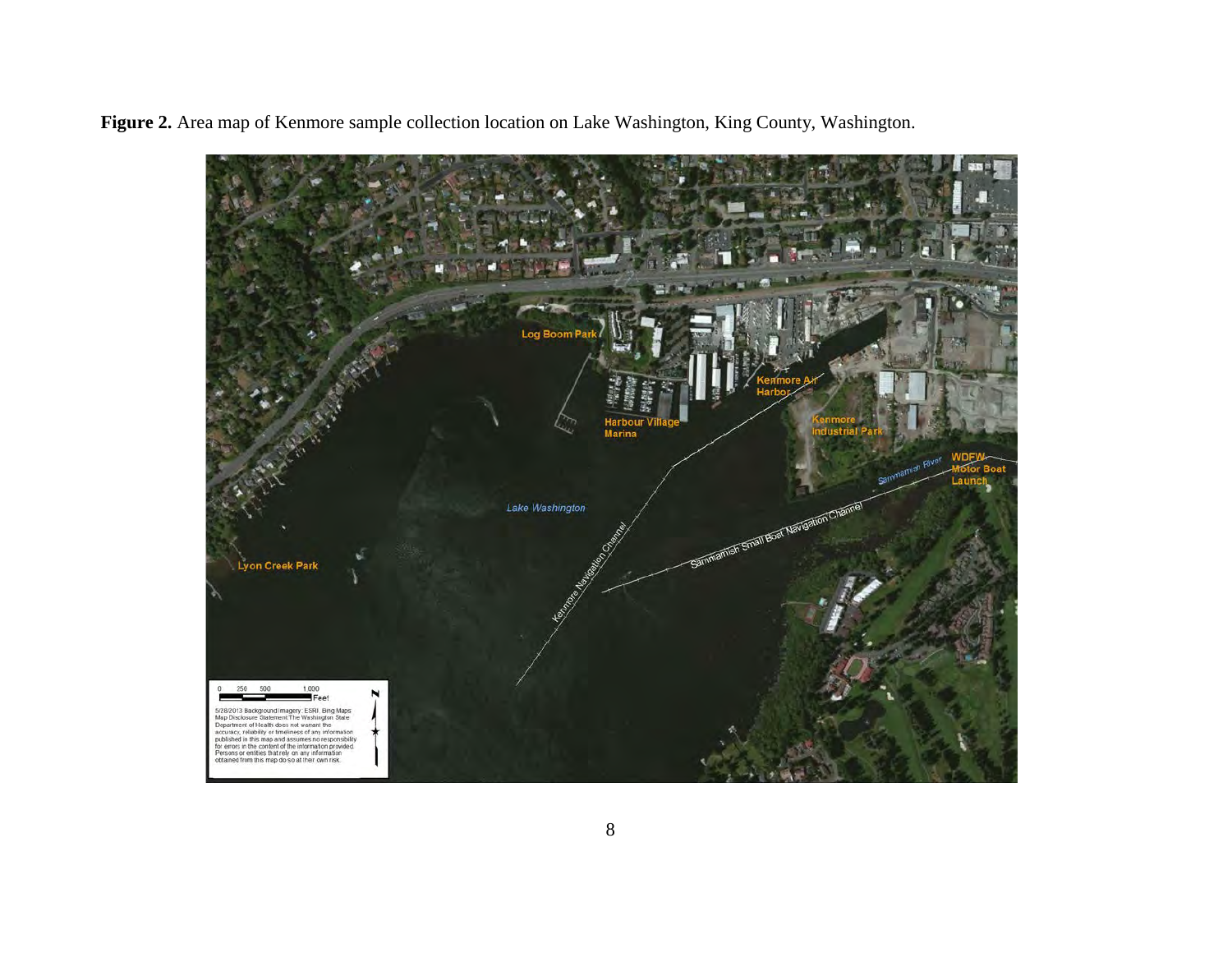**Figure 2.** Area map of Kenmore sample collection location on Lake Washington, King County, Washington.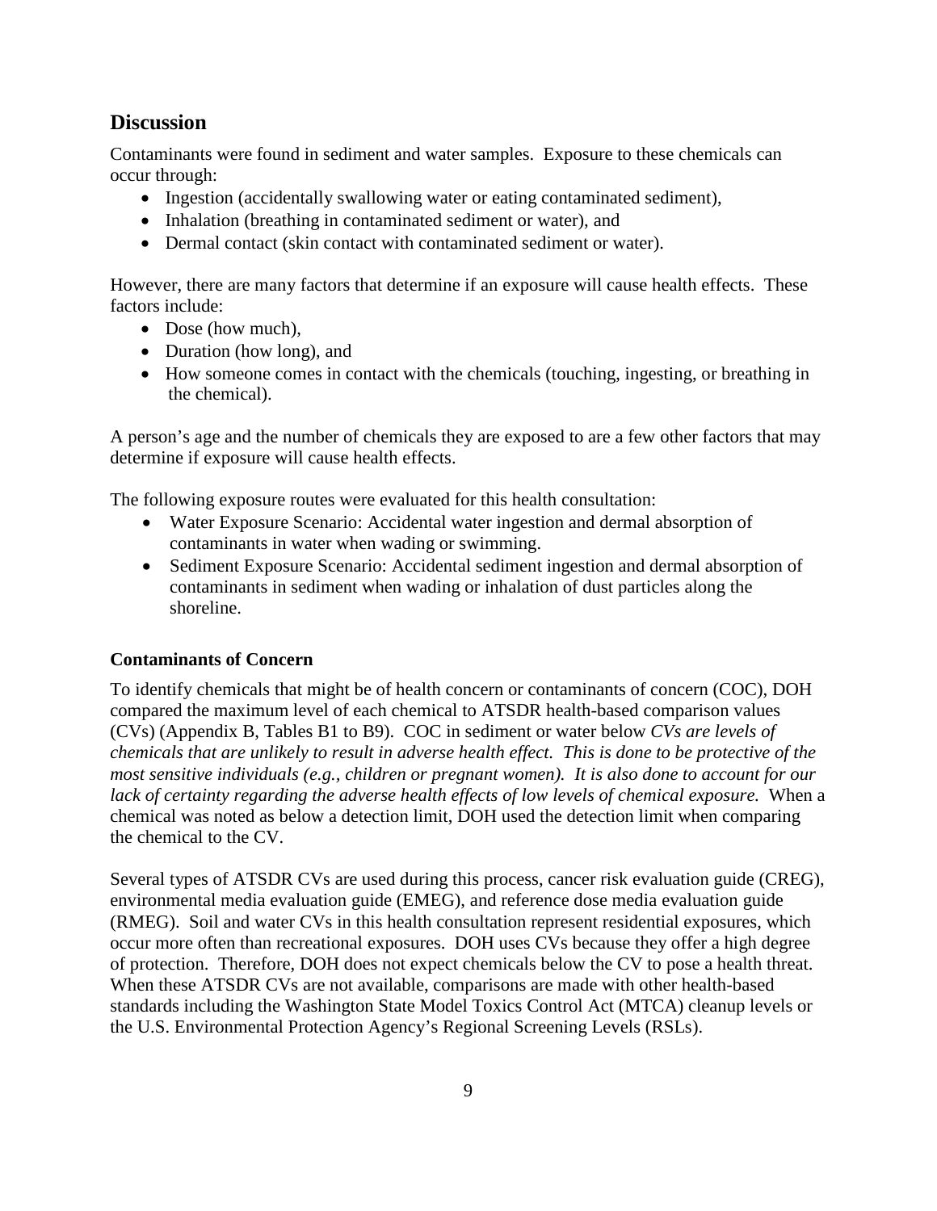## Discussion

Contaminants were found in sediment and water samples. Exposure to these chemicals can occur through:

- Ingestion (accidentally swallowing water or eating contaminated sediment),
- Inhalation (breathing in contaminated sediment or water), and
- Dermal contact (skin contact with contaminated sediment or water).

However, there are many factors that determine if an exposure will cause health effects. These factors include:

- Dose (how much),
- Duration (how long), and
- How someone comes in contact with the chemicals (touching, ingesting, or breathing in the chemical).

A person's age and the number of chemicals they are exposed to are a few other factors that may determine if exposure will cause health effects.

The following exposure routes were evaluated for this health consultation:

- Water Exposure Scenario: Accidental water ingestion and dermal absorption of contaminants in water when wading or swimming.
- Sediment Exposure Scenario: Accidental sediment ingestion and dermal absorption of contaminants in sediment when wading or inhalation of dust particles along the shoreline.

### Contaminants of Concern

To identify chemicals that might be of health concern or contaminants of concern (COC), DOH compared the maximum level of each chemical to ATSDR health-based comparison values (CVs) (Appendix B, Tables B1 to B9). COC in sediment or water below *CVs are levels of chemicals that are unlikely to result in adverse health effect. This is done to be protective of the most sensitive individuals (e.g., children or pregnant women). It is also done to account for our lack of certainty regarding the adverse health effects of low levels of chemical exposure.* When a chemical was noted as below a detection limit, DOH used the detection limit when comparing the chemical to the CV.

Several types of ATSDR CVs are used during this process, cancer risk evaluation guide (CREG), environmental media evaluation guide (EMEG), and reference dose media evaluation guide (RMEG). Soil and water CVs in this health consultation represent residential exposures, which occur more often than recreational exposures. DOH uses CVs because they offer a high degree of protection. Therefore, DOH does not expect chemicals below the CV to pose a health threat. When these ATSDR CVs are not available, comparisons are made with other health-based standards including the Washington State Model Toxics Control Act (MTCA) cleanup levels or the U.S. Environmental Protection Agency's Regional Screening Levels (RSLs).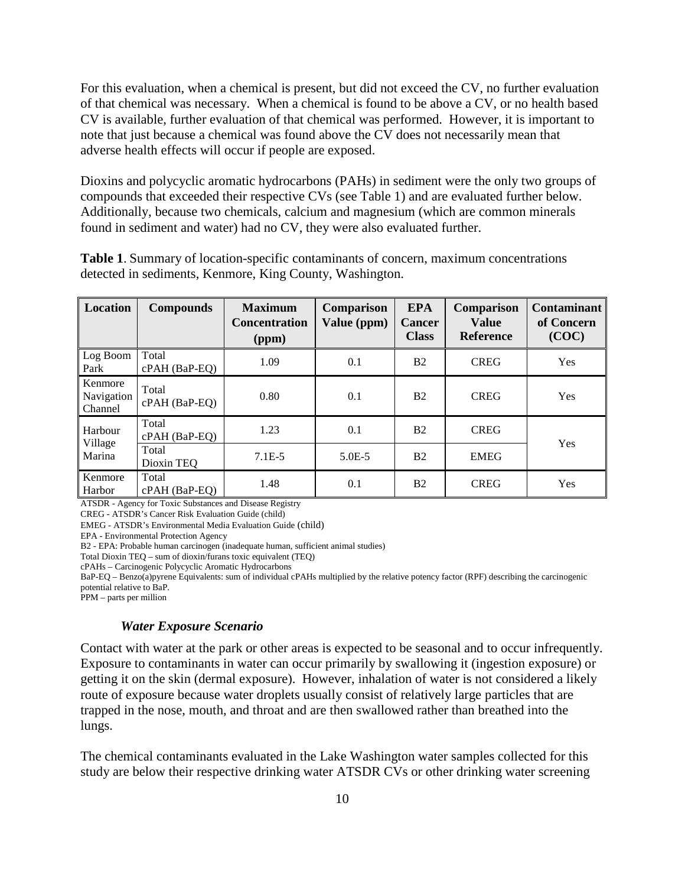For this evaluation, when a chemical is present, but did not exceed the CV, no further evaluation of that chemical was necessary. When a chemical is found to be above a CV, or no health based CV is available, further evaluation of that chemical was performed. However, it is important to note that just because a chemical was found above the CV does not necessarily mean that adverse health effects will occur if people are exposed.

Dioxins and polycyclic aromatic hydrocarbons (PAHs) in sediment were the only two groups of compounds that exceeded their respective CVs (see Table 1) and are evaluated further below. Additionally, because two chemicals, calcium and magnesium (which are common minerals found in sediment and water) had no CV, they were also evaluated further.

**Table 1**. Summary of location-specific contaminants of concern, maximum concentrations detected in sediments, Kenmore, King County, Washington.

| Location | Compounds | Maximum Concentration (ppm) | Comparison Value (ppm) | EPA Cancer Class | Comparison Value Reference | Contaminant of Concern (COC) |
|---|---|---|---|---|---|---|
| Log Boom Park | Total cPAH (BaP-EQ) | 1.09 | 0.1 | B2 | CREG | Yes |
| Kenmore Navigation Channel | Total cPAH (BaP-EQ) | 0.80 | 0.1 | B2 | CREG | Yes |
| Harbour Village Marina | Total cPAH (BaP-EQ) | 1.23 | 0.1 | B2 | CREG | Yes |
| | Total Dioxin TEQ | 7.1E-5 | 5.0E-5 | B2 | EMEG | |
| Kenmore Harbor | Total cPAH (BaP-EQ) | 1.48 | 0.1 | B2 | CREG | Yes |

ATSDR - Agency for Toxic Substances and Disease Registry
CREG - ATSDR's Cancer Risk Evaluation Guide (child)
EMEG - ATSDR's Environmental Media Evaluation Guide (child)
EPA - Environmental Protection Agency
B2 - EPA: Probable human carcinogen (inadequate human, sufficient animal studies)
Total Dioxin TEQ – sum of dioxin/furans toxic equivalent (TEQ)
cPAHs – Carcinogenic Polycyclic Aromatic Hydrocarbons
BaP-EQ – Benzo(a)pyrene Equivalents: sum of individual cPAHs multiplied by the relative potency factor (RPF) describing the carcinogenic potential relative to BaP.
PPM – parts per million

### *Water Exposure Scenario*

Contact with water at the park or other areas is expected to be seasonal and to occur infrequently. Exposure to contaminants in water can occur primarily by swallowing it (ingestion exposure) or getting it on the skin (dermal exposure). However, inhalation of water is not considered a likely route of exposure because water droplets usually consist of relatively large particles that are trapped in the nose, mouth, and throat and are then swallowed rather than breathed into the lungs.

The chemical contaminants evaluated in the Lake Washington water samples collected for this study are below their respective drinking water ATSDR CVs or other drinking water screening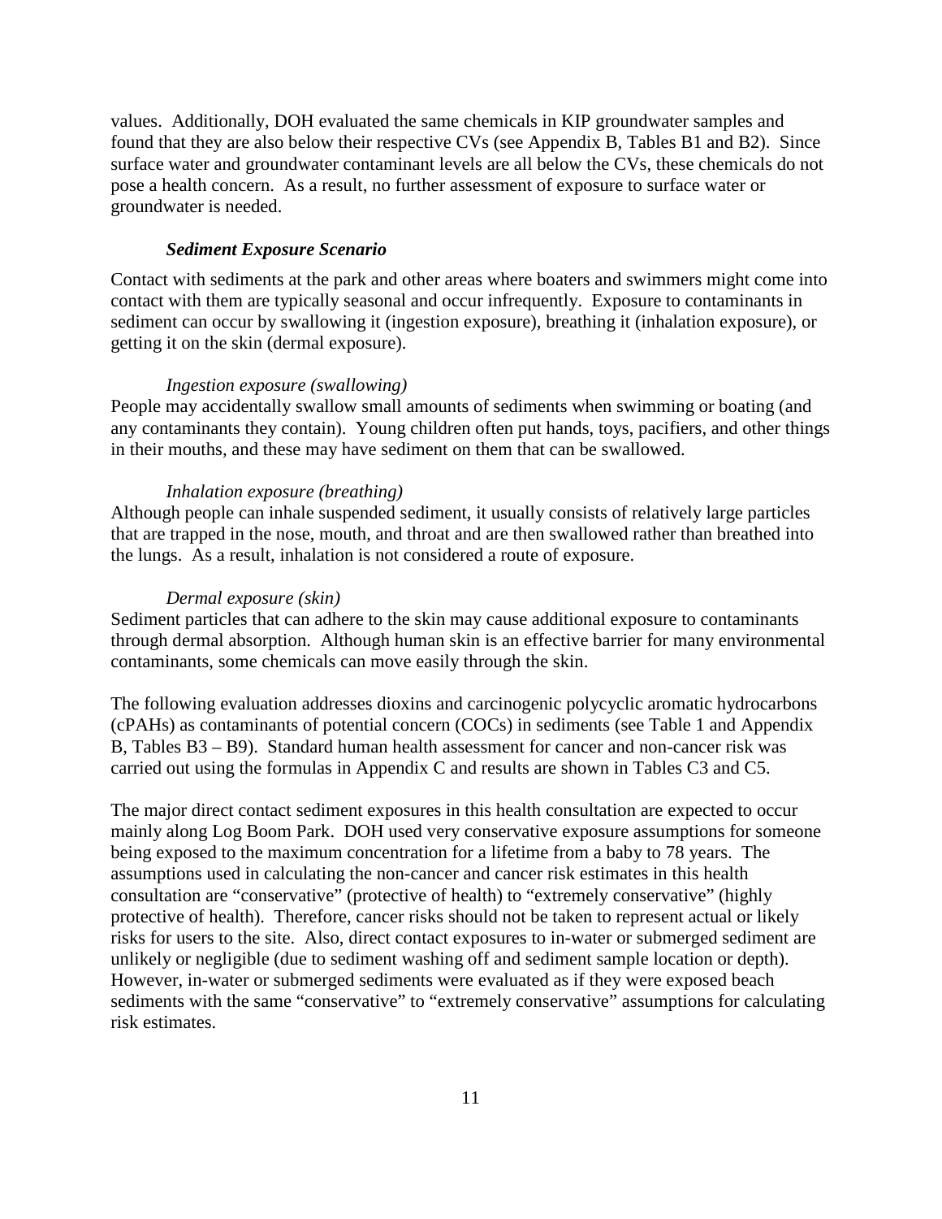values. Additionally, DOH evaluated the same chemicals in KIP groundwater samples and found that they are also below their respective CVs (see Appendix B, Tables B1 and B2). Since surface water and groundwater contaminant levels are all below the CVs, these chemicals do not pose a health concern. As a result, no further assessment of exposure to surface water or groundwater is needed.

***Sediment Exposure Scenario***

Contact with sediments at the park and other areas where boaters and swimmers might come into contact with them are typically seasonal and occur infrequently. Exposure to contaminants in sediment can occur by swallowing it (ingestion exposure), breathing it (inhalation exposure), or getting it on the skin (dermal exposure).

*Ingestion exposure (swallowing)*

People may accidentally swallow small amounts of sediments when swimming or boating (and any contaminants they contain). Young children often put hands, toys, pacifiers, and other things in their mouths, and these may have sediment on them that can be swallowed.

*Inhalation exposure (breathing)*

Although people can inhale suspended sediment, it usually consists of relatively large particles that are trapped in the nose, mouth, and throat and are then swallowed rather than breathed into the lungs. As a result, inhalation is not considered a route of exposure.

*Dermal exposure (skin)*

Sediment particles that can adhere to the skin may cause additional exposure to contaminants through dermal absorption. Although human skin is an effective barrier for many environmental contaminants, some chemicals can move easily through the skin.

The following evaluation addresses dioxins and carcinogenic polycyclic aromatic hydrocarbons (cPAHs) as contaminants of potential concern (COCs) in sediments (see Table 1 and Appendix B, Tables B3 – B9). Standard human health assessment for cancer and non-cancer risk was carried out using the formulas in Appendix C and results are shown in Tables C3 and C5.

The major direct contact sediment exposures in this health consultation are expected to occur mainly along Log Boom Park. DOH used very conservative exposure assumptions for someone being exposed to the maximum concentration for a lifetime from a baby to 78 years. The assumptions used in calculating the non-cancer and cancer risk estimates in this health consultation are "conservative" (protective of health) to "extremely conservative" (highly protective of health). Therefore, cancer risks should not be taken to represent actual or likely risks for users to the site. Also, direct contact exposures to in-water or submerged sediment are unlikely or negligible (due to sediment washing off and sediment sample location or depth). However, in-water or submerged sediments were evaluated as if they were exposed beach sediments with the same "conservative" to "extremely conservative" assumptions for calculating risk estimates.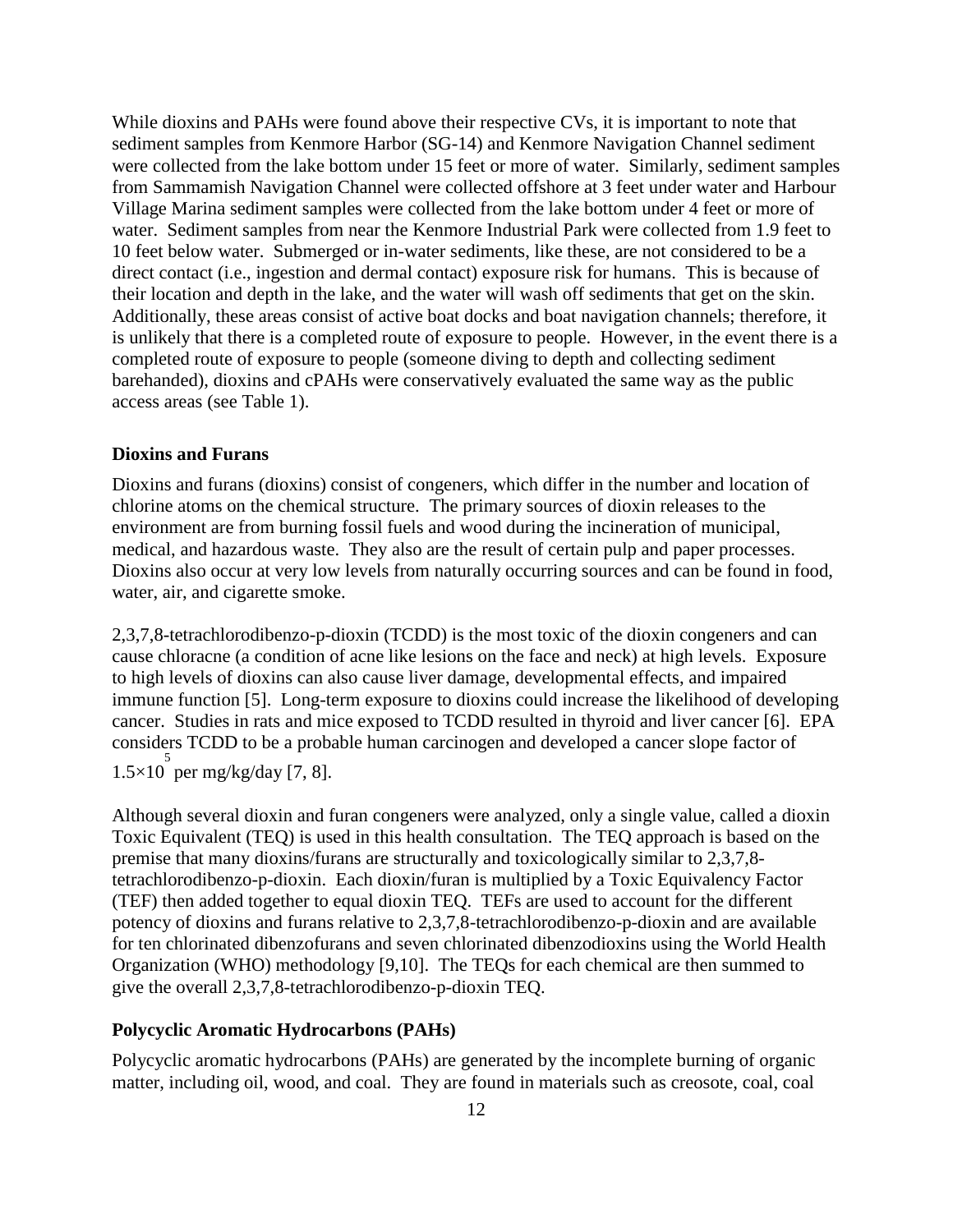While dioxins and PAHs were found above their respective CVs, it is important to note that sediment samples from Kenmore Harbor (SG-14) and Kenmore Navigation Channel sediment were collected from the lake bottom under 15 feet or more of water. Similarly, sediment samples from Sammamish Navigation Channel were collected offshore at 3 feet under water and Harbour Village Marina sediment samples were collected from the lake bottom under 4 feet or more of water. Sediment samples from near the Kenmore Industrial Park were collected from 1.9 feet to 10 feet below water. Submerged or in-water sediments, like these, are not considered to be a direct contact (i.e., ingestion and dermal contact) exposure risk for humans. This is because of their location and depth in the lake, and the water will wash off sediments that get on the skin. Additionally, these areas consist of active boat docks and boat navigation channels; therefore, it is unlikely that there is a completed route of exposure to people. However, in the event there is a completed route of exposure to people (someone diving to depth and collecting sediment barehanded), dioxins and cPAHs were conservatively evaluated the same way as the public access areas (see Table 1).

**Dioxins and Furans**

Dioxins and furans (dioxins) consist of congeners, which differ in the number and location of chlorine atoms on the chemical structure. The primary sources of dioxin releases to the environment are from burning fossil fuels and wood during the incineration of municipal, medical, and hazardous waste. They also are the result of certain pulp and paper processes. Dioxins also occur at very low levels from naturally occurring sources and can be found in food, water, air, and cigarette smoke.

2,3,7,8-tetrachlorodibenzo-p-dioxin (TCDD) is the most toxic of the dioxin congeners and can cause chloracne (a condition of acne like lesions on the face and neck) at high levels. Exposure to high levels of dioxins can also cause liver damage, developmental effects, and impaired immune function [5]. Long-term exposure to dioxins could increase the likelihood of developing cancer. Studies in rats and mice exposed to TCDD resulted in thyroid and liver cancer [6]. EPA considers TCDD to be a probable human carcinogen and developed a cancer slope factor of $1.5 \times 10^{5}$ per mg/kg/day [7, 8].

Although several dioxin and furan congeners were analyzed, only a single value, called a dioxin Toxic Equivalent (TEQ) is used in this health consultation. The TEQ approach is based on the premise that many dioxins/furans are structurally and toxicologically similar to 2,3,7,8-tetrachlorodibenzo-p-dioxin. Each dioxin/furan is multiplied by a Toxic Equivalency Factor (TEF) then added together to equal dioxin TEQ. TEFs are used to account for the different potency of dioxins and furans relative to 2,3,7,8-tetrachlorodibenzo-p-dioxin and are available for ten chlorinated dibenzofurans and seven chlorinated dibenzodioxins using the World Health Organization (WHO) methodology [9,10]. The TEQs for each chemical are then summed to give the overall 2,3,7,8-tetrachlorodibenzo-p-dioxin TEQ.

**Polycyclic Aromatic Hydrocarbons (PAHs)**

Polycyclic aromatic hydrocarbons (PAHs) are generated by the incomplete burning of organic matter, including oil, wood, and coal. They are found in materials such as creosote, coal, coal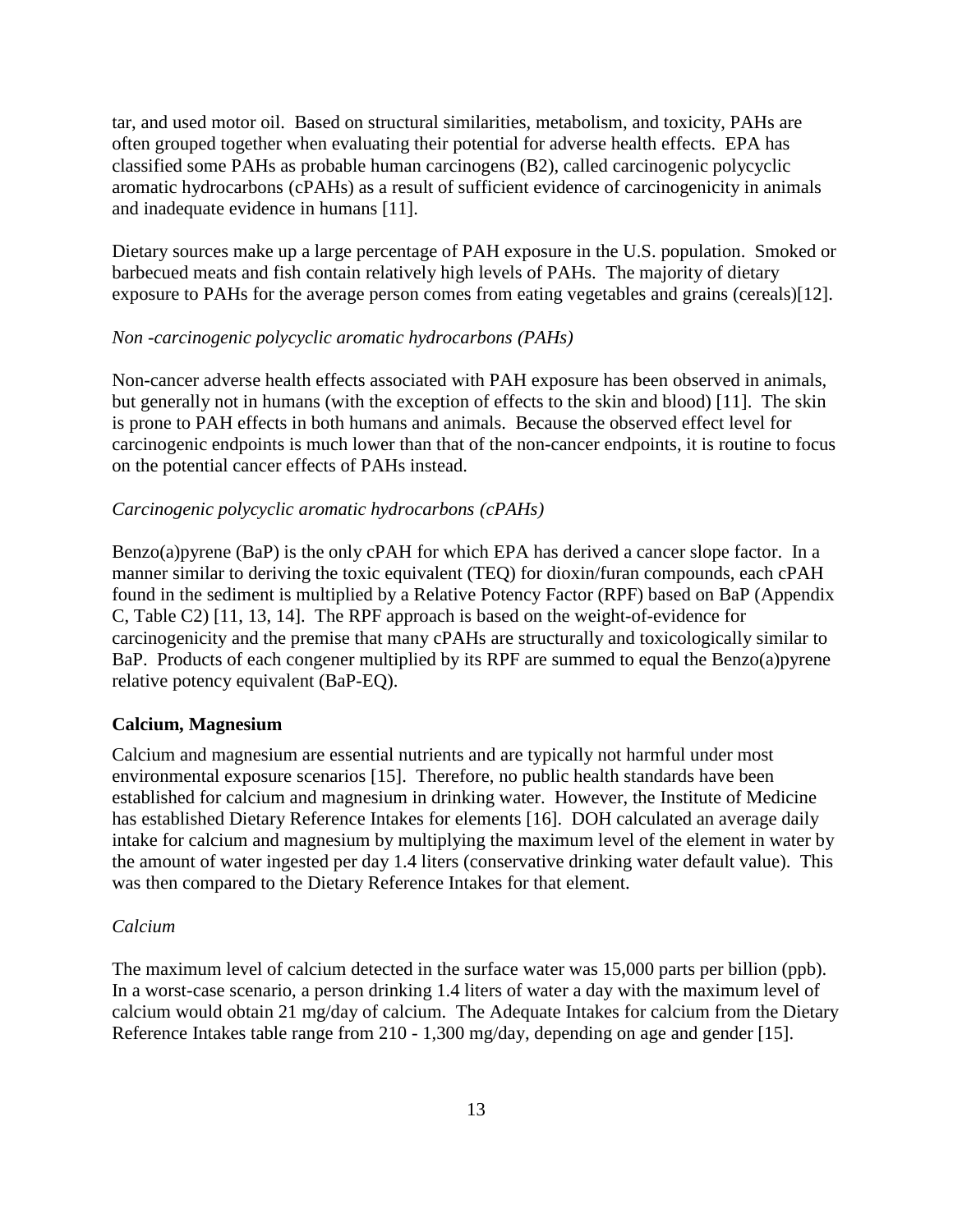tar, and used motor oil. Based on structural similarities, metabolism, and toxicity, PAHs are often grouped together when evaluating their potential for adverse health effects. EPA has classified some PAHs as probable human carcinogens (B2), called carcinogenic polycyclic aromatic hydrocarbons (cPAHs) as a result of sufficient evidence of carcinogenicity in animals and inadequate evidence in humans [11].

Dietary sources make up a large percentage of PAH exposure in the U.S. population. Smoked or barbecued meats and fish contain relatively high levels of PAHs. The majority of dietary exposure to PAHs for the average person comes from eating vegetables and grains (cereals)[12].

*Non -carcinogenic polycyclic aromatic hydrocarbons (PAHs)*

Non-cancer adverse health effects associated with PAH exposure has been observed in animals, but generally not in humans (with the exception of effects to the skin and blood) [11]. The skin is prone to PAH effects in both humans and animals. Because the observed effect level for carcinogenic endpoints is much lower than that of the non-cancer endpoints, it is routine to focus on the potential cancer effects of PAHs instead.

*Carcinogenic polycyclic aromatic hydrocarbons (cPAHs)*

Benzo(a)pyrene (BaP) is the only cPAH for which EPA has derived a cancer slope factor. In a manner similar to deriving the toxic equivalent (TEQ) for dioxin/furan compounds, each cPAH found in the sediment is multiplied by a Relative Potency Factor (RPF) based on BaP (Appendix C, Table C2) [11, 13, 14]. The RPF approach is based on the weight-of-evidence for carcinogenicity and the premise that many cPAHs are structurally and toxicologically similar to BaP. Products of each congener multiplied by its RPF are summed to equal the Benzo(a)pyrene relative potency equivalent (BaP-EQ).

**Calcium, Magnesium**

Calcium and magnesium are essential nutrients and are typically not harmful under most environmental exposure scenarios [15]. Therefore, no public health standards have been established for calcium and magnesium in drinking water. However, the Institute of Medicine has established Dietary Reference Intakes for elements [16]. DOH calculated an average daily intake for calcium and magnesium by multiplying the maximum level of the element in water by the amount of water ingested per day 1.4 liters (conservative drinking water default value). This was then compared to the Dietary Reference Intakes for that element.

*Calcium*

The maximum level of calcium detected in the surface water was 15,000 parts per billion (ppb). In a worst-case scenario, a person drinking 1.4 liters of water a day with the maximum level of calcium would obtain 21 mg/day of calcium. The Adequate Intakes for calcium from the Dietary Reference Intakes table range from 210 - 1,300 mg/day, depending on age and gender [15].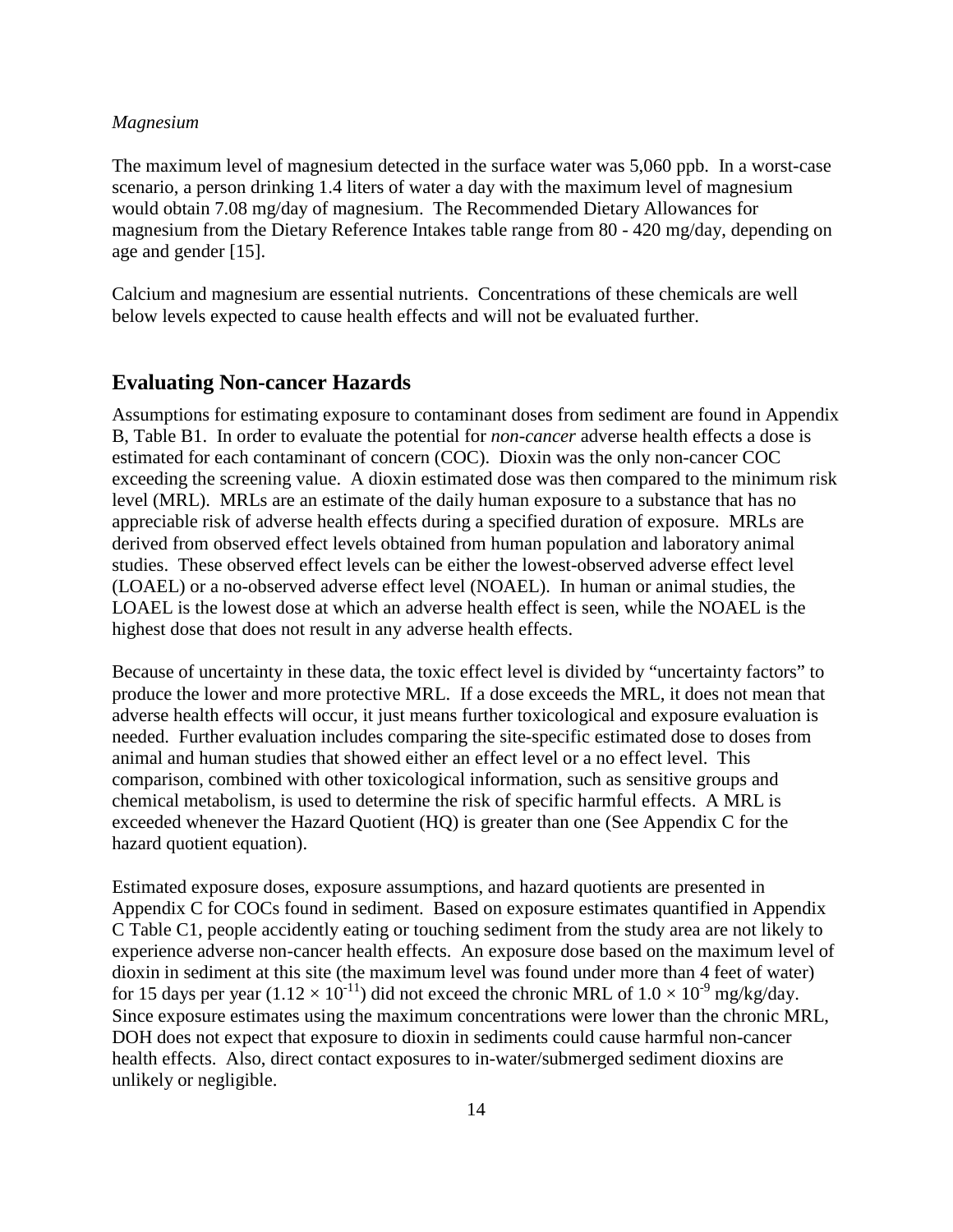*Magnesium*

The maximum level of magnesium detected in the surface water was 5,060 ppb. In a worst-case scenario, a person drinking 1.4 liters of water a day with the maximum level of magnesium would obtain 7.08 mg/day of magnesium. The Recommended Dietary Allowances for magnesium from the Dietary Reference Intakes table range from 80 - 420 mg/day, depending on age and gender [15].

Calcium and magnesium are essential nutrients. Concentrations of these chemicals are well below levels expected to cause health effects and will not be evaluated further.

## Evaluating Non-cancer Hazards

Assumptions for estimating exposure to contaminant doses from sediment are found in Appendix B, Table B1. In order to evaluate the potential for *non-cancer* adverse health effects a dose is estimated for each contaminant of concern (COC). Dioxin was the only non-cancer COC exceeding the screening value. A dioxin estimated dose was then compared to the minimum risk level (MRL). MRLs are an estimate of the daily human exposure to a substance that has no appreciable risk of adverse health effects during a specified duration of exposure. MRLs are derived from observed effect levels obtained from human population and laboratory animal studies. These observed effect levels can be either the lowest-observed adverse effect level (LOAEL) or a no-observed adverse effect level (NOAEL). In human or animal studies, the LOAEL is the lowest dose at which an adverse health effect is seen, while the NOAEL is the highest dose that does not result in any adverse health effects.

Because of uncertainty in these data, the toxic effect level is divided by "uncertainty factors" to produce the lower and more protective MRL. If a dose exceeds the MRL, it does not mean that adverse health effects will occur, it just means further toxicological and exposure evaluation is needed. Further evaluation includes comparing the site-specific estimated dose to doses from animal and human studies that showed either an effect level or a no effect level. This comparison, combined with other toxicological information, such as sensitive groups and chemical metabolism, is used to determine the risk of specific harmful effects. A MRL is exceeded whenever the Hazard Quotient (HQ) is greater than one (See Appendix C for the hazard quotient equation).

Estimated exposure doses, exposure assumptions, and hazard quotients are presented in Appendix C for COCs found in sediment. Based on exposure estimates quantified in Appendix C Table C1, people accidently eating or touching sediment from the study area are not likely to experience adverse non-cancer health effects. An exposure dose based on the maximum level of dioxin in sediment at this site (the maximum level was found under more than 4 feet of water) for 15 days per year ($1.12 \times 10^{-11}$) did not exceed the chronic MRL of $1.0 \times 10^{-9}$ mg/kg/day. Since exposure estimates using the maximum concentrations were lower than the chronic MRL, DOH does not expect that exposure to dioxin in sediments could cause harmful non-cancer health effects. Also, direct contact exposures to in-water/submerged sediment dioxins are unlikely or negligible.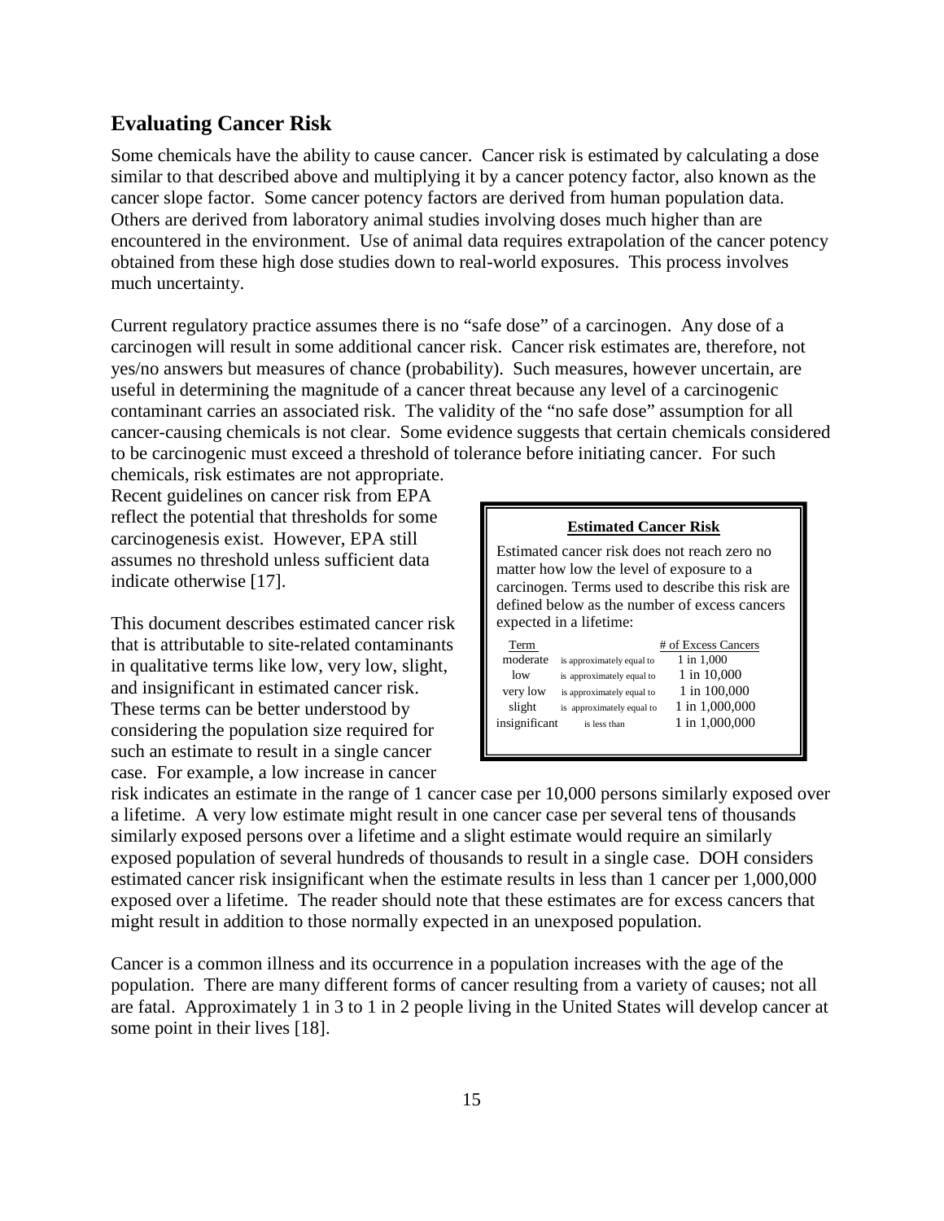## Evaluating Cancer Risk

Some chemicals have the ability to cause cancer. Cancer risk is estimated by calculating a dose similar to that described above and multiplying it by a cancer potency factor, also known as the cancer slope factor. Some cancer potency factors are derived from human population data. Others are derived from laboratory animal studies involving doses much higher than are encountered in the environment. Use of animal data requires extrapolation of the cancer potency obtained from these high dose studies down to real-world exposures. This process involves much uncertainty.

Current regulatory practice assumes there is no “safe dose” of a carcinogen. Any dose of a carcinogen will result in some additional cancer risk. Cancer risk estimates are, therefore, not yes/no answers but measures of chance (probability). Such measures, however uncertain, are useful in determining the magnitude of a cancer threat because any level of a carcinogenic contaminant carries an associated risk. The validity of the “no safe dose” assumption for all cancer-causing chemicals is not clear. Some evidence suggests that certain chemicals considered to be carcinogenic must exceed a threshold of tolerance before initiating cancer. For such chemicals, risk estimates are not appropriate. Recent guidelines on cancer risk from EPA reflect the potential that thresholds for some carcinogenesis exist. However, EPA still assumes no threshold unless sufficient data indicate otherwise [17].

**Estimated Cancer Risk**

Estimated cancer risk does not reach zero no matter how low the level of exposure to a carcinogen. Terms used to describe this risk are defined below as the number of excess cancers expected in a lifetime:

| Term | | # of Excess Cancers |
|---|---|---|
| moderate | is approximately equal to | 1 in 1,000 |
| low | is approximately equal to | 1 in 10,000 |
| very low | is approximately equal to | 1 in 100,000 |
| slight | is approximately equal to | 1 in 1,000,000 |
| insignificant | is less than | 1 in 1,000,000 |

This document describes estimated cancer risk that is attributable to site-related contaminants in qualitative terms like low, very low, slight, and insignificant in estimated cancer risk. These terms can be better understood by considering the population size required for such an estimate to result in a single cancer case. For example, a low increase in cancer risk indicates an estimate in the range of 1 cancer case per 10,000 persons similarly exposed over a lifetime. A very low estimate might result in one cancer case per several tens of thousands similarly exposed persons over a lifetime and a slight estimate would require an similarly exposed population of several hundreds of thousands to result in a single case. DOH considers estimated cancer risk insignificant when the estimate results in less than 1 cancer per 1,000,000 exposed over a lifetime. The reader should note that these estimates are for excess cancers that might result in addition to those normally expected in an unexposed population.

Cancer is a common illness and its occurrence in a population increases with the age of the population. There are many different forms of cancer resulting from a variety of causes; not all are fatal. Approximately 1 in 3 to 1 in 2 people living in the United States will develop cancer at some point in their lives [18].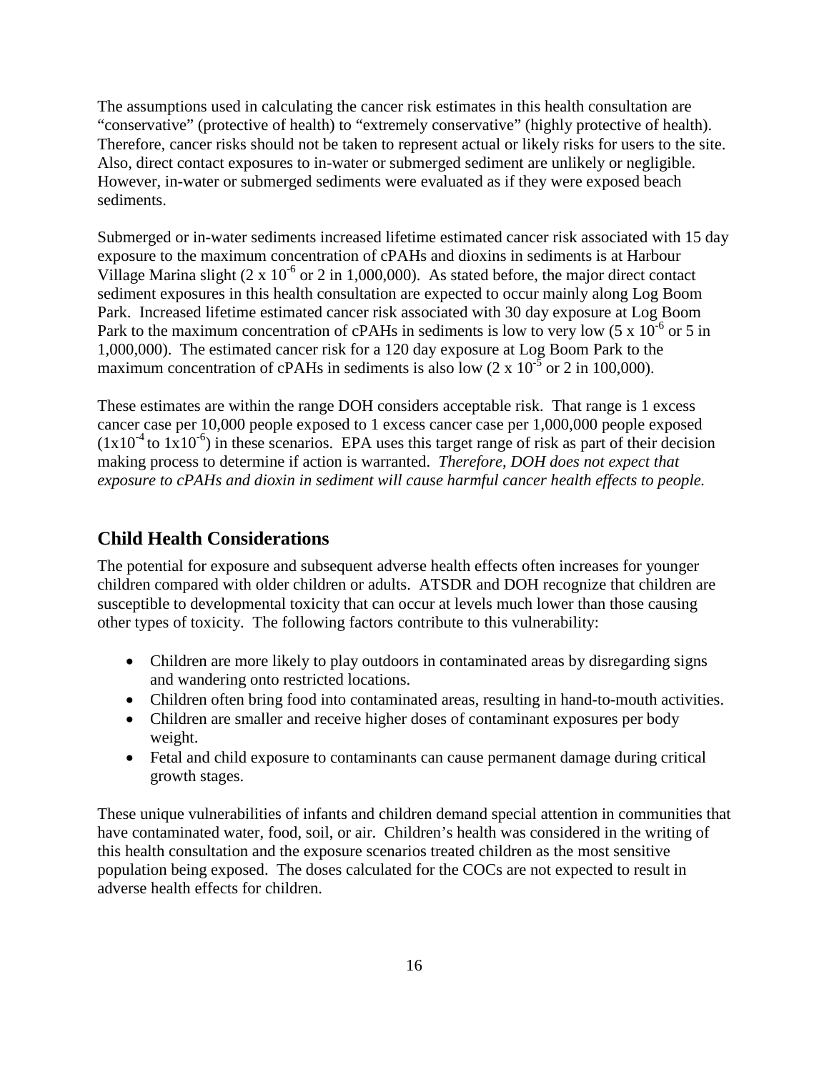The assumptions used in calculating the cancer risk estimates in this health consultation are "conservative" (protective of health) to "extremely conservative" (highly protective of health). Therefore, cancer risks should not be taken to represent actual or likely risks for users to the site. Also, direct contact exposures to in-water or submerged sediment are unlikely or negligible. However, in-water or submerged sediments were evaluated as if they were exposed beach sediments.

Submerged or in-water sediments increased lifetime estimated cancer risk associated with 15 day exposure to the maximum concentration of cPAHs and dioxins in sediments is at Harbour Village Marina slight ($2 \times 10^{-6}$ or 2 in 1,000,000). As stated before, the major direct contact sediment exposures in this health consultation are expected to occur mainly along Log Boom Park. Increased lifetime estimated cancer risk associated with 30 day exposure at Log Boom Park to the maximum concentration of cPAHs in sediments is low to very low ($5 \times 10^{-6}$ or 5 in 1,000,000). The estimated cancer risk for a 120 day exposure at Log Boom Park to the maximum concentration of cPAHs in sediments is also low ($2 \times 10^{-5}$ or 2 in 100,000).

These estimates are within the range DOH considers acceptable risk. That range is 1 excess cancer case per 10,000 people exposed to 1 excess cancer case per 1,000,000 people exposed ($1 \times 10^{-4}$ to $1 \times 10^{-6}$) in these scenarios. EPA uses this target range of risk as part of their decision making process to determine if action is warranted. *Therefore, DOH does not expect that exposure to cPAHs and dioxin in sediment will cause harmful cancer health effects to people.*

## Child Health Considerations

The potential for exposure and subsequent adverse health effects often increases for younger children compared with older children or adults. ATSDR and DOH recognize that children are susceptible to developmental toxicity that can occur at levels much lower than those causing other types of toxicity. The following factors contribute to this vulnerability:

- Children are more likely to play outdoors in contaminated areas by disregarding signs and wandering onto restricted locations.
- Children often bring food into contaminated areas, resulting in hand-to-mouth activities.
- Children are smaller and receive higher doses of contaminant exposures per body weight.
- Fetal and child exposure to contaminants can cause permanent damage during critical growth stages.

These unique vulnerabilities of infants and children demand special attention in communities that have contaminated water, food, soil, or air. Children's health was considered in the writing of this health consultation and the exposure scenarios treated children as the most sensitive population being exposed. The doses calculated for the COCs are not expected to result in adverse health effects for children.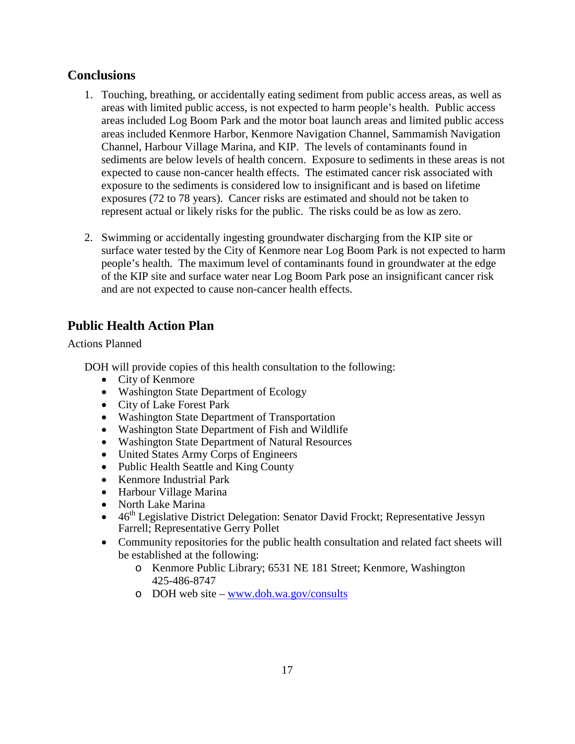## Conclusions

1. Touching, breathing, or accidentally eating sediment from public access areas, as well as areas with limited public access, is not expected to harm people's health. Public access areas included Log Boom Park and the motor boat launch areas and limited public access areas included Kenmore Harbor, Kenmore Navigation Channel, Sammamish Navigation Channel, Harbour Village Marina, and KIP. The levels of contaminants found in sediments are below levels of health concern. Exposure to sediments in these areas is not expected to cause non-cancer health effects. The estimated cancer risk associated with exposure to the sediments is considered low to insignificant and is based on lifetime exposures (72 to 78 years). Cancer risks are estimated and should not be taken to represent actual or likely risks for the public. The risks could be as low as zero.

2. Swimming or accidentally ingesting groundwater discharging from the KIP site or surface water tested by the City of Kenmore near Log Boom Park is not expected to harm people's health. The maximum level of contaminants found in groundwater at the edge of the KIP site and surface water near Log Boom Park pose an insignificant cancer risk and are not expected to cause non-cancer health effects.

## Public Health Action Plan

Actions Planned

DOH will provide copies of this health consultation to the following:

- City of Kenmore
- Washington State Department of Ecology
- City of Lake Forest Park
- Washington State Department of Transportation
- Washington State Department of Fish and Wildlife
- Washington State Department of Natural Resources
- United States Army Corps of Engineers
- Public Health Seattle and King County
- Kenmore Industrial Park
- Harbour Village Marina
- North Lake Marina
- 46th Legislative District Delegation: Senator David Frockt; Representative Jessyn Farrell; Representative Gerry Pollet
- Community repositories for the public health consultation and related fact sheets will be established at the following:
  - Kenmore Public Library; 6531 NE 181 Street; Kenmore, Washington 425-486-8747
  - DOH web site – www.doh.wa.gov/consults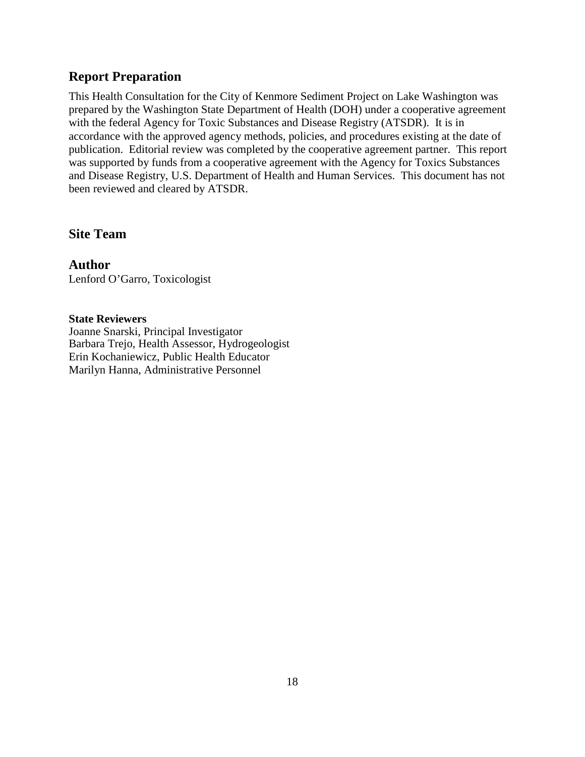## Report Preparation

This Health Consultation for the City of Kenmore Sediment Project on Lake Washington was prepared by the Washington State Department of Health (DOH) under a cooperative agreement with the federal Agency for Toxic Substances and Disease Registry (ATSDR). It is in accordance with the approved agency methods, policies, and procedures existing at the date of publication. Editorial review was completed by the cooperative agreement partner. This report was supported by funds from a cooperative agreement with the Agency for Toxics Substances and Disease Registry, U.S. Department of Health and Human Services. This document has not been reviewed and cleared by ATSDR.

## Site Team

## Author

Lenford O'Garro, Toxicologist

**State Reviewers**

Joanne Snarski, Principal Investigator
Barbara Trejo, Health Assessor, Hydrogeologist
Erin Kochaniewicz, Public Health Educator
Marilyn Hanna, Administrative Personnel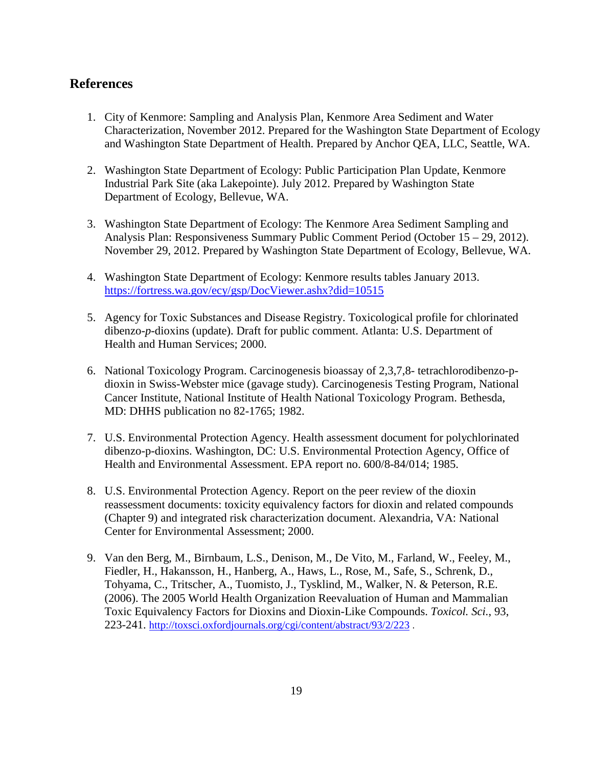## References

1. City of Kenmore: Sampling and Analysis Plan, Kenmore Area Sediment and Water Characterization, November 2012. Prepared for the Washington State Department of Ecology and Washington State Department of Health. Prepared by Anchor QEA, LLC, Seattle, WA.

2. Washington State Department of Ecology: Public Participation Plan Update, Kenmore Industrial Park Site (aka Lakepointe). July 2012. Prepared by Washington State Department of Ecology, Bellevue, WA.

3. Washington State Department of Ecology: The Kenmore Area Sediment Sampling and Analysis Plan: Responsiveness Summary Public Comment Period (October 15 – 29, 2012). November 29, 2012. Prepared by Washington State Department of Ecology, Bellevue, WA.

4. Washington State Department of Ecology: Kenmore results tables January 2013. https://fortress.wa.gov/ecy/gsp/DocViewer.ashx?did=10515

5. Agency for Toxic Substances and Disease Registry. Toxicological profile for chlorinated dibenzo-*p*-dioxins (update). Draft for public comment. Atlanta: U.S. Department of Health and Human Services; 2000.

6. National Toxicology Program. Carcinogenesis bioassay of 2,3,7,8- tetrachlorodibenzo-p-dioxin in Swiss-Webster mice (gavage study). Carcinogenesis Testing Program, National Cancer Institute, National Institute of Health National Toxicology Program. Bethesda, MD: DHHS publication no 82-1765; 1982.

7. U.S. Environmental Protection Agency. Health assessment document for polychlorinated dibenzo-p-dioxins. Washington, DC: U.S. Environmental Protection Agency, Office of Health and Environmental Assessment. EPA report no. 600/8-84/014; 1985.

8. U.S. Environmental Protection Agency. Report on the peer review of the dioxin reassessment documents: toxicity equivalency factors for dioxin and related compounds (Chapter 9) and integrated risk characterization document. Alexandria, VA: National Center for Environmental Assessment; 2000.

9. Van den Berg, M., Birnbaum, L.S., Denison, M., De Vito, M., Farland, W., Feeley, M., Fiedler, H., Hakansson, H., Hanberg, A., Haws, L., Rose, M., Safe, S., Schrenk, D., Tohyama, C., Tritscher, A., Tuomisto, J., Tysklind, M., Walker, N. & Peterson, R.E. (2006). The 2005 World Health Organization Reevaluation of Human and Mammalian Toxic Equivalency Factors for Dioxins and Dioxin-Like Compounds. *Toxicol. Sci.*, 93, 223-241. http://toxsci.oxfordjournals.org/cgi/content/abstract/93/2/223 .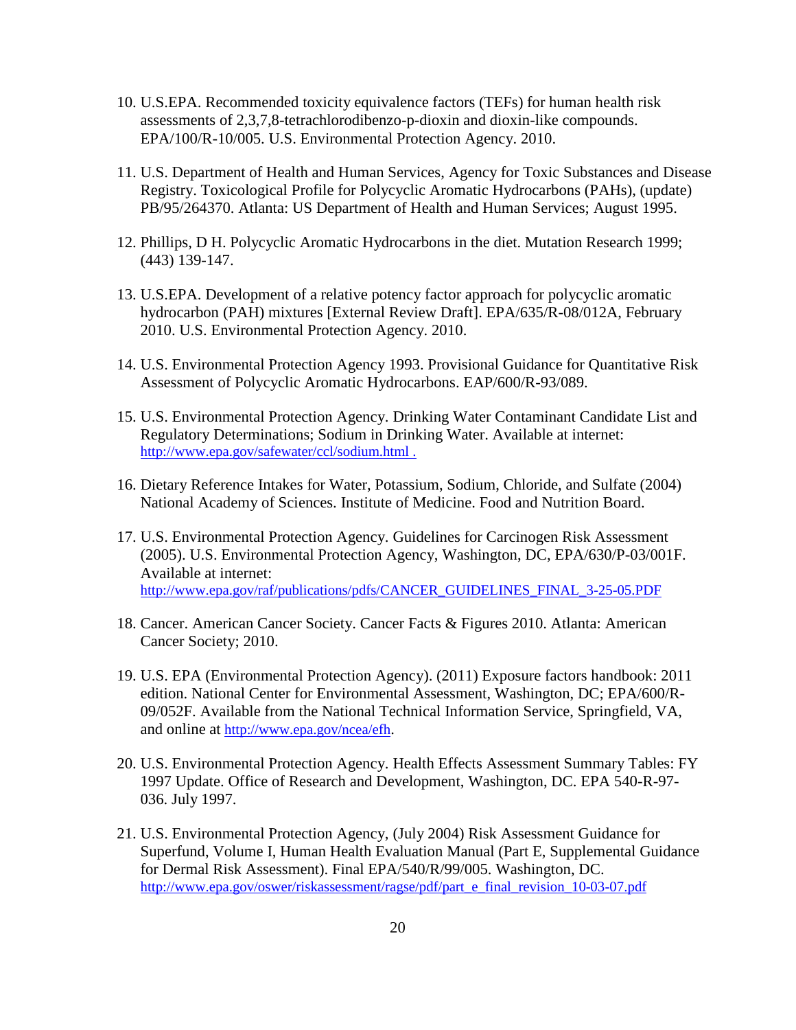10. U.S.EPA. Recommended toxicity equivalence factors (TEFs) for human health risk assessments of 2,3,7,8-tetrachlorodibenzo-p-dioxin and dioxin-like compounds. EPA/100/R-10/005. U.S. Environmental Protection Agency. 2010.

11. U.S. Department of Health and Human Services, Agency for Toxic Substances and Disease Registry. Toxicological Profile for Polycyclic Aromatic Hydrocarbons (PAHs), (update) PB/95/264370. Atlanta: US Department of Health and Human Services; August 1995.

12. Phillips, D H. Polycyclic Aromatic Hydrocarbons in the diet. Mutation Research 1999; (443) 139-147.

13. U.S.EPA. Development of a relative potency factor approach for polycyclic aromatic hydrocarbon (PAH) mixtures [External Review Draft]. EPA/635/R-08/012A, February 2010. U.S. Environmental Protection Agency. 2010.

14. U.S. Environmental Protection Agency 1993. Provisional Guidance for Quantitative Risk Assessment of Polycyclic Aromatic Hydrocarbons. EAP/600/R-93/089.

15. U.S. Environmental Protection Agency. Drinking Water Contaminant Candidate List and Regulatory Determinations; Sodium in Drinking Water. Available at internet: http://www.epa.gov/safewater/ccl/sodium.html .

16. Dietary Reference Intakes for Water, Potassium, Sodium, Chloride, and Sulfate (2004) National Academy of Sciences. Institute of Medicine. Food and Nutrition Board.

17. U.S. Environmental Protection Agency. Guidelines for Carcinogen Risk Assessment (2005). U.S. Environmental Protection Agency, Washington, DC, EPA/630/P-03/001F. Available at internet: http://www.epa.gov/raf/publications/pdfs/CANCER_GUIDELINES_FINAL_3-25-05.PDF

18. Cancer. American Cancer Society. Cancer Facts & Figures 2010. Atlanta: American Cancer Society; 2010.

19. U.S. EPA (Environmental Protection Agency). (2011) Exposure factors handbook: 2011 edition. National Center for Environmental Assessment, Washington, DC; EPA/600/R-09/052F. Available from the National Technical Information Service, Springfield, VA, and online at http://www.epa.gov/ncea/efh.

20. U.S. Environmental Protection Agency. Health Effects Assessment Summary Tables: FY 1997 Update. Office of Research and Development, Washington, DC. EPA 540-R-97-036. July 1997.

21. U.S. Environmental Protection Agency, (July 2004) Risk Assessment Guidance for Superfund, Volume I, Human Health Evaluation Manual (Part E, Supplemental Guidance for Dermal Risk Assessment). Final EPA/540/R/99/005. Washington, DC. http://www.epa.gov/oswer/riskassessment/ragse/pdf/part_e_final_revision_10-03-07.pdf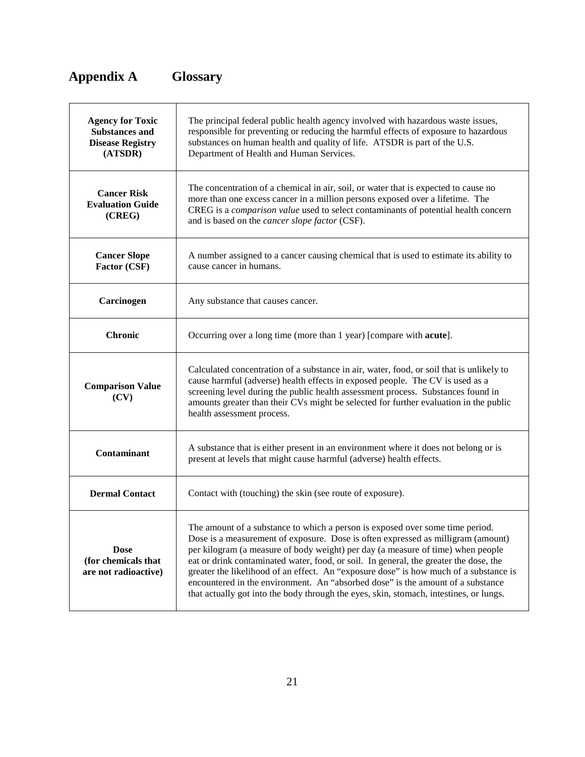# Appendix A Glossary

| | |
|---|---|
| **Agency for Toxic Substances and Disease Registry (ATSDR)** | The principal federal public health agency involved with hazardous waste issues, responsible for preventing or reducing the harmful effects of exposure to hazardous substances on human health and quality of life. ATSDR is part of the U.S. Department of Health and Human Services. |
| **Cancer Risk Evaluation Guide (CREG)** | The concentration of a chemical in air, soil, or water that is expected to cause no more than one excess cancer in a million persons exposed over a lifetime. The CREG is a *comparison value* used to select contaminants of potential health concern and is based on the *cancer slope factor* (CSF). |
| **Cancer Slope Factor (CSF)** | A number assigned to a cancer causing chemical that is used to estimate its ability to cause cancer in humans. |
| **Carcinogen** | Any substance that causes cancer. |
| **Chronic** | Occurring over a long time (more than 1 year) [compare with **acute**]. |
| **Comparison Value (CV)** | Calculated concentration of a substance in air, water, food, or soil that is unlikely to cause harmful (adverse) health effects in exposed people. The CV is used as a screening level during the public health assessment process. Substances found in amounts greater than their CVs might be selected for further evaluation in the public health assessment process. |
| **Contaminant** | A substance that is either present in an environment where it does not belong or is present at levels that might cause harmful (adverse) health effects. |
| **Dermal Contact** | Contact with (touching) the skin (see route of exposure). |
| **Dose (for chemicals that are not radioactive)** | The amount of a substance to which a person is exposed over some time period. Dose is a measurement of exposure. Dose is often expressed as milligram (amount) per kilogram (a measure of body weight) per day (a measure of time) when people eat or drink contaminated water, food, or soil. In general, the greater the dose, the greater the likelihood of an effect. An "exposure dose" is how much of a substance is encountered in the environment. An "absorbed dose" is the amount of a substance that actually got into the body through the eyes, skin, stomach, intestines, or lungs. |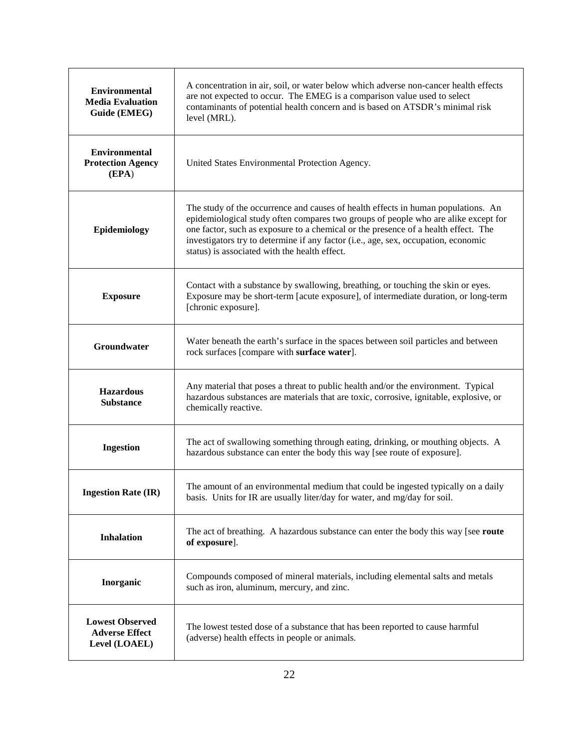| | |
|---|---|
| **Environmental Media Evaluation Guide (EMEG)** | A concentration in air, soil, or water below which adverse non-cancer health effects are not expected to occur. The EMEG is a comparison value used to select contaminants of potential health concern and is based on ATSDR's minimal risk level (MRL). |
| **Environmental Protection Agency (EPA)** | United States Environmental Protection Agency. |
| **Epidemiology** | The study of the occurrence and causes of health effects in human populations. An epidemiological study often compares two groups of people who are alike except for one factor, such as exposure to a chemical or the presence of a health effect. The investigators try to determine if any factor (i.e., age, sex, occupation, economic status) is associated with the health effect. |
| **Exposure** | Contact with a substance by swallowing, breathing, or touching the skin or eyes. Exposure may be short-term [acute exposure], of intermediate duration, or long-term [chronic exposure]. |
| **Groundwater** | Water beneath the earth's surface in the spaces between soil particles and between rock surfaces [compare with **surface water**]. |
| **Hazardous Substance** | Any material that poses a threat to public health and/or the environment. Typical hazardous substances are materials that are toxic, corrosive, ignitable, explosive, or chemically reactive. |
| **Ingestion** | The act of swallowing something through eating, drinking, or mouthing objects. A hazardous substance can enter the body this way [see route of exposure]. |
| **Ingestion Rate (IR)** | The amount of an environmental medium that could be ingested typically on a daily basis. Units for IR are usually liter/day for water, and mg/day for soil. |
| **Inhalation** | The act of breathing. A hazardous substance can enter the body this way [see **route of exposure**]. |
| **Inorganic** | Compounds composed of mineral materials, including elemental salts and metals such as iron, aluminum, mercury, and zinc. |
| **Lowest Observed Adverse Effect Level (LOAEL)** | The lowest tested dose of a substance that has been reported to cause harmful (adverse) health effects in people or animals. |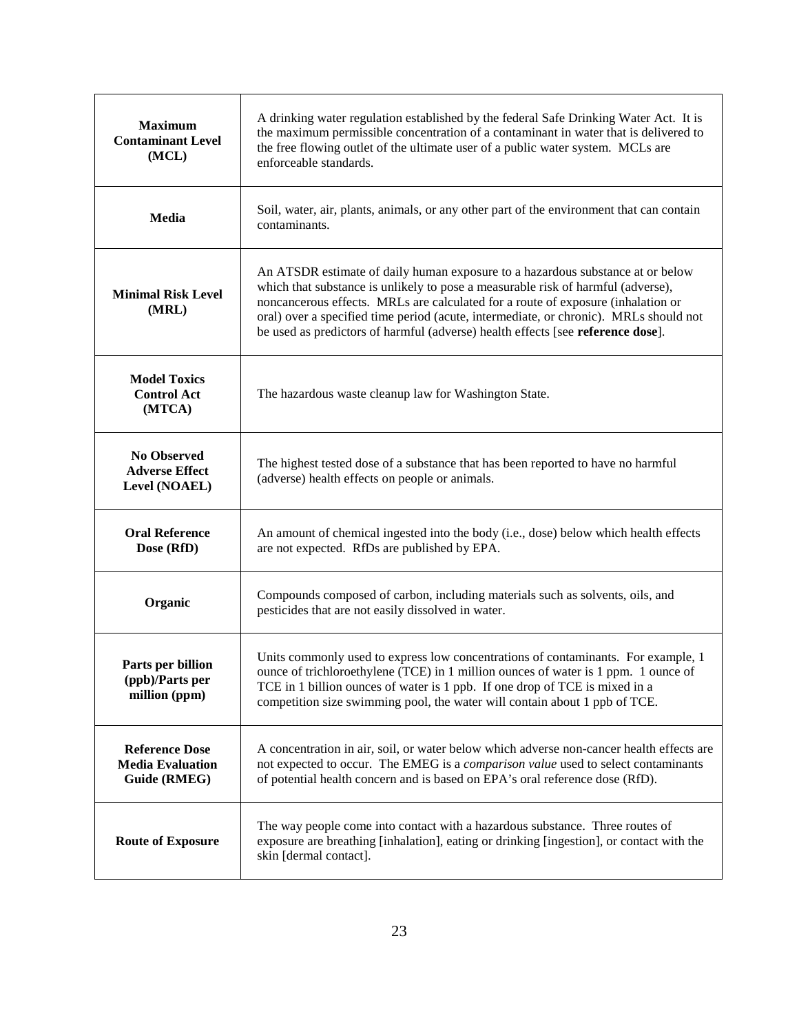| | |
|---|---|
| **Maximum Contaminant Level (MCL)** | A drinking water regulation established by the federal Safe Drinking Water Act. It is the maximum permissible concentration of a contaminant in water that is delivered to the free flowing outlet of the ultimate user of a public water system. MCLs are enforceable standards. |
| **Media** | Soil, water, air, plants, animals, or any other part of the environment that can contain contaminants. |
| **Minimal Risk Level (MRL)** | An ATSDR estimate of daily human exposure to a hazardous substance at or below which that substance is unlikely to pose a measurable risk of harmful (adverse), noncancerous effects. MRLs are calculated for a route of exposure (inhalation or oral) over a specified time period (acute, intermediate, or chronic). MRLs should not be used as predictors of harmful (adverse) health effects [see **reference dose**]. |
| **Model Toxics Control Act (MTCA)** | The hazardous waste cleanup law for Washington State. |
| **No Observed Adverse Effect Level (NOAEL)** | The highest tested dose of a substance that has been reported to have no harmful (adverse) health effects on people or animals. |
| **Oral Reference Dose (RfD)** | An amount of chemical ingested into the body (i.e., dose) below which health effects are not expected. RfDs are published by EPA. |
| **Organic** | Compounds composed of carbon, including materials such as solvents, oils, and pesticides that are not easily dissolved in water. |
| **Parts per billion (ppb)/Parts per million (ppm)** | Units commonly used to express low concentrations of contaminants. For example, 1 ounce of trichloroethylene (TCE) in 1 million ounces of water is 1 ppm. 1 ounce of TCE in 1 billion ounces of water is 1 ppb. If one drop of TCE is mixed in a competition size swimming pool, the water will contain about 1 ppb of TCE. |
| **Reference Dose Media Evaluation Guide (RMEG)** | A concentration in air, soil, or water below which adverse non-cancer health effects are not expected to occur. The EMEG is a *comparison value* used to select contaminants of potential health concern and is based on EPA's oral reference dose (RfD). |
| **Route of Exposure** | The way people come into contact with a hazardous substance. Three routes of exposure are breathing [inhalation], eating or drinking [ingestion], or contact with the skin [dermal contact]. |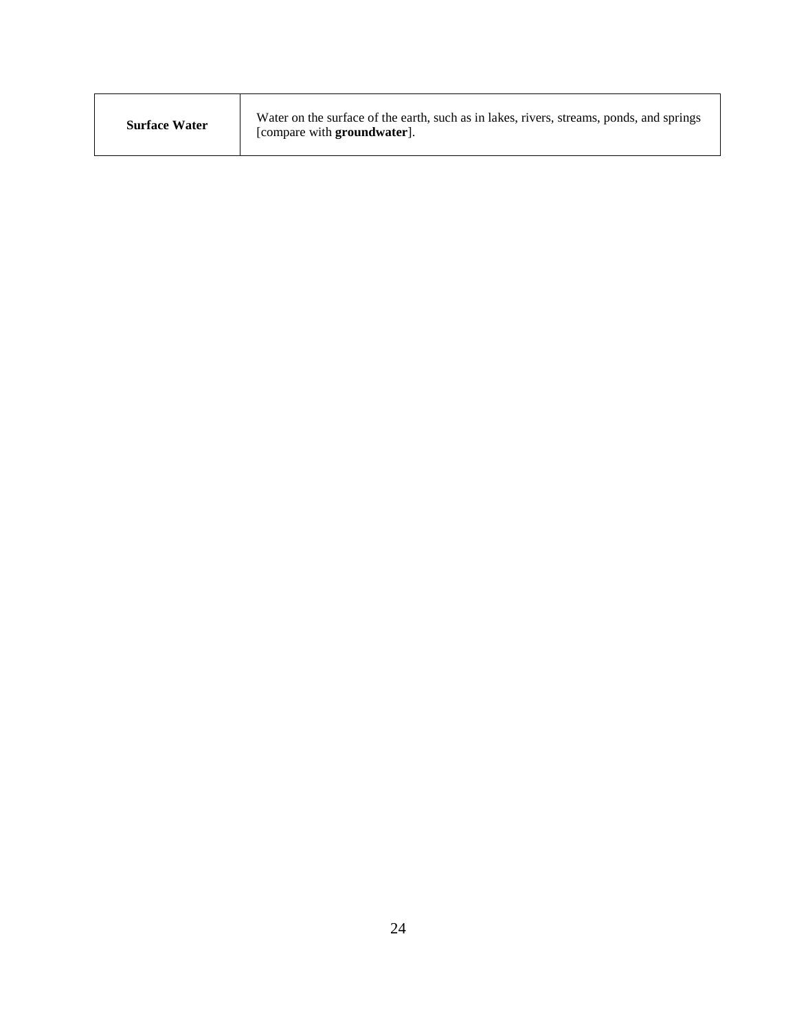| **Surface Water** | Water on the surface of the earth, such as in lakes, rivers, streams, ponds, and springs [compare with **groundwater**]. |
|---|---|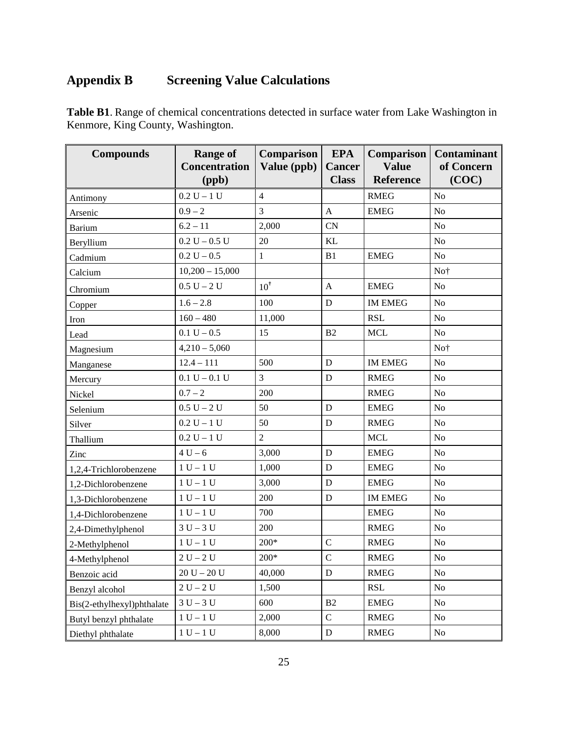# Appendix B Screening Value Calculations

**Table B1**. Range of chemical concentrations detected in surface water from Lake Washington in Kenmore, King County, Washington.

| Compounds | Range of Concentration (ppb) | Comparison Value (ppb) | EPA Cancer Class | Comparison Value Reference | Contaminant of Concern (COC) |
|---|---|---|---|---|---|
| Antimony | 0.2 U – 1 U | 4 | | RMEG | No |
| Arsenic | 0.9 – 2 | 3 | A | EMEG | No |
| Barium | 6.2 – 11 | 2,000 | CN | | No |
| Beryllium | 0.2 U – 0.5 U | 20 | KL | | No |
| Cadmium | 0.2 U – 0.5 | 1 | B1 | EMEG | No |
| Calcium | 10,200 – 15,000 | | | | No† |
| Chromium | 0.5 U – 2 U | 10† | A | EMEG | No |
| Copper | 1.6 – 2.8 | 100 | D | IM EMEG | No |
| Iron | 160 – 480 | 11,000 | | RSL | No |
| Lead | 0.1 U – 0.5 | 15 | B2 | MCL | No |
| Magnesium | 4,210 – 5,060 | | | | No† |
| Manganese | 12.4 – 111 | 500 | D | IM EMEG | No |
| Mercury | 0.1 U – 0.1 U | 3 | D | RMEG | No |
| Nickel | 0.7 – 2 | 200 | | RMEG | No |
| Selenium | 0.5 U – 2 U | 50 | D | EMEG | No |
| Silver | 0.2 U – 1 U | 50 | D | RMEG | No |
| Thallium | 0.2 U – 1 U | 2 | | MCL | No |
| Zinc | 4 U – 6 | 3,000 | D | EMEG | No |
| 1,2,4-Trichlorobenzene | 1 U – 1 U | 1,000 | D | EMEG | No |
| 1,2-Dichlorobenzene | 1 U – 1 U | 3,000 | D | EMEG | No |
| 1,3-Dichlorobenzene | 1 U – 1 U | 200 | D | IM EMEG | No |
| 1,4-Dichlorobenzene | 1 U – 1 U | 700 | | EMEG | No |
| 2,4-Dimethylphenol | 3 U – 3 U | 200 | | RMEG | No |
| 2-Methylphenol | 1 U – 1 U | 200* | C | RMEG | No |
| 4-Methylphenol | 2 U – 2 U | 200* | C | RMEG | No |
| Benzoic acid | 20 U – 20 U | 40,000 | D | RMEG | No |
| Benzyl alcohol | 2 U – 2 U | 1,500 | | RSL | No |
| Bis(2-ethylhexyl)phthalate | 3 U – 3 U | 600 | B2 | EMEG | No |
| Butyl benzyl phthalate | 1 U – 1 U | 2,000 | C | RMEG | No |
| Diethyl phthalate | 1 U – 1 U | 8,000 | D | RMEG | No |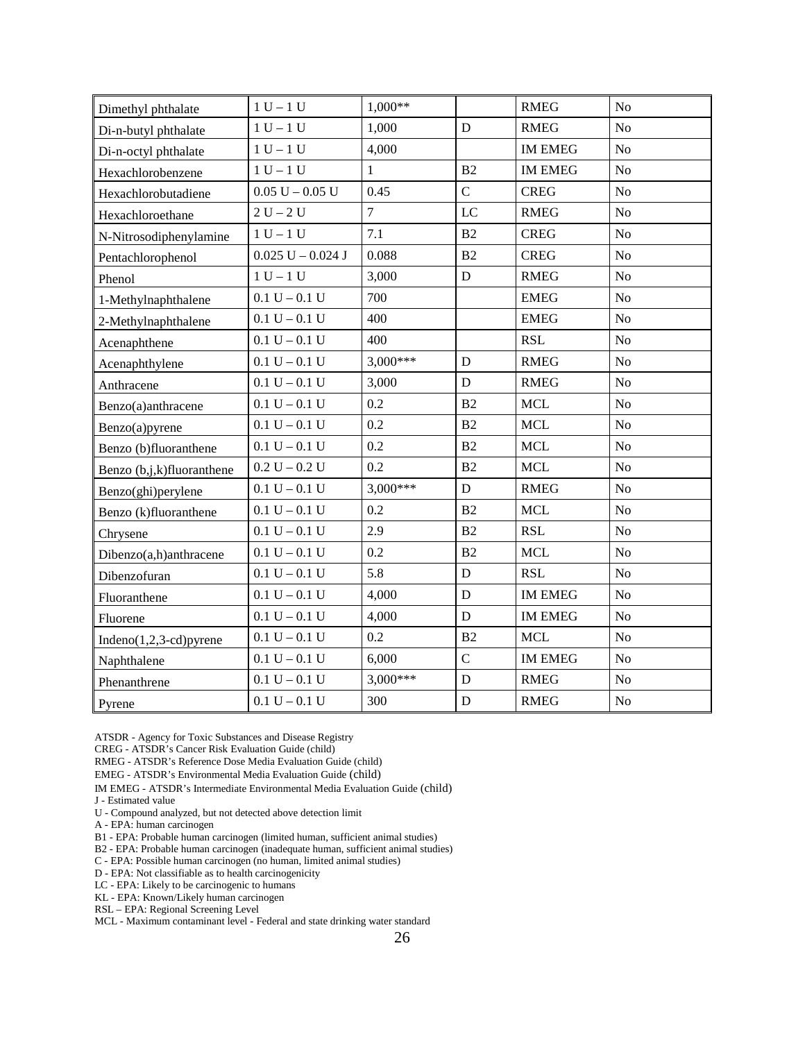| Dimethyl phthalate | 1 U – 1 U | 1,000** | | RMEG | No |
|---|---|---|---|---|---|
| Di-n-butyl phthalate | 1 U – 1 U | 1,000 | D | RMEG | No |
| Di-n-octyl phthalate | 1 U – 1 U | 4,000 | | IM EMEG | No |
| Hexachlorobenzene | 1 U – 1 U | 1 | B2 | IM EMEG | No |
| Hexachlorobutadiene | 0.05 U – 0.05 U | 0.45 | C | CREG | No |
| Hexachloroethane | 2 U – 2 U | 7 | LC | RMEG | No |
| N-Nitrosodiphenylamine | 1 U – 1 U | 7.1 | B2 | CREG | No |
| Pentachlorophenol | 0.025 U – 0.024 J | 0.088 | B2 | CREG | No |
| Phenol | 1 U – 1 U | 3,000 | D | RMEG | No |
| 1-Methylnaphthalene | 0.1 U – 0.1 U | 700 | | EMEG | No |
| 2-Methylnaphthalene | 0.1 U – 0.1 U | 400 | | EMEG | No |
| Acenaphthene | 0.1 U – 0.1 U | 400 | | RSL | No |
| Acenaphthylene | 0.1 U – 0.1 U | 3,000*** | D | RMEG | No |
| Anthracene | 0.1 U – 0.1 U | 3,000 | D | RMEG | No |
| Benzo(a)anthracene | 0.1 U – 0.1 U | 0.2 | B2 | MCL | No |
| Benzo(a)pyrene | 0.1 U – 0.1 U | 0.2 | B2 | MCL | No |
| Benzo (b)fluoranthene | 0.1 U – 0.1 U | 0.2 | B2 | MCL | No |
| Benzo (b,j,k)fluoranthene | 0.2 U – 0.2 U | 0.2 | B2 | MCL | No |
| Benzo(ghi)perylene | 0.1 U – 0.1 U | 3,000*** | D | RMEG | No |
| Benzo (k)fluoranthene | 0.1 U – 0.1 U | 0.2 | B2 | MCL | No |
| Chrysene | 0.1 U – 0.1 U | 2.9 | B2 | RSL | No |
| Dibenzo(a,h)anthracene | 0.1 U – 0.1 U | 0.2 | B2 | MCL | No |
| Dibenzofuran | 0.1 U – 0.1 U | 5.8 | D | RSL | No |
| Fluoranthene | 0.1 U – 0.1 U | 4,000 | D | IM EMEG | No |
| Fluorene | 0.1 U – 0.1 U | 4,000 | D | IM EMEG | No |
| Indeno(1,2,3-cd)pyrene | 0.1 U – 0.1 U | 0.2 | B2 | MCL | No |
| Naphthalene | 0.1 U – 0.1 U | 6,000 | C | IM EMEG | No |
| Phenanthrene | 0.1 U – 0.1 U | 3,000*** | D | RMEG | No |
| Pyrene | 0.1 U – 0.1 U | 300 | D | RMEG | No |

ATSDR - Agency for Toxic Substances and Disease Registry
CREG - ATSDR's Cancer Risk Evaluation Guide (child)
RMEG - ATSDR's Reference Dose Media Evaluation Guide (child)
EMEG - ATSDR's Environmental Media Evaluation Guide (child)
IM EMEG - ATSDR's Intermediate Environmental Media Evaluation Guide (child)
J - Estimated value
U - Compound analyzed, but not detected above detection limit
A - EPA: human carcinogen
B1 - EPA: Probable human carcinogen (limited human, sufficient animal studies)
B2 - EPA: Probable human carcinogen (inadequate human, sufficient animal studies)
C - EPA: Possible human carcinogen (no human, limited animal studies)
D - EPA: Not classifiable as to health carcinogenicity
LC - EPA: Likely to be carcinogenic to humans
KL - EPA: Known/Likely human carcinogen
RSL – EPA: Regional Screening Level
MCL - Maximum contaminant level - Federal and state drinking water standard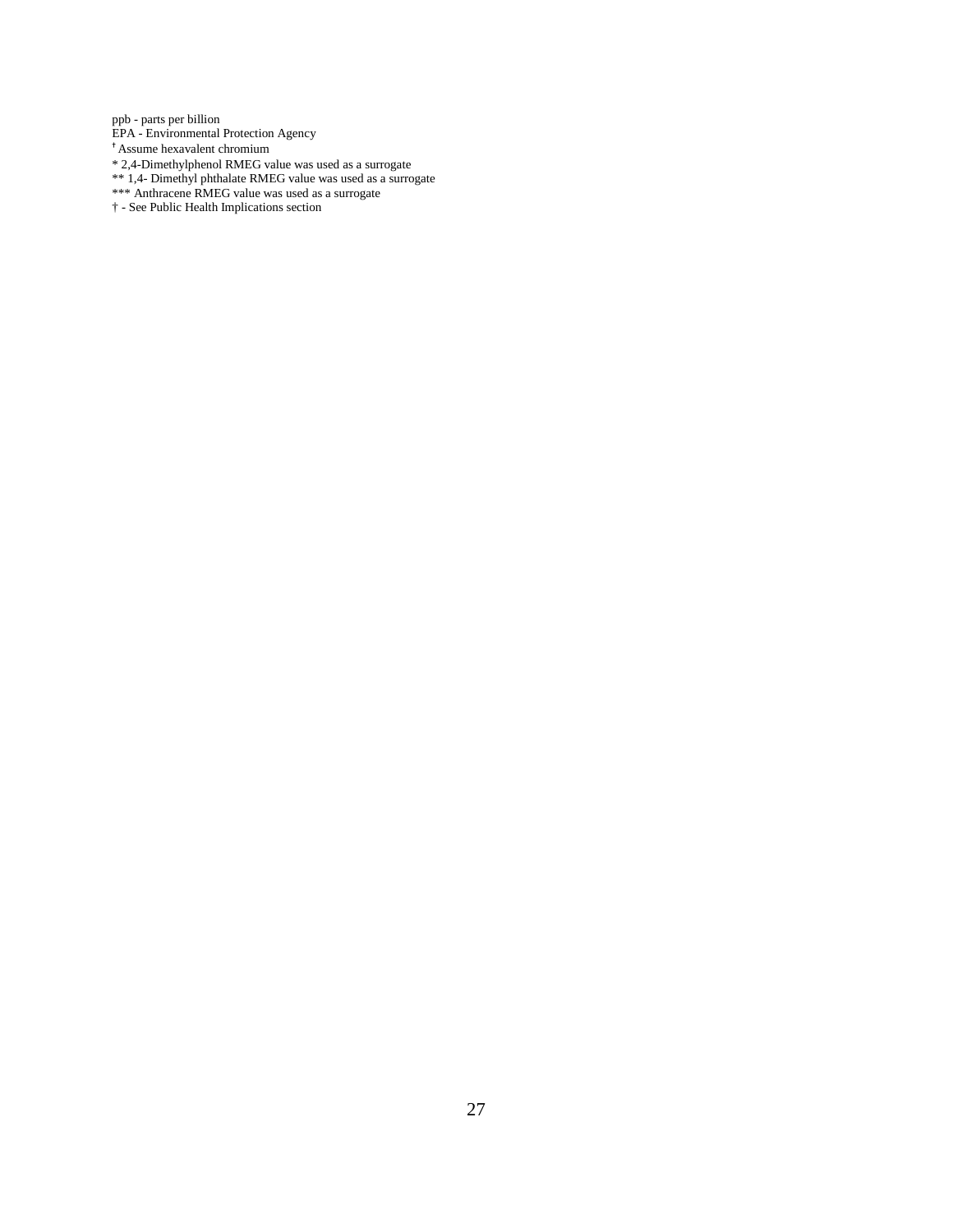ppb - parts per billion
EPA - Environmental Protection Agency
† Assume hexavalent chromium
* 2,4-Dimethylphenol RMEG value was used as a surrogate
** 1,4- Dimethyl phthalate RMEG value was used as a surrogate
*** Anthracene RMEG value was used as a surrogate
† - See Public Health Implications section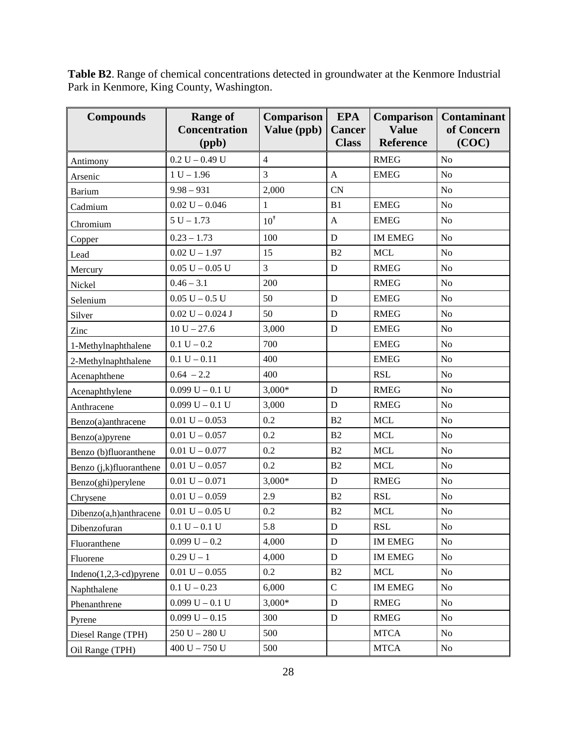**Table B2**. Range of chemical concentrations detected in groundwater at the Kenmore Industrial Park in Kenmore, King County, Washington.

| Compounds | Range of Concentration (ppb) | Comparison Value (ppb) | EPA Cancer Class | Comparison Value Reference | Contaminant of Concern (COC) |
|---|---|---|---|---|---|
| Antimony | 0.2 U – 0.49 U | 4 | | RMEG | No |
| Arsenic | 1 U – 1.96 | 3 | A | EMEG | No |
| Barium | 9.98 – 931 | 2,000 | CN | | No |
| Cadmium | 0.02 U – 0.046 | 1 | B1 | EMEG | No |
| Chromium | 5 U – 1.73 | 10[†] | A | EMEG | No |
| Copper | 0.23 – 1.73 | 100 | D | IM EMEG | No |
| Lead | 0.02 U – 1.97 | 15 | B2 | MCL | No |
| Mercury | 0.05 U – 0.05 U | 3 | D | RMEG | No |
| Nickel | 0.46 – 3.1 | 200 | | RMEG | No |
| Selenium | 0.05 U – 0.5 U | 50 | D | EMEG | No |
| Silver | 0.02 U – 0.024 J | 50 | D | RMEG | No |
| Zinc | 10 U – 27.6 | 3,000 | D | EMEG | No |
| 1-Methylnaphthalene | 0.1 U – 0.2 | 700 | | EMEG | No |
| 2-Methylnaphthalene | 0.1 U – 0.11 | 400 | | EMEG | No |
| Acenaphthene | 0.64 – 2.2 | 400 | | RSL | No |
| Acenaphthylene | 0.099 U – 0.1 U | 3,000* | D | RMEG | No |
| Anthracene | 0.099 U – 0.1 U | 3,000 | D | RMEG | No |
| Benzo(a)anthracene | 0.01 U – 0.053 | 0.2 | B2 | MCL | No |
| Benzo(a)pyrene | 0.01 U – 0.057 | 0.2 | B2 | MCL | No |
| Benzo (b)fluoranthene | 0.01 U – 0.077 | 0.2 | B2 | MCL | No |
| Benzo (j,k)fluoranthene | 0.01 U – 0.057 | 0.2 | B2 | MCL | No |
| Benzo(ghi)perylene | 0.01 U – 0.071 | 3,000* | D | RMEG | No |
| Chrysene | 0.01 U – 0.059 | 2.9 | B2 | RSL | No |
| Dibenzo(a,h)anthracene | 0.01 U – 0.05 U | 0.2 | B2 | MCL | No |
| Dibenzofuran | 0.1 U – 0.1 U | 5.8 | D | RSL | No |
| Fluoranthene | 0.099 U – 0.2 | 4,000 | D | IM EMEG | No |
| Fluorene | 0.29 U – 1 | 4,000 | D | IM EMEG | No |
| Indeno(1,2,3-cd)pyrene | 0.01 U – 0.055 | 0.2 | B2 | MCL | No |
| Naphthalene | 0.1 U – 0.23 | 6,000 | C | IM EMEG | No |
| Phenanthrene | 0.099 U – 0.1 U | 3,000* | D | RMEG | No |
| Pyrene | 0.099 U – 0.15 | 300 | D | RMEG | No |
| Diesel Range (TPH) | 250 U – 280 U | 500 | | MTCA | No |
| Oil Range (TPH) | 400 U – 750 U | 500 | | MTCA | No |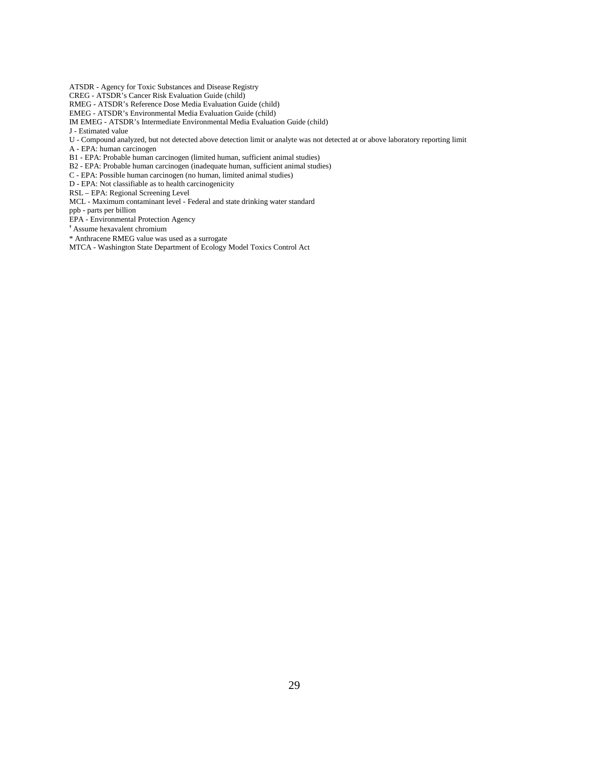ATSDR - Agency for Toxic Substances and Disease Registry
CREG - ATSDR's Cancer Risk Evaluation Guide (child)
RMEG - ATSDR's Reference Dose Media Evaluation Guide (child)
EMEG - ATSDR's Environmental Media Evaluation Guide (child)
IM EMEG - ATSDR's Intermediate Environmental Media Evaluation Guide (child)
J - Estimated value
U - Compound analyzed, but not detected above detection limit or analyte was not detected at or above laboratory reporting limit
A - EPA: human carcinogen
B1 - EPA: Probable human carcinogen (limited human, sufficient animal studies)
B2 - EPA: Probable human carcinogen (inadequate human, sufficient animal studies)
C - EPA: Possible human carcinogen (no human, limited animal studies)
D - EPA: Not classifiable as to health carcinogenicity
RSL – EPA: Regional Screening Level
MCL - Maximum contaminant level - Federal and state drinking water standard
ppb - parts per billion
EPA - Environmental Protection Agency
† Assume hexavalent chromium
* Anthracene RMEG value was used as a surrogate
MTCA - Washington State Department of Ecology Model Toxics Control Act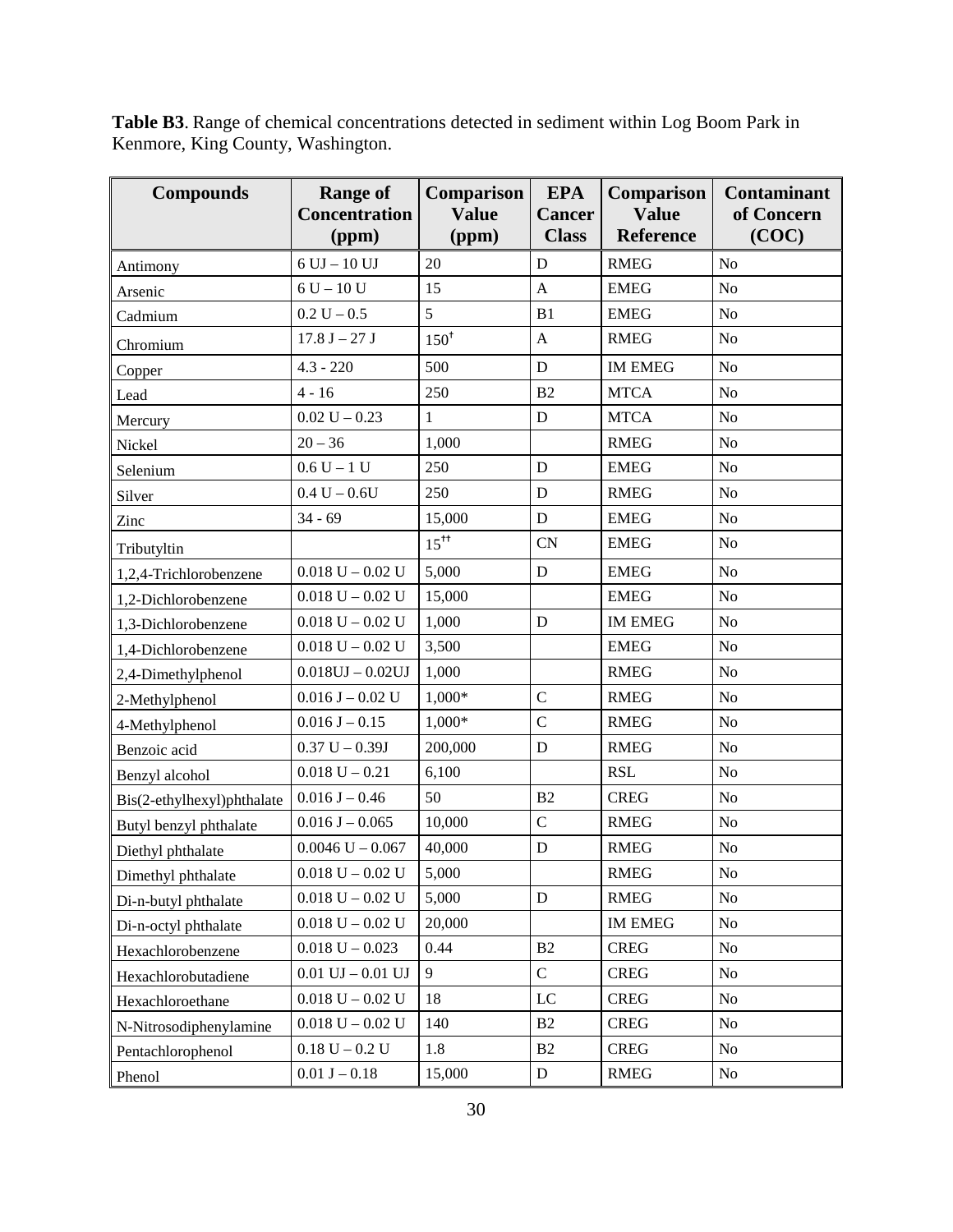**Table B3**. Range of chemical concentrations detected in sediment within Log Boom Park in Kenmore, King County, Washington.

| Compounds | Range of Concentration (ppm) | Comparison Value (ppm) | EPA Cancer Class | Comparison Value Reference | Contaminant of Concern (COC) |
|---|---|---|---|---|---|
| Antimony | 6 UJ – 10 UJ | 20 | D | RMEG | No |
| Arsenic | 6 U – 10 U | 15 | A | EMEG | No |
| Cadmium | 0.2 U – 0.5 | 5 | B1 | EMEG | No |
| Chromium | 17.8 J – 27 J | 150[†] | A | RMEG | No |
| Copper | 4.3 - 220 | 500 | D | IM EMEG | No |
| Lead | 4 - 16 | 250 | B2 | MTCA | No |
| Mercury | 0.02 U – 0.23 | 1 | D | MTCA | No |
| Nickel | 20 – 36 | 1,000 | | RMEG | No |
| Selenium | 0.6 U – 1 U | 250 | D | EMEG | No |
| Silver | 0.4 U – 0.6U | 250 | D | RMEG | No |
| Zinc | 34 - 69 | 15,000 | D | EMEG | No |
| Tributyltin | | 15[††] | CN | EMEG | No |
| 1,2,4-Trichlorobenzene | 0.018 U – 0.02 U | 5,000 | D | EMEG | No |
| 1,2-Dichlorobenzene | 0.018 U – 0.02 U | 15,000 | | EMEG | No |
| 1,3-Dichlorobenzene | 0.018 U – 0.02 U | 1,000 | D | IM EMEG | No |
| 1,4-Dichlorobenzene | 0.018 U – 0.02 U | 3,500 | | EMEG | No |
| 2,4-Dimethylphenol | 0.018UJ – 0.02UJ | 1,000 | | RMEG | No |
| 2-Methylphenol | 0.016 J – 0.02 U | 1,000* | C | RMEG | No |
| 4-Methylphenol | 0.016 J – 0.15 | 1,000* | C | RMEG | No |
| Benzoic acid | 0.37 U – 0.39J | 200,000 | D | RMEG | No |
| Benzyl alcohol | 0.018 U – 0.21 | 6,100 | | RSL | No |
| Bis(2-ethylhexyl)phthalate | 0.016 J – 0.46 | 50 | B2 | CREG | No |
| Butyl benzyl phthalate | 0.016 J – 0.065 | 10,000 | C | RMEG | No |
| Diethyl phthalate | 0.0046 U – 0.067 | 40,000 | D | RMEG | No |
| Dimethyl phthalate | 0.018 U – 0.02 U | 5,000 | | RMEG | No |
| Di-n-butyl phthalate | 0.018 U – 0.02 U | 5,000 | D | RMEG | No |
| Di-n-octyl phthalate | 0.018 U – 0.02 U | 20,000 | | IM EMEG | No |
| Hexachlorobenzene | 0.018 U – 0.023 | 0.44 | B2 | CREG | No |
| Hexachlorobutadiene | 0.01 UJ – 0.01 UJ | 9 | C | CREG | No |
| Hexachloroethane | 0.018 U – 0.02 U | 18 | LC | CREG | No |
| N-Nitrosodiphenylamine | 0.018 U – 0.02 U | 140 | B2 | CREG | No |
| Pentachlorophenol | 0.18 U – 0.2 U | 1.8 | B2 | CREG | No |
| Phenol | 0.01 J – 0.18 | 15,000 | D | RMEG | No |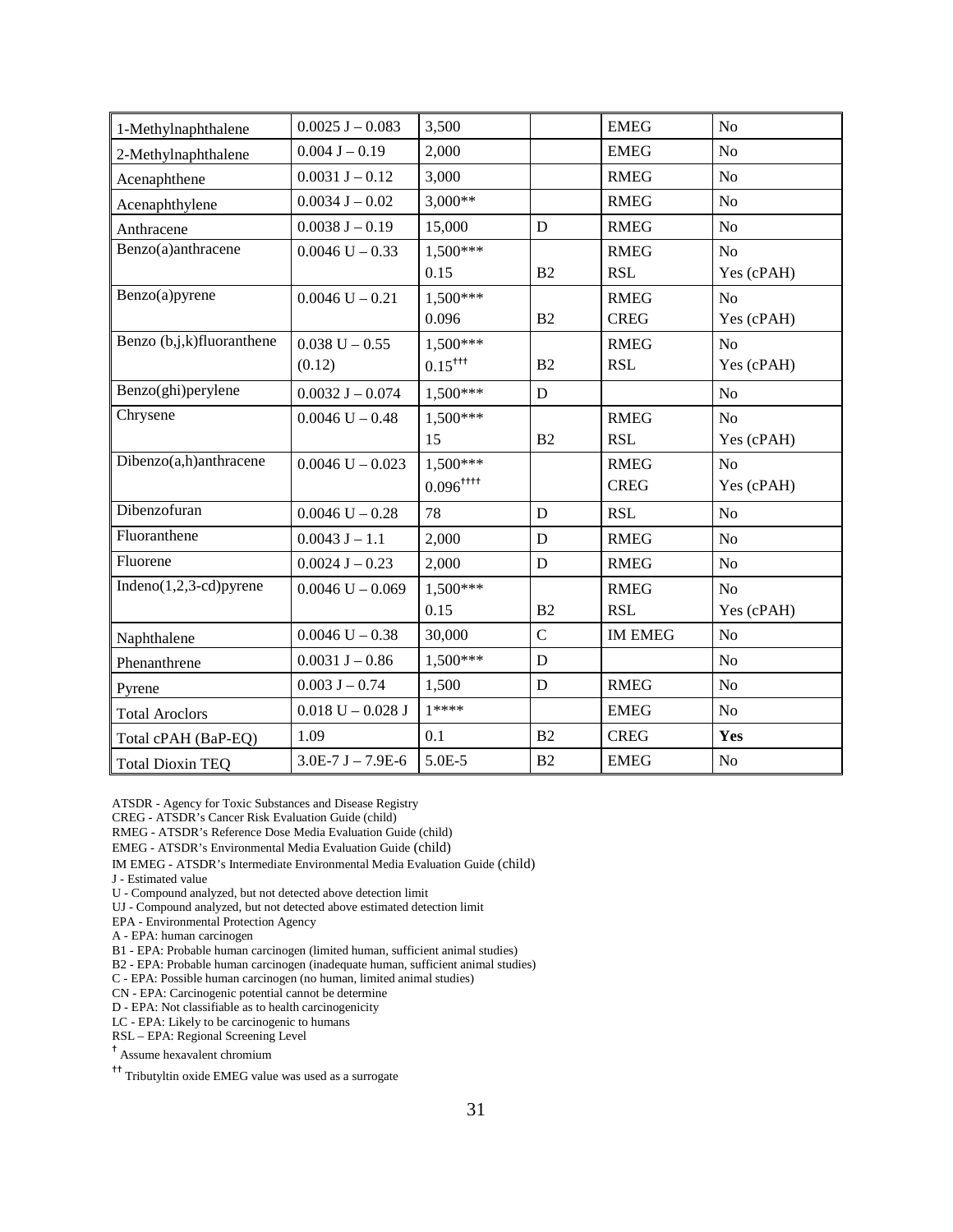| | | | | | |
|---|---|---|---|---|---|
| 1-Methylnaphthalene | 0.0025 J – 0.083 | 3,500 | | EMEG | No |
| 2-Methylnaphthalene | 0.004 J – 0.19 | 2,000 | | EMEG | No |
| Acenaphthene | 0.0031 J – 0.12 | 3,000 | | RMEG | No |
| Acenaphthylene | 0.0034 J – 0.02 | 3,000** | | RMEG | No |
| Anthracene | 0.0038 J – 0.19 | 15,000 | D | RMEG | No |
| Benzo(a)anthracene | 0.0046 U – 0.33 | 1,500***<br>0.15 | <br>B2 | RMEG<br>RSL | No<br>Yes (cPAH) |
| Benzo(a)pyrene | 0.0046 U – 0.21 | 1,500***<br>0.096 | <br>B2 | RMEG<br>CREG | No<br>Yes (cPAH) |
| Benzo (b,j,k)fluoranthene | 0.038 U – 0.55<br>(0.12) | 1,500***<br>0.15††† | <br>B2 | RMEG<br>RSL | No<br>Yes (cPAH) |
| Benzo(ghi)perylene | 0.0032 J – 0.074 | 1,500*** | D | | No |
| Chrysene | 0.0046 U – 0.48 | 1,500***<br>15 | <br>B2 | RMEG<br>RSL | No<br>Yes (cPAH) |
| Dibenzo(a,h)anthracene | 0.0046 U – 0.023 | 1,500***<br>0.096†††† | | RMEG<br>CREG | No<br>Yes (cPAH) |
| Dibenzofuran | 0.0046 U – 0.28 | 78 | D | RSL | No |
| Fluoranthene | 0.0043 J – 1.1 | 2,000 | D | RMEG | No |
| Fluorene | 0.0024 J – 0.23 | 2,000 | D | RMEG | No |
| Indeno(1,2,3-cd)pyrene | 0.0046 U – 0.069 | 1,500***<br>0.15 | <br>B2 | RMEG<br>RSL | No<br>Yes (cPAH) |
| Naphthalene | 0.0046 U – 0.38 | 30,000 | C | IM EMEG | No |
| Phenanthrene | 0.0031 J – 0.86 | 1,500*** | D | | No |
| Pyrene | 0.003 J – 0.74 | 1,500 | D | RMEG | No |
| Total Aroclors | 0.018 U – 0.028 J | 1**** | | EMEG | No |
| Total cPAH (BaP-EQ) | 1.09 | 0.1 | B2 | CREG | **Yes** |
| Total Dioxin TEQ | 3.0E-7 J – 7.9E-6 | 5.0E-5 | B2 | EMEG | No |

ATSDR - Agency for Toxic Substances and Disease Registry
CREG - ATSDR's Cancer Risk Evaluation Guide (child)
RMEG - ATSDR's Reference Dose Media Evaluation Guide (child)
EMEG - ATSDR's Environmental Media Evaluation Guide (child)
IM EMEG - ATSDR's Intermediate Environmental Media Evaluation Guide (child)
J - Estimated value
U - Compound analyzed, but not detected above detection limit
UJ - Compound analyzed, but not detected above estimated detection limit
EPA - Environmental Protection Agency
A - EPA: human carcinogen
B1 - EPA: Probable human carcinogen (limited human, sufficient animal studies)
B2 - EPA: Probable human carcinogen (inadequate human, sufficient animal studies)
C - EPA: Possible human carcinogen (no human, limited animal studies)
CN - EPA: Carcinogenic potential cannot be determine
D - EPA: Not classifiable as to health carcinogenicity
LC - EPA: Likely to be carcinogenic to humans
RSL – EPA: Regional Screening Level
† Assume hexavalent chromium
†† Tributyltin oxide EMEG value was used as a surrogate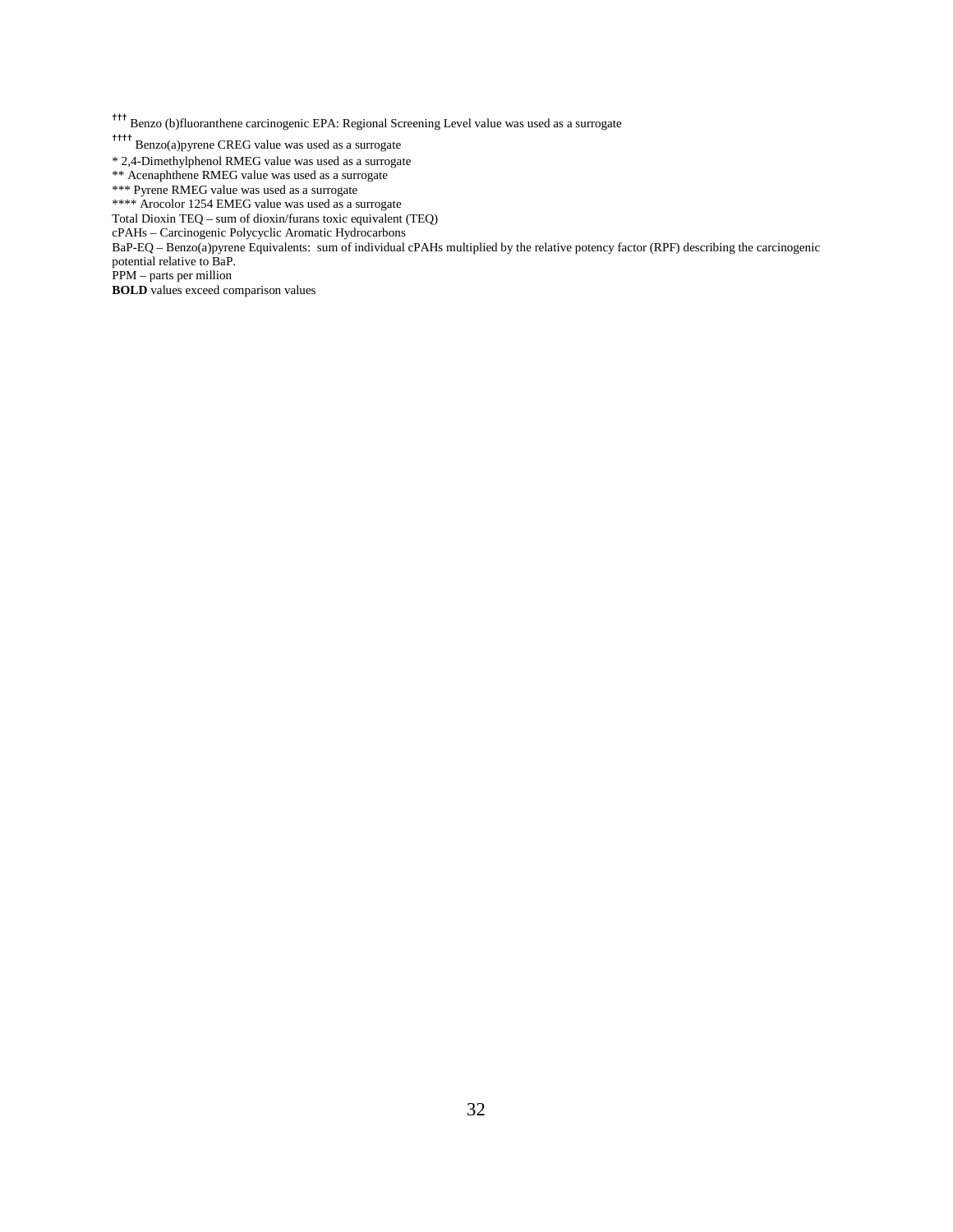††† Benzo (b)fluoranthene carcinogenic EPA: Regional Screening Level value was used as a surrogate

†††† Benzo(a)pyrene CREG value was used as a surrogate

* 2,4-Dimethylphenol RMEG value was used as a surrogate

** Acenaphthene RMEG value was used as a surrogate

*** Pyrene RMEG value was used as a surrogate

**** Arocolor 1254 EMEG value was used as a surrogate

Total Dioxin TEQ – sum of dioxin/furans toxic equivalent (TEQ)

cPAHs – Carcinogenic Polycyclic Aromatic Hydrocarbons

BaP-EQ – Benzo(a)pyrene Equivalents: sum of individual cPAHs multiplied by the relative potency factor (RPF) describing the carcinogenic potential relative to BaP.

PPM – parts per million

**BOLD** values exceed comparison values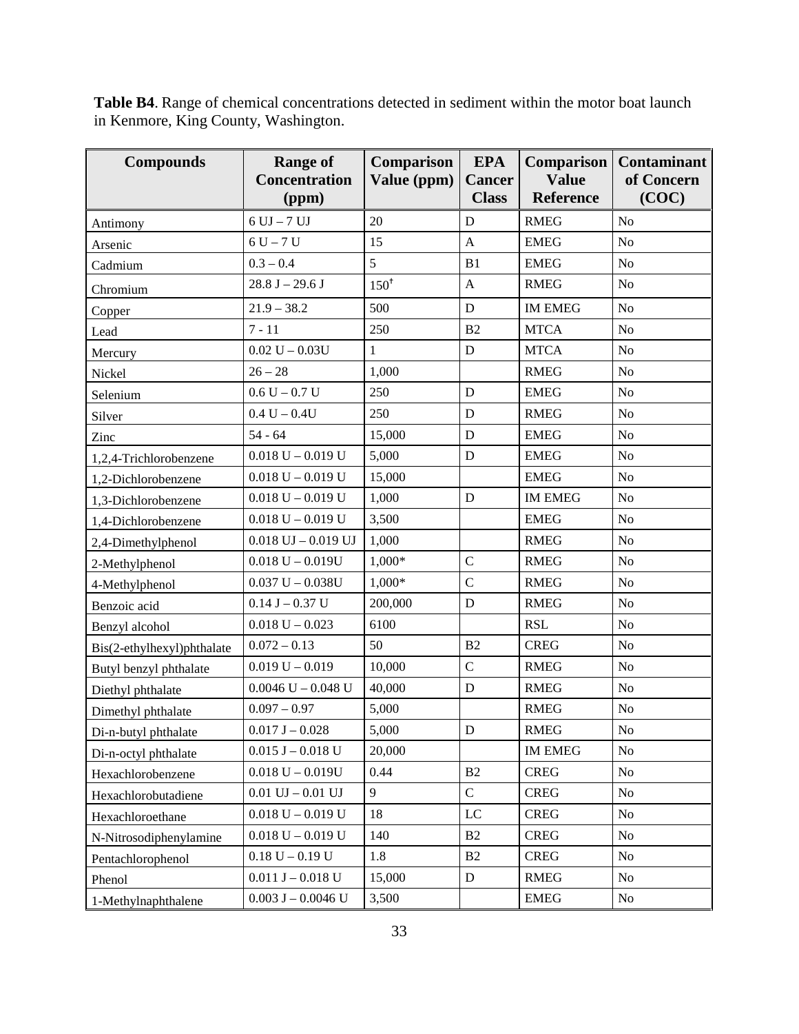**Table B4**. Range of chemical concentrations detected in sediment within the motor boat launch in Kenmore, King County, Washington.

| Compounds | Range of Concentration (ppm) | Comparison Value (ppm) | EPA Cancer Class | Comparison Value Reference | Contaminant of Concern (COC) |
|---|---|---|---|---|---|
| Antimony | 6 UJ – 7 UJ | 20 | D | RMEG | No |
| Arsenic | 6 U – 7 U | 15 | A | EMEG | No |
| Cadmium | 0.3 – 0.4 | 5 | B1 | EMEG | No |
| Chromium | 28.8 J – 29.6 J | 150† | A | RMEG | No |
| Copper | 21.9 – 38.2 | 500 | D | IM EMEG | No |
| Lead | 7 - 11 | 250 | B2 | MTCA | No |
| Mercury | 0.02 U – 0.03U | 1 | D | MTCA | No |
| Nickel | 26 – 28 | 1,000 | | RMEG | No |
| Selenium | 0.6 U – 0.7 U | 250 | D | EMEG | No |
| Silver | 0.4 U – 0.4U | 250 | D | RMEG | No |
| Zinc | 54 - 64 | 15,000 | D | EMEG | No |
| 1,2,4-Trichlorobenzene | 0.018 U – 0.019 U | 5,000 | D | EMEG | No |
| 1,2-Dichlorobenzene | 0.018 U – 0.019 U | 15,000 | | EMEG | No |
| 1,3-Dichlorobenzene | 0.018 U – 0.019 U | 1,000 | D | IM EMEG | No |
| 1,4-Dichlorobenzene | 0.018 U – 0.019 U | 3,500 | | EMEG | No |
| 2,4-Dimethylphenol | 0.018 UJ – 0.019 UJ | 1,000 | | RMEG | No |
| 2-Methylphenol | 0.018 U – 0.019U | 1,000* | C | RMEG | No |
| 4-Methylphenol | 0.037 U – 0.038U | 1,000* | C | RMEG | No |
| Benzoic acid | 0.14 J – 0.37 U | 200,000 | D | RMEG | No |
| Benzyl alcohol | 0.018 U – 0.023 | 6100 | | RSL | No |
| Bis(2-ethylhexyl)phthalate | 0.072 – 0.13 | 50 | B2 | CREG | No |
| Butyl benzyl phthalate | 0.019 U – 0.019 | 10,000 | C | RMEG | No |
| Diethyl phthalate | 0.0046 U – 0.048 U | 40,000 | D | RMEG | No |
| Dimethyl phthalate | 0.097 – 0.97 | 5,000 | | RMEG | No |
| Di-n-butyl phthalate | 0.017 J – 0.028 | 5,000 | D | RMEG | No |
| Di-n-octyl phthalate | 0.015 J – 0.018 U | 20,000 | | IM EMEG | No |
| Hexachlorobenzene | 0.018 U – 0.019U | 0.44 | B2 | CREG | No |
| Hexachlorobutadiene | 0.01 UJ – 0.01 UJ | 9 | C | CREG | No |
| Hexachloroethane | 0.018 U – 0.019 U | 18 | LC | CREG | No |
| N-Nitrosodiphenylamine | 0.018 U – 0.019 U | 140 | B2 | CREG | No |
| Pentachlorophenol | 0.18 U – 0.19 U | 1.8 | B2 | CREG | No |
| Phenol | 0.011 J – 0.018 U | 15,000 | D | RMEG | No |
| 1-Methylnaphthalene | 0.003 J – 0.0046 U | 3,500 | | EMEG | No |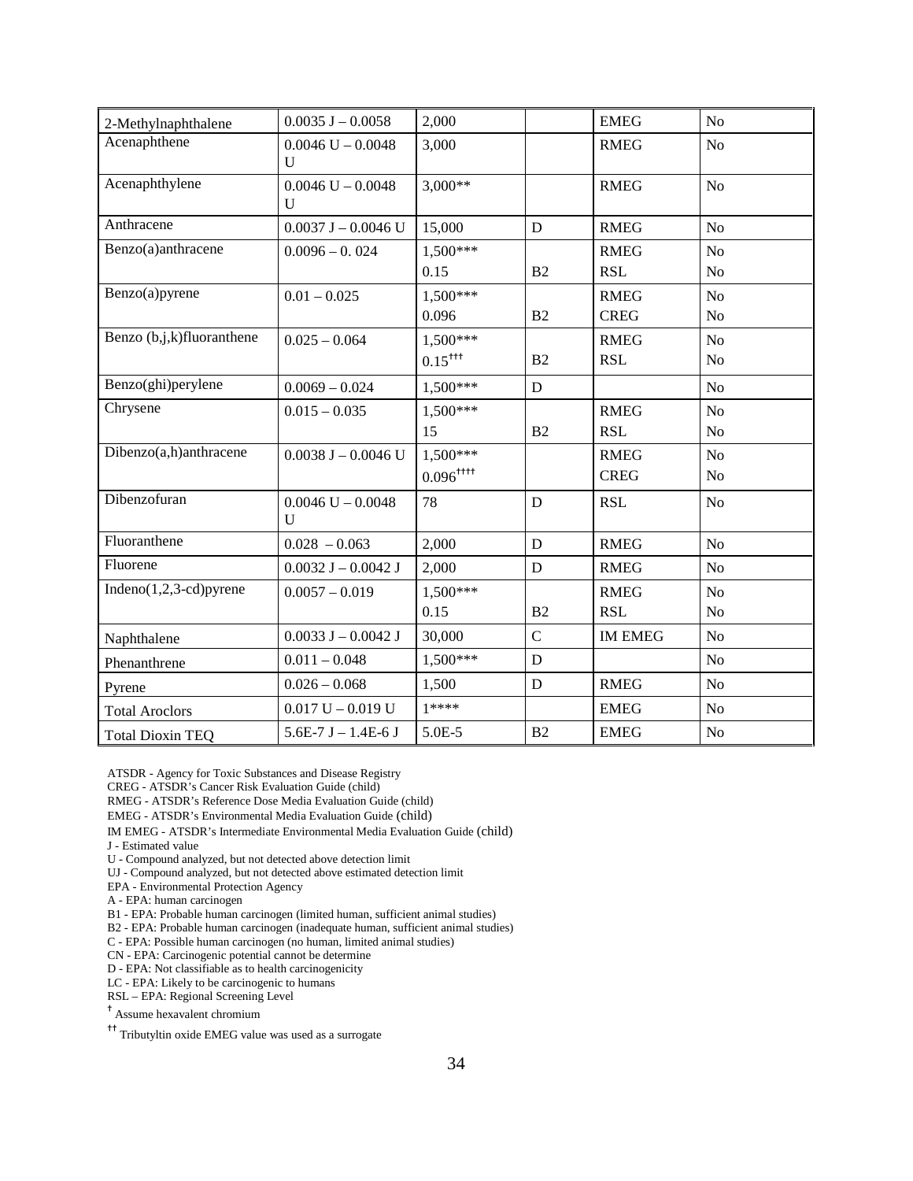| | | | | | |
|---|---|---|---|---|---|
| 2-Methylnaphthalene | 0.0035 J – 0.0058 | 2,000 | | EMEG | No |
| Acenaphthene | 0.0046 U – 0.0048 U | 3,000 | | RMEG | No |
| Acenaphthylene | 0.0046 U – 0.0048 U | 3,000** | | RMEG | No |
| Anthracene | 0.0037 J – 0.0046 U | 15,000 | D | RMEG | No |
| Benzo(a)anthracene | 0.0096 – 0. 024 | 1,500***<br>0.15 | <br>B2 | RMEG<br>RSL | No<br>No |
| Benzo(a)pyrene | 0.01 – 0.025 | 1,500***<br>0.096 | <br>B2 | RMEG<br>CREG | No<br>No |
| Benzo (b,j,k)fluoranthene | 0.025 – 0.064 | 1,500***<br>0.15[†††] | <br>B2 | RMEG<br>RSL | No<br>No |
| Benzo(ghi)perylene | 0.0069 – 0.024 | 1,500*** | D | | No |
| Chrysene | 0.015 – 0.035 | 1,500***<br>15 | <br>B2 | RMEG<br>RSL | No<br>No |
| Dibenzo(a,h)anthracene | 0.0038 J – 0.0046 U | 1,500***<br>0.096[††††] | | RMEG<br>CREG | No<br>No |
| Dibenzofuran | 0.0046 U – 0.0048 U | 78 | D | RSL | No |
| Fluoranthene | 0.028 – 0.063 | 2,000 | D | RMEG | No |
| Fluorene | 0.0032 J – 0.0042 J | 2,000 | D | RMEG | No |
| Indeno(1,2,3-cd)pyrene | 0.0057 – 0.019 | 1,500***<br>0.15 | <br>B2 | RMEG<br>RSL | No<br>No |
| Naphthalene | 0.0033 J – 0.0042 J | 30,000 | C | IM EMEG | No |
| Phenanthrene | 0.011 – 0.048 | 1,500*** | D | | No |
| Pyrene | 0.026 – 0.068 | 1,500 | D | RMEG | No |
| Total Aroclors | 0.017 U – 0.019 U | 1**** | | EMEG | No |
| Total Dioxin TEQ | 5.6E-7 J – 1.4E-6 J | 5.0E-5 | B2 | EMEG | No |

ATSDR - Agency for Toxic Substances and Disease Registry
CREG - ATSDR's Cancer Risk Evaluation Guide (child)
RMEG - ATSDR's Reference Dose Media Evaluation Guide (child)
EMEG - ATSDR's Environmental Media Evaluation Guide (child)
IM EMEG - ATSDR's Intermediate Environmental Media Evaluation Guide (child)
J - Estimated value
U - Compound analyzed, but not detected above detection limit
UJ - Compound analyzed, but not detected above estimated detection limit
EPA - Environmental Protection Agency
A - EPA: human carcinogen
B1 - EPA: Probable human carcinogen (limited human, sufficient animal studies)
B2 - EPA: Probable human carcinogen (inadequate human, sufficient animal studies)
C - EPA: Possible human carcinogen (no human, limited animal studies)
CN - EPA: Carcinogenic potential cannot be determine
D - EPA: Not classifiable as to health carcinogenicity
LC - EPA: Likely to be carcinogenic to humans
RSL – EPA: Regional Screening Level
[†] Assume hexavalent chromium
[††] Tributyltin oxide EMEG value was used as a surrogate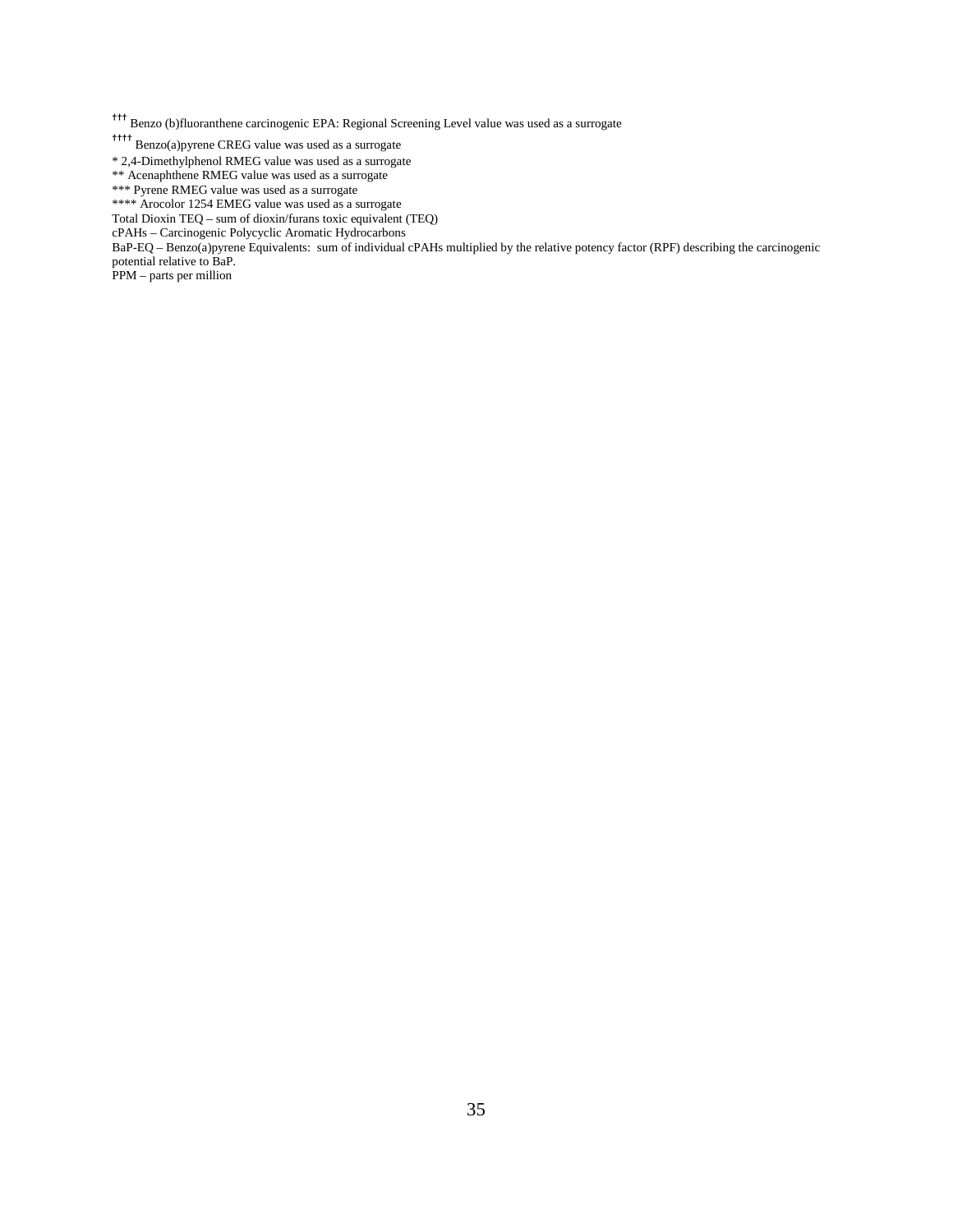††† Benzo (b)fluoranthene carcinogenic EPA: Regional Screening Level value was used as a surrogate

†††† Benzo(a)pyrene CREG value was used as a surrogate

* 2,4-Dimethylphenol RMEG value was used as a surrogate
** Acenaphthene RMEG value was used as a surrogate
*** Pyrene RMEG value was used as a surrogate
**** Arocolor 1254 EMEG value was used as a surrogate
Total Dioxin TEQ – sum of dioxin/furans toxic equivalent (TEQ)
cPAHs – Carcinogenic Polycyclic Aromatic Hydrocarbons
BaP-EQ – Benzo(a)pyrene Equivalents: sum of individual cPAHs multiplied by the relative potency factor (RPF) describing the carcinogenic potential relative to BaP.
PPM – parts per million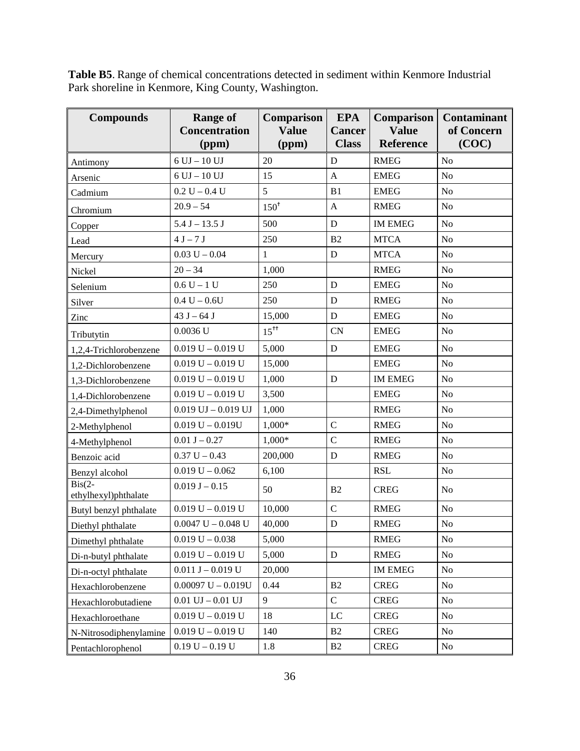**Table B5**. Range of chemical concentrations detected in sediment within Kenmore Industrial Park shoreline in Kenmore, King County, Washington.

| Compounds | Range of Concentration (ppm) | Comparison Value (ppm) | EPA Cancer Class | Comparison Value Reference | Contaminant of Concern (COC) |
|---|---|---|---|---|---|
| Antimony | 6 UJ – 10 UJ | 20 | D | RMEG | No |
| Arsenic | 6 UJ – 10 UJ | 15 | A | EMEG | No |
| Cadmium | 0.2 U – 0.4 U | 5 | B1 | EMEG | No |
| Chromium | 20.9 – 54 | 150[†] | A | RMEG | No |
| Copper | 5.4 J – 13.5 J | 500 | D | IM EMEG | No |
| Lead | 4 J – 7 J | 250 | B2 | MTCA | No |
| Mercury | 0.03 U – 0.04 | 1 | D | MTCA | No |
| Nickel | 20 – 34 | 1,000 | | RMEG | No |
| Selenium | 0.6 U – 1 U | 250 | D | EMEG | No |
| Silver | 0.4 U – 0.6U | 250 | D | RMEG | No |
| Zinc | 43 J – 64 J | 15,000 | D | EMEG | No |
| Tributytin | 0.0036 U | 15[††] | CN | EMEG | No |
| 1,2,4-Trichlorobenzene | 0.019 U – 0.019 U | 5,000 | D | EMEG | No |
| 1,2-Dichlorobenzene | 0.019 U – 0.019 U | 15,000 | | EMEG | No |
| 1,3-Dichlorobenzene | 0.019 U – 0.019 U | 1,000 | D | IM EMEG | No |
| 1,4-Dichlorobenzene | 0.019 U – 0.019 U | 3,500 | | EMEG | No |
| 2,4-Dimethylphenol | 0.019 UJ – 0.019 UJ | 1,000 | | RMEG | No |
| 2-Methylphenol | 0.019 U – 0.019U | 1,000* | C | RMEG | No |
| 4-Methylphenol | 0.01 J – 0.27 | 1,000* | C | RMEG | No |
| Benzoic acid | 0.37 U – 0.43 | 200,000 | D | RMEG | No |
| Benzyl alcohol | 0.019 U – 0.062 | 6,100 | | RSL | No |
| Bis(2-ethylhexyl)phthalate | 0.019 J – 0.15 | 50 | B2 | CREG | No |
| Butyl benzyl phthalate | 0.019 U – 0.019 U | 10,000 | C | RMEG | No |
| Diethyl phthalate | 0.0047 U – 0.048 U | 40,000 | D | RMEG | No |
| Dimethyl phthalate | 0.019 U – 0.038 | 5,000 | | RMEG | No |
| Di-n-butyl phthalate | 0.019 U – 0.019 U | 5,000 | D | RMEG | No |
| Di-n-octyl phthalate | 0.011 J – 0.019 U | 20,000 | | IM EMEG | No |
| Hexachlorobenzene | 0.00097 U – 0.019U | 0.44 | B2 | CREG | No |
| Hexachlorobutadiene | 0.01 UJ – 0.01 UJ | 9 | C | CREG | No |
| Hexachloroethane | 0.019 U – 0.019 U | 18 | LC | CREG | No |
| N-Nitrosodiphenylamine | 0.019 U – 0.019 U | 140 | B2 | CREG | No |
| Pentachlorophenol | 0.19 U – 0.19 U | 1.8 | B2 | CREG | No |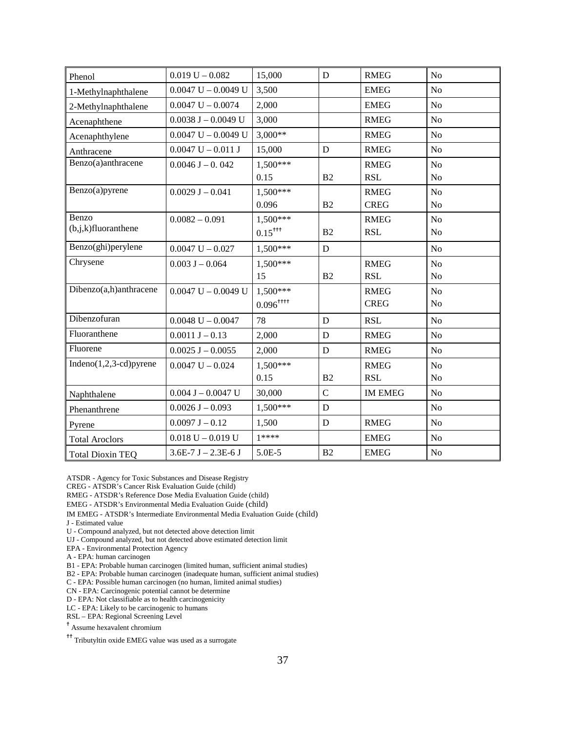| | | | | | |
|---|---|---|---|---|---|
| Phenol | 0.019 U – 0.082 | 15,000 | D | RMEG | No |
| 1-Methylnaphthalene | 0.0047 U – 0.0049 U | 3,500 | | EMEG | No |
| 2-Methylnaphthalene | 0.0047 U – 0.0074 | 2,000 | | EMEG | No |
| Acenaphthene | 0.0038 J – 0.0049 U | 3,000 | | RMEG | No |
| Acenaphthylene | 0.0047 U – 0.0049 U | 3,000** | | RMEG | No |
| Anthracene | 0.0047 U – 0.011 J | 15,000 | D | RMEG | No |
| Benzo(a)anthracene | 0.0046 J – 0. 042 | 1,500***<br>0.15 | <br>B2 | RMEG<br>RSL | No<br>No |
| Benzo(a)pyrene | 0.0029 J – 0.041 | 1,500***<br>0.096 | <br>B2 | RMEG<br>CREG | No<br>No |
| Benzo (b,j,k)fluoranthene | 0.0082 – 0.091 | 1,500***<br>0.15††† | <br>B2 | RMEG<br>RSL | No<br>No |
| Benzo(ghi)perylene | 0.0047 U – 0.027 | 1,500*** | D | | No |
| Chrysene | 0.003 J – 0.064 | 1,500***<br>15 | <br>B2 | RMEG<br>RSL | No<br>No |
| Dibenzo(a,h)anthracene | 0.0047 U – 0.0049 U | 1,500***<br>0.096†††† | | RMEG<br>CREG | No<br>No |
| Dibenzofuran | 0.0048 U – 0.0047 | 78 | D | RSL | No |
| Fluoranthene | 0.0011 J – 0.13 | 2,000 | D | RMEG | No |
| Fluorene | 0.0025 J – 0.0055 | 2,000 | D | RMEG | No |
| Indeno(1,2,3-cd)pyrene | 0.0047 U – 0.024 | 1,500***<br>0.15 | <br>B2 | RMEG<br>RSL | No<br>No |
| Naphthalene | 0.004 J – 0.0047 U | 30,000 | C | IM EMEG | No |
| Phenanthrene | 0.0026 J – 0.093 | 1,500*** | D | | No |
| Pyrene | 0.0097 J – 0.12 | 1,500 | D | RMEG | No |
| Total Aroclors | 0.018 U – 0.019 U | 1**** | | EMEG | No |
| Total Dioxin TEQ | 3.6E-7 J – 2.3E-6 J | 5.0E-5 | B2 | EMEG | No |

ATSDR - Agency for Toxic Substances and Disease Registry
CREG - ATSDR's Cancer Risk Evaluation Guide (child)
RMEG - ATSDR's Reference Dose Media Evaluation Guide (child)
EMEG - ATSDR's Environmental Media Evaluation Guide (child)
IM EMEG - ATSDR's Intermediate Environmental Media Evaluation Guide (child)
J - Estimated value
U - Compound analyzed, but not detected above detection limit
UJ - Compound analyzed, but not detected above estimated detection limit
EPA - Environmental Protection Agency
A - EPA: human carcinogen
B1 - EPA: Probable human carcinogen (limited human, sufficient animal studies)
B2 - EPA: Probable human carcinogen (inadequate human, sufficient animal studies)
C - EPA: Possible human carcinogen (no human, limited animal studies)
CN - EPA: Carcinogenic potential cannot be determine
D - EPA: Not classifiable as to health carcinogenicity
LC - EPA: Likely to be carcinogenic to humans
RSL – EPA: Regional Screening Level
† Assume hexavalent chromium
†† Tributyltin oxide EMEG value was used as a surrogate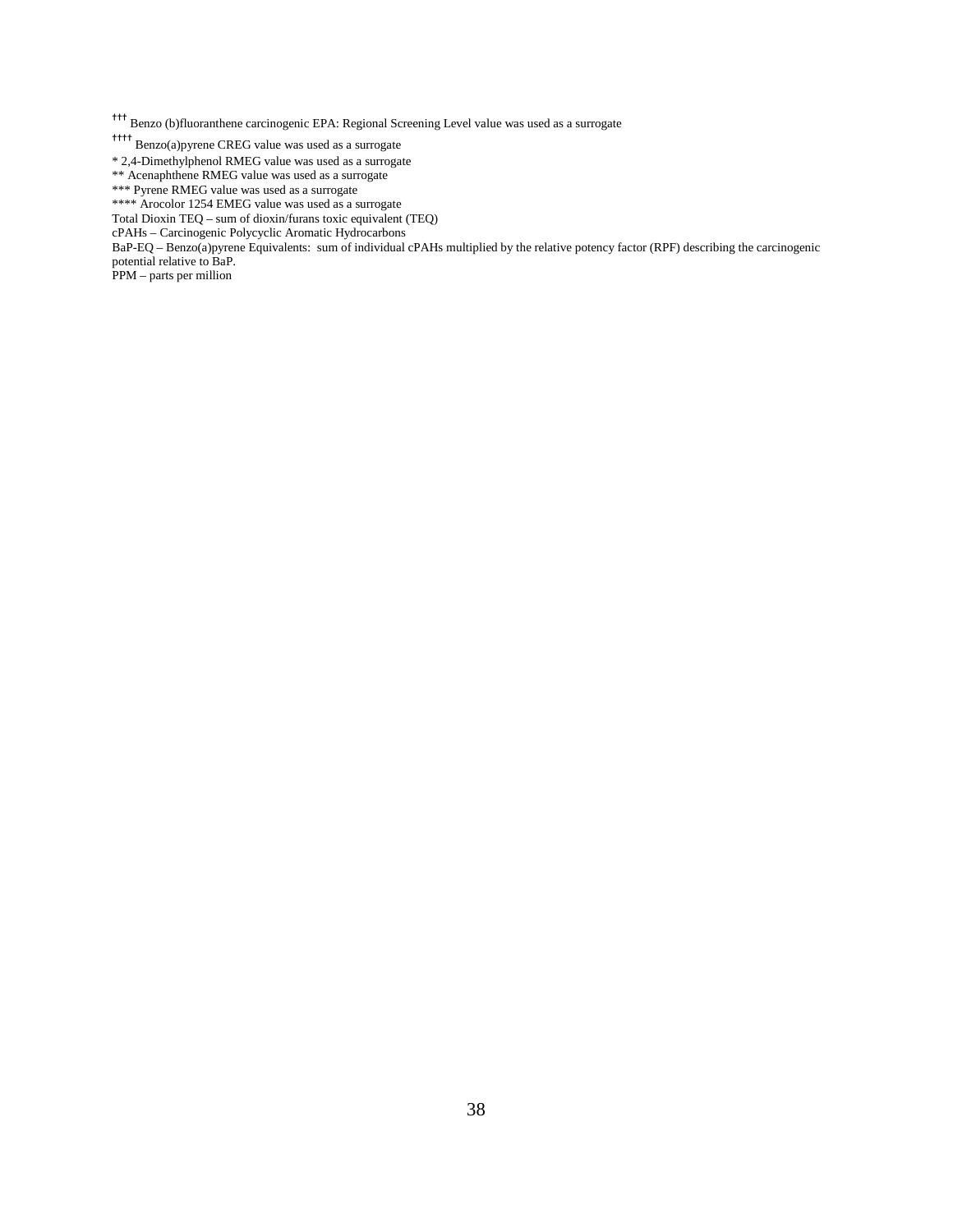††† Benzo (b)fluoranthene carcinogenic EPA: Regional Screening Level value was used as a surrogate

†††† Benzo(a)pyrene CREG value was used as a surrogate

* 2,4-Dimethylphenol RMEG value was used as a surrogate

** Acenaphthene RMEG value was used as a surrogate

*** Pyrene RMEG value was used as a surrogate

**** Arocolor 1254 EMEG value was used as a surrogate

Total Dioxin TEQ – sum of dioxin/furans toxic equivalent (TEQ)

cPAHs – Carcinogenic Polycyclic Aromatic Hydrocarbons

BaP-EQ – Benzo(a)pyrene Equivalents: sum of individual cPAHs multiplied by the relative potency factor (RPF) describing the carcinogenic potential relative to BaP.

PPM – parts per million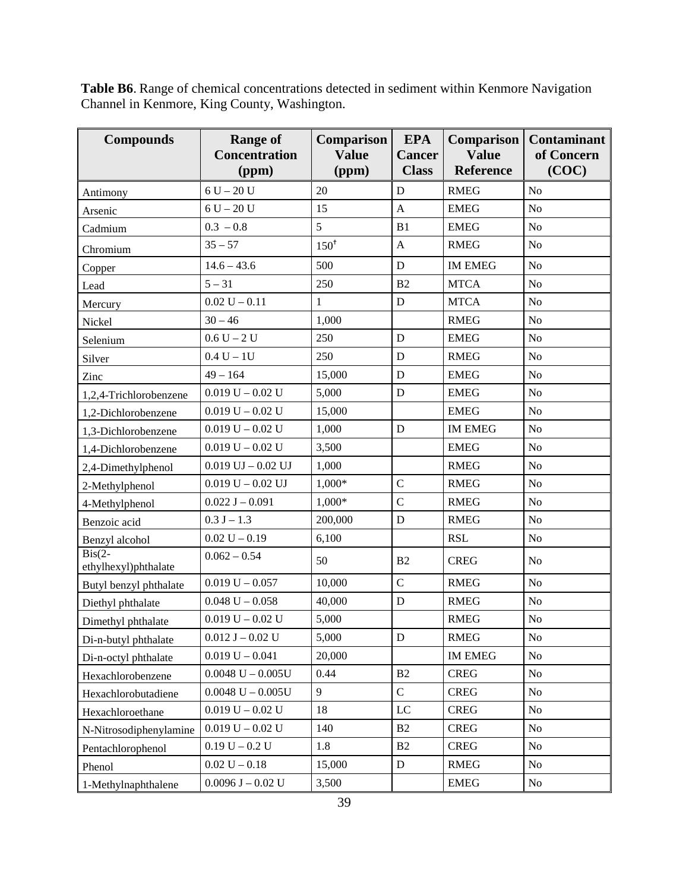**Table B6**. Range of chemical concentrations detected in sediment within Kenmore Navigation Channel in Kenmore, King County, Washington.

| Compounds | Range of Concentration (ppm) | Comparison Value (ppm) | EPA Cancer Class | Comparison Value Reference | Contaminant of Concern (COC) |
|---|---|---|---|---|---|
| Antimony | 6 U – 20 U | 20 | D | RMEG | No |
| Arsenic | 6 U – 20 U | 15 | A | EMEG | No |
| Cadmium | 0.3 – 0.8 | 5 | B1 | EMEG | No |
| Chromium | 35 – 57 | 150[†] | A | RMEG | No |
| Copper | 14.6 – 43.6 | 500 | D | IM EMEG | No |
| Lead | 5 – 31 | 250 | B2 | MTCA | No |
| Mercury | 0.02 U – 0.11 | 1 | D | MTCA | No |
| Nickel | 30 – 46 | 1,000 | | RMEG | No |
| Selenium | 0.6 U – 2 U | 250 | D | EMEG | No |
| Silver | 0.4 U – 1U | 250 | D | RMEG | No |
| Zinc | 49 – 164 | 15,000 | D | EMEG | No |
| 1,2,4-Trichlorobenzene | 0.019 U – 0.02 U | 5,000 | D | EMEG | No |
| 1,2-Dichlorobenzene | 0.019 U – 0.02 U | 15,000 | | EMEG | No |
| 1,3-Dichlorobenzene | 0.019 U – 0.02 U | 1,000 | D | IM EMEG | No |
| 1,4-Dichlorobenzene | 0.019 U – 0.02 U | 3,500 | | EMEG | No |
| 2,4-Dimethylphenol | 0.019 UJ – 0.02 UJ | 1,000 | | RMEG | No |
| 2-Methylphenol | 0.019 U – 0.02 UJ | 1,000* | C | RMEG | No |
| 4-Methylphenol | 0.022 J – 0.091 | 1,000* | C | RMEG | No |
| Benzoic acid | 0.3 J – 1.3 | 200,000 | D | RMEG | No |
| Benzyl alcohol | 0.02 U – 0.19 | 6,100 | | RSL | No |
| Bis(2-ethylhexyl)phthalate | 0.062 – 0.54 | 50 | B2 | CREG | No |
| Butyl benzyl phthalate | 0.019 U – 0.057 | 10,000 | C | RMEG | No |
| Diethyl phthalate | 0.048 U – 0.058 | 40,000 | D | RMEG | No |
| Dimethyl phthalate | 0.019 U – 0.02 U | 5,000 | | RMEG | No |
| Di-n-butyl phthalate | 0.012 J – 0.02 U | 5,000 | D | RMEG | No |
| Di-n-octyl phthalate | 0.019 U – 0.041 | 20,000 | | IM EMEG | No |
| Hexachlorobenzene | 0.0048 U – 0.005U | 0.44 | B2 | CREG | No |
| Hexachlorobutadiene | 0.0048 U – 0.005U | 9 | C | CREG | No |
| Hexachloroethane | 0.019 U – 0.02 U | 18 | LC | CREG | No |
| N-Nitrosodiphenylamine | 0.019 U – 0.02 U | 140 | B2 | CREG | No |
| Pentachlorophenol | 0.19 U – 0.2 U | 1.8 | B2 | CREG | No |
| Phenol | 0.02 U – 0.18 | 15,000 | D | RMEG | No |
| 1-Methylnaphthalene | 0.0096 J – 0.02 U | 3,500 | | EMEG | No |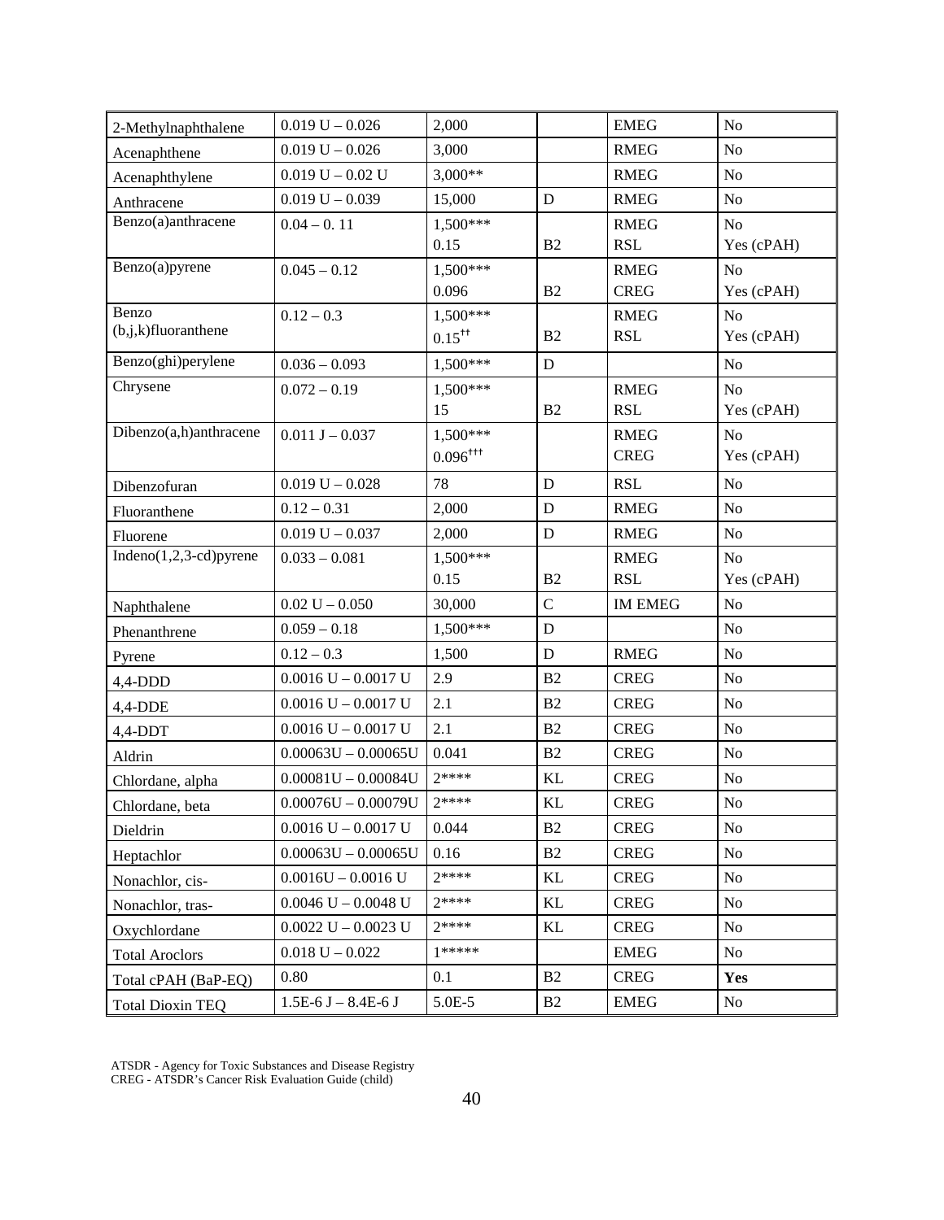| 2-Methylnaphthalene | 0.019 U – 0.026 | 2,000 | | EMEG | No |
|---|---|---|---|---|---|
| Acenaphthene | 0.019 U – 0.026 | 3,000 | | RMEG | No |
| Acenaphthylene | 0.019 U – 0.02 U | 3,000** | | RMEG | No |
| Anthracene | 0.019 U – 0.039 | 15,000 | D | RMEG | No |
| Benzo(a)anthracene | 0.04 – 0. 11 | 1,500***<br>0.15 | <br>B2 | RMEG<br>RSL | No<br>Yes (cPAH) |
| Benzo(a)pyrene | 0.045 – 0.12 | 1,500***<br>0.096 | <br>B2 | RMEG<br>CREG | No<br>Yes (cPAH) |
| Benzo (b,j,k)fluoranthene | 0.12 – 0.3 | 1,500***<br>0.15[††] | <br>B2 | RMEG<br>RSL | No<br>Yes (cPAH) |
| Benzo(ghi)perylene | 0.036 – 0.093 | 1,500*** | D | | No |
| Chrysene | 0.072 – 0.19 | 1,500***<br>15 | <br>B2 | RMEG<br>RSL | No<br>Yes (cPAH) |
| Dibenzo(a,h)anthracene | 0.011 J – 0.037 | 1,500***<br>0.096[†††] | | RMEG<br>CREG | No<br>Yes (cPAH) |
| Dibenzofuran | 0.019 U – 0.028 | 78 | D | RSL | No |
| Fluoranthene | 0.12 – 0.31 | 2,000 | D | RMEG | No |
| Fluorene | 0.019 U – 0.037 | 2,000 | D | RMEG | No |
| Indeno(1,2,3-cd)pyrene | 0.033 – 0.081 | 1,500***<br>0.15 | <br>B2 | RMEG<br>RSL | No<br>Yes (cPAH) |
| Naphthalene | 0.02 U – 0.050 | 30,000 | C | IM EMEG | No |
| Phenanthrene | 0.059 – 0.18 | 1,500*** | D | | No |
| Pyrene | 0.12 – 0.3 | 1,500 | D | RMEG | No |
| 4,4-DDD | 0.0016 U – 0.0017 U | 2.9 | B2 | CREG | No |
| 4,4-DDE | 0.0016 U – 0.0017 U | 2.1 | B2 | CREG | No |
| 4,4-DDT | 0.0016 U – 0.0017 U | 2.1 | B2 | CREG | No |
| Aldrin | 0.00063U – 0.00065U | 0.041 | B2 | CREG | No |
| Chlordane, alpha | 0.00081U – 0.00084U | 2**** | KL | CREG | No |
| Chlordane, beta | 0.00076U – 0.00079U | 2**** | KL | CREG | No |
| Dieldrin | 0.0016 U – 0.0017 U | 0.044 | B2 | CREG | No |
| Heptachlor | 0.00063U – 0.00065U | 0.16 | B2 | CREG | No |
| Nonachlor, cis- | 0.0016U – 0.0016 U | 2**** | KL | CREG | No |
| Nonachlor, tras- | 0.0046 U – 0.0048 U | 2**** | KL | CREG | No |
| Oxychlordane | 0.0022 U – 0.0023 U | 2**** | KL | CREG | No |
| Total Aroclors | 0.018 U – 0.022 | 1***** | | EMEG | No |
| Total cPAH (BaP-EQ) | 0.80 | 0.1 | B2 | CREG | **Yes** |
| Total Dioxin TEQ | 1.5E-6 J – 8.4E-6 J | 5.0E-5 | B2 | EMEG | No |

ATSDR - Agency for Toxic Substances and Disease Registry
CREG - ATSDR's Cancer Risk Evaluation Guide (child)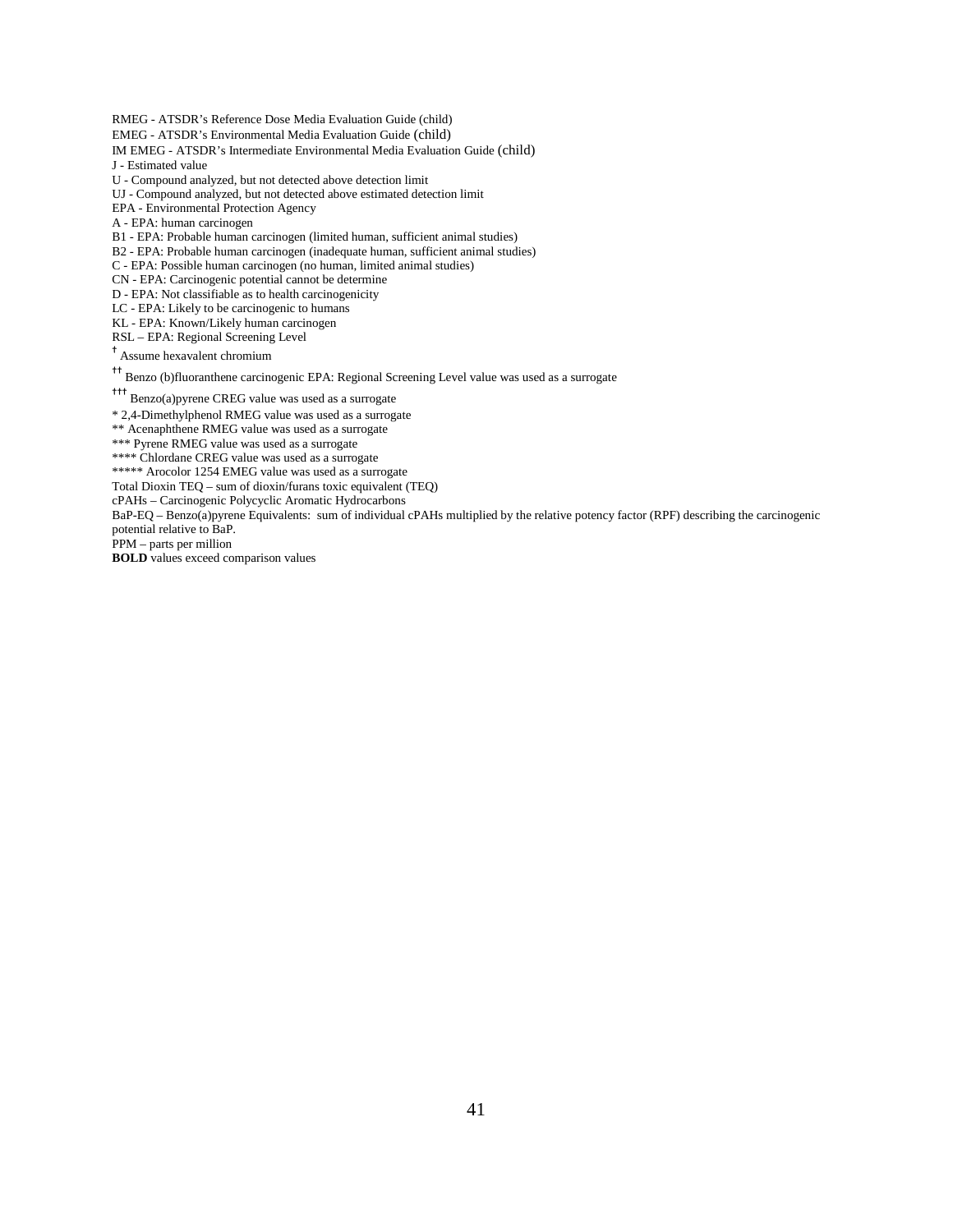RMEG - ATSDR's Reference Dose Media Evaluation Guide (child)
EMEG - ATSDR's Environmental Media Evaluation Guide (child)
IM EMEG - ATSDR's Intermediate Environmental Media Evaluation Guide (child)
J - Estimated value
U - Compound analyzed, but not detected above detection limit
UJ - Compound analyzed, but not detected above estimated detection limit
EPA - Environmental Protection Agency
A - EPA: human carcinogen
B1 - EPA: Probable human carcinogen (limited human, sufficient animal studies)
B2 - EPA: Probable human carcinogen (inadequate human, sufficient animal studies)
C - EPA: Possible human carcinogen (no human, limited animal studies)
CN - EPA: Carcinogenic potential cannot be determine
D - EPA: Not classifiable as to health carcinogenicity
LC - EPA: Likely to be carcinogenic to humans
KL - EPA: Known/Likely human carcinogen
RSL – EPA: Regional Screening Level

† Assume hexavalent chromium

†† Benzo (b)fluoranthene carcinogenic EPA: Regional Screening Level value was used as a surrogate

††† Benzo(a)pyrene CREG value was used as a surrogate

* 2,4-Dimethylphenol RMEG value was used as a surrogate
** Acenaphthene RMEG value was used as a surrogate
*** Pyrene RMEG value was used as a surrogate
**** Chlordane CREG value was used as a surrogate
***** Arocolor 1254 EMEG value was used as a surrogate
Total Dioxin TEQ – sum of dioxin/furans toxic equivalent (TEQ)
cPAHs – Carcinogenic Polycyclic Aromatic Hydrocarbons
BaP-EQ – Benzo(a)pyrene Equivalents: sum of individual cPAHs multiplied by the relative potency factor (RPF) describing the carcinogenic potential relative to BaP.
PPM – parts per million
**BOLD** values exceed comparison values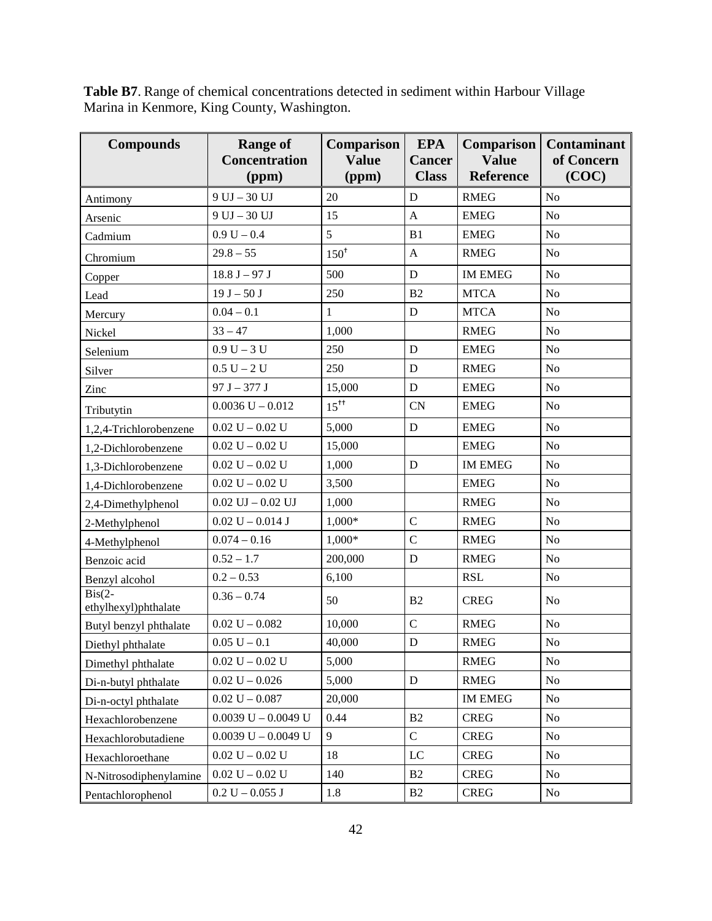**Table B7**. Range of chemical concentrations detected in sediment within Harbour Village Marina in Kenmore, King County, Washington.

| Compounds | Range of Concentration (ppm) | Comparison Value (ppm) | EPA Cancer Class | Comparison Value Reference | Contaminant of Concern (COC) |
|---|---|---|---|---|---|
| Antimony | 9 UJ – 30 UJ | 20 | D | RMEG | No |
| Arsenic | 9 UJ – 30 UJ | 15 | A | EMEG | No |
| Cadmium | 0.9 U – 0.4 | 5 | B1 | EMEG | No |
| Chromium | 29.8 – 55 | 150[†] | A | RMEG | No |
| Copper | 18.8 J – 97 J | 500 | D | IM EMEG | No |
| Lead | 19 J – 50 J | 250 | B2 | MTCA | No |
| Mercury | 0.04 – 0.1 | 1 | D | MTCA | No |
| Nickel | 33 – 47 | 1,000 | | RMEG | No |
| Selenium | 0.9 U – 3 U | 250 | D | EMEG | No |
| Silver | 0.5 U – 2 U | 250 | D | RMEG | No |
| Zinc | 97 J – 377 J | 15,000 | D | EMEG | No |
| Tributytin | 0.0036 U – 0.012 | 15[††] | CN | EMEG | No |
| 1,2,4-Trichlorobenzene | 0.02 U – 0.02 U | 5,000 | D | EMEG | No |
| 1,2-Dichlorobenzene | 0.02 U – 0.02 U | 15,000 | | EMEG | No |
| 1,3-Dichlorobenzene | 0.02 U – 0.02 U | 1,000 | D | IM EMEG | No |
| 1,4-Dichlorobenzene | 0.02 U – 0.02 U | 3,500 | | EMEG | No |
| 2,4-Dimethylphenol | 0.02 UJ – 0.02 UJ | 1,000 | | RMEG | No |
| 2-Methylphenol | 0.02 U – 0.014 J | 1,000* | C | RMEG | No |
| 4-Methylphenol | 0.074 – 0.16 | 1,000* | C | RMEG | No |
| Benzoic acid | 0.52 – 1.7 | 200,000 | D | RMEG | No |
| Benzyl alcohol | 0.2 – 0.53 | 6,100 | | RSL | No |
| Bis(2-ethylhexyl)phthalate | 0.36 – 0.74 | 50 | B2 | CREG | No |
| Butyl benzyl phthalate | 0.02 U – 0.082 | 10,000 | C | RMEG | No |
| Diethyl phthalate | 0.05 U – 0.1 | 40,000 | D | RMEG | No |
| Dimethyl phthalate | 0.02 U – 0.02 U | 5,000 | | RMEG | No |
| Di-n-butyl phthalate | 0.02 U – 0.026 | 5,000 | D | RMEG | No |
| Di-n-octyl phthalate | 0.02 U – 0.087 | 20,000 | | IM EMEG | No |
| Hexachlorobenzene | 0.0039 U – 0.0049 U | 0.44 | B2 | CREG | No |
| Hexachlorobutadiene | 0.0039 U – 0.0049 U | 9 | C | CREG | No |
| Hexachloroethane | 0.02 U – 0.02 U | 18 | LC | CREG | No |
| N-Nitrosodiphenylamine | 0.02 U – 0.02 U | 140 | B2 | CREG | No |
| Pentachlorophenol | 0.2 U – 0.055 J | 1.8 | B2 | CREG | No |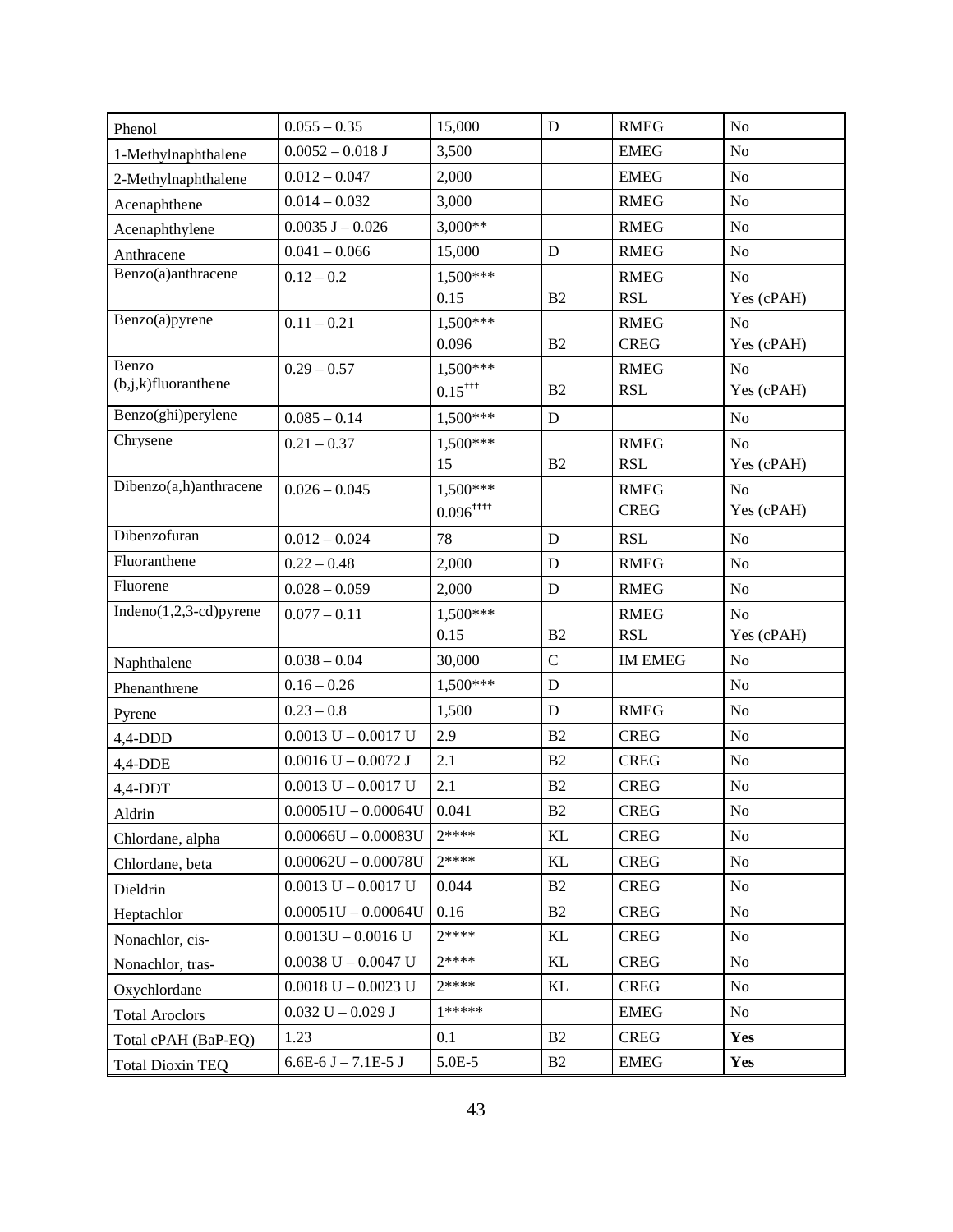| Phenol | 0.055 – 0.35 | 15,000 | D | RMEG | No |
|---|---|---|---|---|---|
| 1-Methylnaphthalene | 0.0052 – 0.018 J | 3,500 | | EMEG | No |
| 2-Methylnaphthalene | 0.012 – 0.047 | 2,000 | | EMEG | No |
| Acenaphthene | 0.014 – 0.032 | 3,000 | | RMEG | No |
| Acenaphthylene | 0.0035 J – 0.026 | 3,000** | | RMEG | No |
| Anthracene | 0.041 – 0.066 | 15,000 | D | RMEG | No |
| Benzo(a)anthracene | 0.12 – 0.2 | 1,500***<br>0.15 | <br>B2 | RMEG<br>RSL | No<br>Yes (cPAH) |
| Benzo(a)pyrene | 0.11 – 0.21 | 1,500***<br>0.096 | <br>B2 | RMEG<br>CREG | No<br>Yes (cPAH) |
| Benzo (b,j,k)fluoranthene | 0.29 – 0.57 | 1,500***<br>0.15††† | <br>B2 | RMEG<br>RSL | No<br>Yes (cPAH) |
| Benzo(ghi)perylene | 0.085 – 0.14 | 1,500*** | D | | No |
| Chrysene | 0.21 – 0.37 | 1,500***<br>15 | <br>B2 | RMEG<br>RSL | No<br>Yes (cPAH) |
| Dibenzo(a,h)anthracene | 0.026 – 0.045 | 1,500***<br>0.096†††† | | RMEG<br>CREG | No<br>Yes (cPAH) |
| Dibenzofuran | 0.012 – 0.024 | 78 | D | RSL | No |
| Fluoranthene | 0.22 – 0.48 | 2,000 | D | RMEG | No |
| Fluorene | 0.028 – 0.059 | 2,000 | D | RMEG | No |
| Indeno(1,2,3-cd)pyrene | 0.077 – 0.11 | 1,500***<br>0.15 | <br>B2 | RMEG<br>RSL | No<br>Yes (cPAH) |
| Naphthalene | 0.038 – 0.04 | 30,000 | C | IM EMEG | No |
| Phenanthrene | 0.16 – 0.26 | 1,500*** | D | | No |
| Pyrene | 0.23 – 0.8 | 1,500 | D | RMEG | No |
| 4,4-DDD | 0.0013 U – 0.0017 U | 2.9 | B2 | CREG | No |
| 4,4-DDE | 0.0016 U – 0.0072 J | 2.1 | B2 | CREG | No |
| 4,4-DDT | 0.0013 U – 0.0017 U | 2.1 | B2 | CREG | No |
| Aldrin | 0.00051U – 0.00064U | 0.041 | B2 | CREG | No |
| Chlordane, alpha | 0.00066U – 0.00083U | 2**** | KL | CREG | No |
| Chlordane, beta | 0.00062U – 0.00078U | 2**** | KL | CREG | No |
| Dieldrin | 0.0013 U – 0.0017 U | 0.044 | B2 | CREG | No |
| Heptachlor | 0.00051U – 0.00064U | 0.16 | B2 | CREG | No |
| Nonachlor, cis- | 0.0013U – 0.0016 U | 2**** | KL | CREG | No |
| Nonachlor, tras- | 0.0038 U – 0.0047 U | 2**** | KL | CREG | No |
| Oxychlordane | 0.0018 U – 0.0023 U | 2**** | KL | CREG | No |
| Total Aroclors | 0.032 U – 0.029 J | 1***** | | EMEG | No |
| Total cPAH (BaP-EQ) | 1.23 | 0.1 | B2 | CREG | **Yes** |
| Total Dioxin TEQ | 6.6E-6 J – 7.1E-5 J | 5.0E-5 | B2 | EMEG | **Yes** |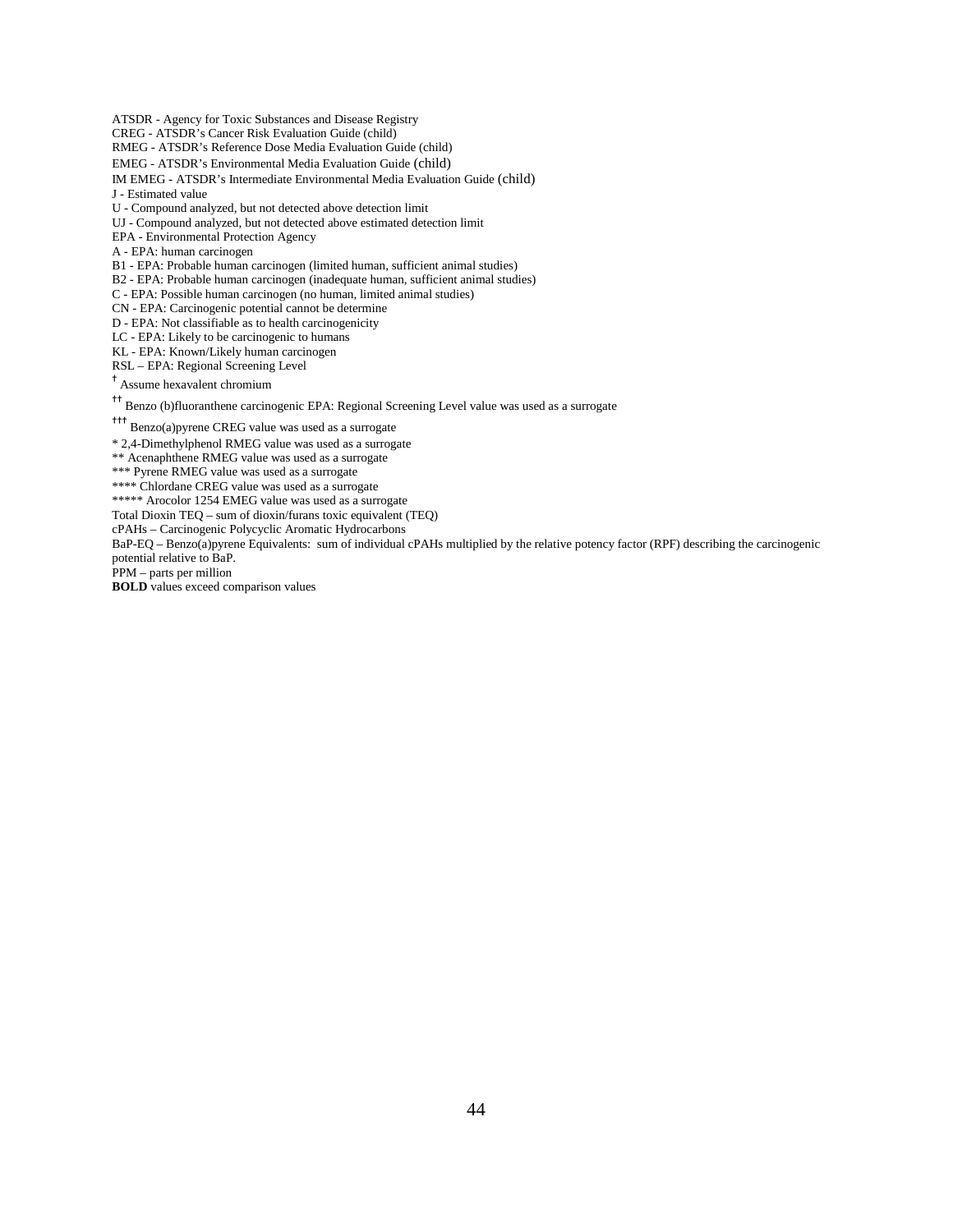ATSDR - Agency for Toxic Substances and Disease Registry
CREG - ATSDR's Cancer Risk Evaluation Guide (child)
RMEG - ATSDR's Reference Dose Media Evaluation Guide (child)
EMEG - ATSDR's Environmental Media Evaluation Guide (child)
IM EMEG - ATSDR's Intermediate Environmental Media Evaluation Guide (child)
J - Estimated value
U - Compound analyzed, but not detected above detection limit
UJ - Compound analyzed, but not detected above estimated detection limit
EPA - Environmental Protection Agency
A - EPA: human carcinogen
B1 - EPA: Probable human carcinogen (limited human, sufficient animal studies)
B2 - EPA: Probable human carcinogen (inadequate human, sufficient animal studies)
C - EPA: Possible human carcinogen (no human, limited animal studies)
CN - EPA: Carcinogenic potential cannot be determine
D - EPA: Not classifiable as to health carcinogenicity
LC - EPA: Likely to be carcinogenic to humans
KL - EPA: Known/Likely human carcinogen
RSL – EPA: Regional Screening Level
† Assume hexavalent chromium
†† Benzo (b)fluoranthene carcinogenic EPA: Regional Screening Level value was used as a surrogate
††† Benzo(a)pyrene CREG value was used as a surrogate
* 2,4-Dimethylphenol RMEG value was used as a surrogate
** Acenaphthene RMEG value was used as a surrogate
*** Pyrene RMEG value was used as a surrogate
**** Chlordane CREG value was used as a surrogate
***** Arocolor 1254 EMEG value was used as a surrogate
Total Dioxin TEQ – sum of dioxin/furans toxic equivalent (TEQ)
cPAHs – Carcinogenic Polycyclic Aromatic Hydrocarbons
BaP-EQ – Benzo(a)pyrene Equivalents: sum of individual cPAHs multiplied by the relative potency factor (RPF) describing the carcinogenic potential relative to BaP.
PPM – parts per million
**BOLD** values exceed comparison values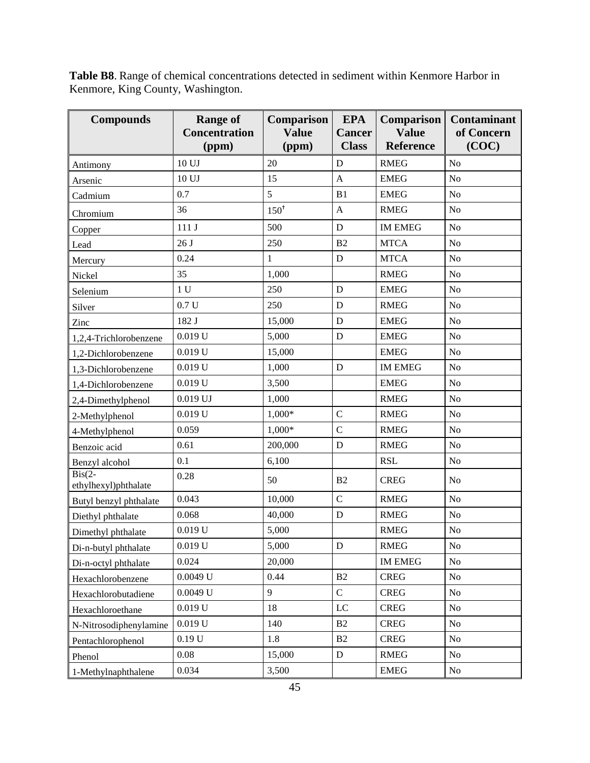**Table B8**. Range of chemical concentrations detected in sediment within Kenmore Harbor in Kenmore, King County, Washington.

| Compounds | Range of Concentration (ppm) | Comparison Value (ppm) | EPA Cancer Class | Comparison Value Reference | Contaminant of Concern (COC) |
|---|---|---|---|---|---|
| Antimony | 10 UJ | 20 | D | RMEG | No |
| Arsenic | 10 UJ | 15 | A | EMEG | No |
| Cadmium | 0.7 | 5 | B1 | EMEG | No |
| Chromium | 36 | 150† | A | RMEG | No |
| Copper | 111 J | 500 | D | IM EMEG | No |
| Lead | 26 J | 250 | B2 | MTCA | No |
| Mercury | 0.24 | 1 | D | MTCA | No |
| Nickel | 35 | 1,000 | | RMEG | No |
| Selenium | 1 U | 250 | D | EMEG | No |
| Silver | 0.7 U | 250 | D | RMEG | No |
| Zinc | 182 J | 15,000 | D | EMEG | No |
| 1,2,4-Trichlorobenzene | 0.019 U | 5,000 | D | EMEG | No |
| 1,2-Dichlorobenzene | 0.019 U | 15,000 | | EMEG | No |
| 1,3-Dichlorobenzene | 0.019 U | 1,000 | D | IM EMEG | No |
| 1,4-Dichlorobenzene | 0.019 U | 3,500 | | EMEG | No |
| 2,4-Dimethylphenol | 0.019 UJ | 1,000 | | RMEG | No |
| 2-Methylphenol | 0.019 U | 1,000* | C | RMEG | No |
| 4-Methylphenol | 0.059 | 1,000* | C | RMEG | No |
| Benzoic acid | 0.61 | 200,000 | D | RMEG | No |
| Benzyl alcohol | 0.1 | 6,100 | | RSL | No |
| Bis(2-ethylhexyl)phthalate | 0.28 | 50 | B2 | CREG | No |
| Butyl benzyl phthalate | 0.043 | 10,000 | C | RMEG | No |
| Diethyl phthalate | 0.068 | 40,000 | D | RMEG | No |
| Dimethyl phthalate | 0.019 U | 5,000 | | RMEG | No |
| Di-n-butyl phthalate | 0.019 U | 5,000 | D | RMEG | No |
| Di-n-octyl phthalate | 0.024 | 20,000 | | IM EMEG | No |
| Hexachlorobenzene | 0.0049 U | 0.44 | B2 | CREG | No |
| Hexachlorobutadiene | 0.0049 U | 9 | C | CREG | No |
| Hexachloroethane | 0.019 U | 18 | LC | CREG | No |
| N-Nitrosodiphenylamine | 0.019 U | 140 | B2 | CREG | No |
| Pentachlorophenol | 0.19 U | 1.8 | B2 | CREG | No |
| Phenol | 0.08 | 15,000 | D | RMEG | No |
| 1-Methylnaphthalene | 0.034 | 3,500 | | EMEG | No |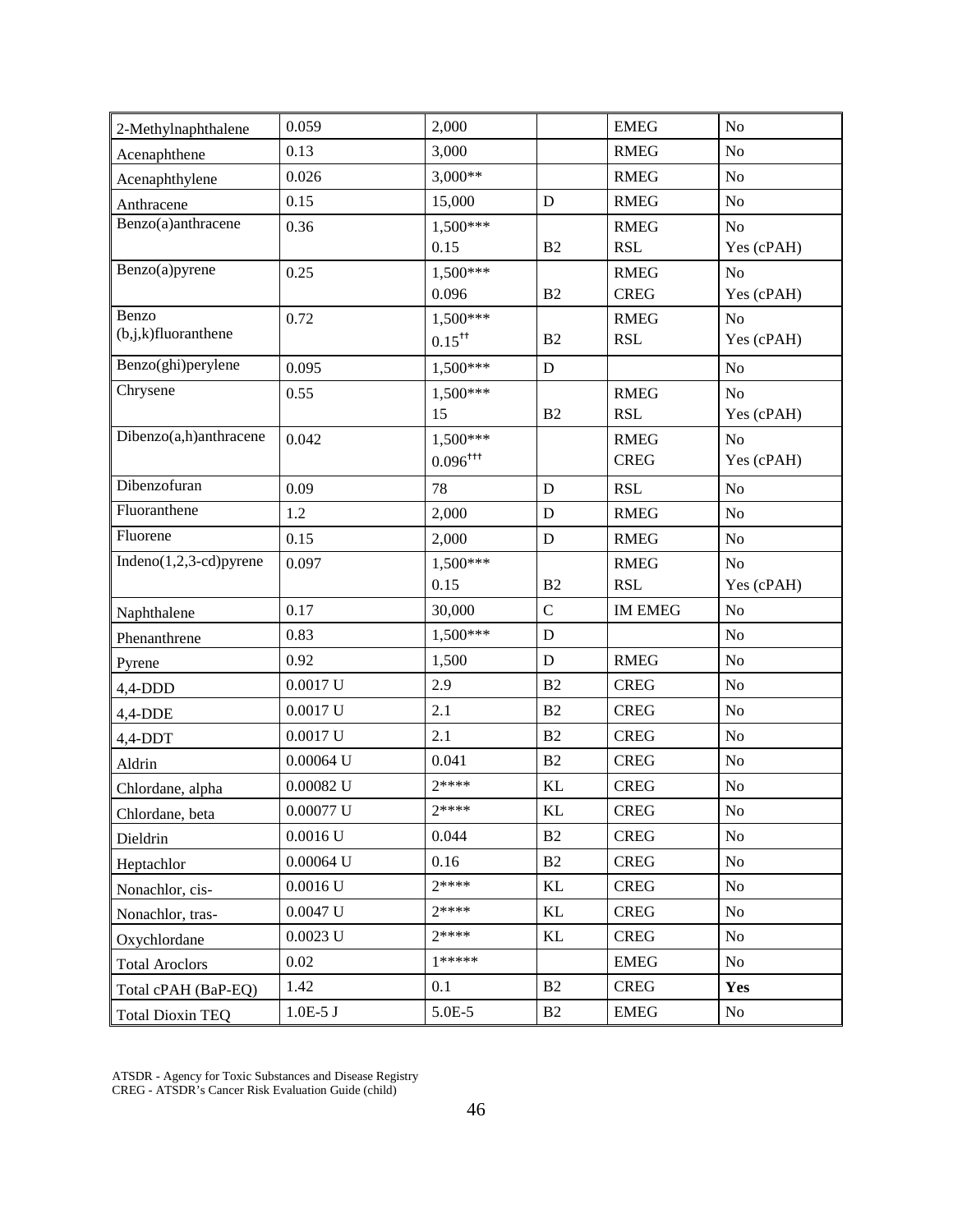| | | | | | |
|---|---|---|---|---|---|
| 2-Methylnaphthalene | 0.059 | 2,000 | | EMEG | No |
| Acenaphthene | 0.13 | 3,000 | | RMEG | No |
| Acenaphthylene | 0.026 | 3,000** | | RMEG | No |
| Anthracene | 0.15 | 15,000 | D | RMEG | No |
| Benzo(a)anthracene | 0.36 | 1,500***<br>0.15 | <br>B2 | RMEG<br>RSL | No<br>Yes (cPAH) |
| Benzo(a)pyrene | 0.25 | 1,500***<br>0.096 | <br>B2 | RMEG<br>CREG | No<br>Yes (cPAH) |
| Benzo (b,j,k)fluoranthene | 0.72 | 1,500***<br>0.15[††] | <br>B2 | RMEG<br>RSL | No<br>Yes (cPAH) |
| Benzo(ghi)perylene | 0.095 | 1,500*** | D | | No |
| Chrysene | 0.55 | 1,500***<br>15 | <br>B2 | RMEG<br>RSL | No<br>Yes (cPAH) |
| Dibenzo(a,h)anthracene | 0.042 | 1,500***<br>0.096[†††] | | RMEG<br>CREG | No<br>Yes (cPAH) |
| Dibenzofuran | 0.09 | 78 | D | RSL | No |
| Fluoranthene | 1.2 | 2,000 | D | RMEG | No |
| Fluorene | 0.15 | 2,000 | D | RMEG | No |
| Indeno(1,2,3-cd)pyrene | 0.097 | 1,500***<br>0.15 | <br>B2 | RMEG<br>RSL | No<br>Yes (cPAH) |
| Naphthalene | 0.17 | 30,000 | C | IM EMEG | No |
| Phenanthrene | 0.83 | 1,500*** | D | | No |
| Pyrene | 0.92 | 1,500 | D | RMEG | No |
| 4,4-DDD | 0.0017 U | 2.9 | B2 | CREG | No |
| 4,4-DDE | 0.0017 U | 2.1 | B2 | CREG | No |
| 4,4-DDT | 0.0017 U | 2.1 | B2 | CREG | No |
| Aldrin | 0.00064 U | 0.041 | B2 | CREG | No |
| Chlordane, alpha | 0.00082 U | 2**** | KL | CREG | No |
| Chlordane, beta | 0.00077 U | 2**** | KL | CREG | No |
| Dieldrin | 0.0016 U | 0.044 | B2 | CREG | No |
| Heptachlor | 0.00064 U | 0.16 | B2 | CREG | No |
| Nonachlor, cis- | 0.0016 U | 2**** | KL | CREG | No |
| Nonachlor, tras- | 0.0047 U | 2**** | KL | CREG | No |
| Oxychlordane | 0.0023 U | 2**** | KL | CREG | No |
| Total Aroclors | 0.02 | 1***** | | EMEG | No |
| Total cPAH (BaP-EQ) | 1.42 | 0.1 | B2 | CREG | **Yes** |
| Total Dioxin TEQ | 1.0E-5 J | 5.0E-5 | B2 | EMEG | No |

ATSDR - Agency for Toxic Substances and Disease Registry
CREG - ATSDR's Cancer Risk Evaluation Guide (child)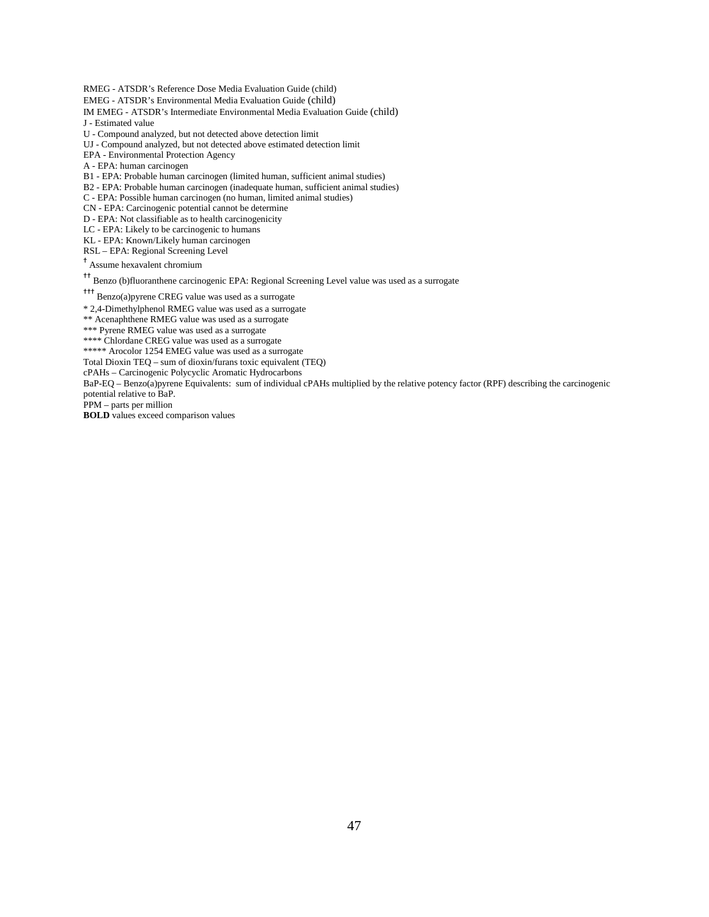RMEG - ATSDR's Reference Dose Media Evaluation Guide (child)
EMEG - ATSDR's Environmental Media Evaluation Guide (child)
IM EMEG - ATSDR's Intermediate Environmental Media Evaluation Guide (child)
J - Estimated value
U - Compound analyzed, but not detected above detection limit
UJ - Compound analyzed, but not detected above estimated detection limit
EPA - Environmental Protection Agency
A - EPA: human carcinogen
B1 - EPA: Probable human carcinogen (limited human, sufficient animal studies)
B2 - EPA: Probable human carcinogen (inadequate human, sufficient animal studies)
C - EPA: Possible human carcinogen (no human, limited animal studies)
CN - EPA: Carcinogenic potential cannot be determine
D - EPA: Not classifiable as to health carcinogenicity
LC - EPA: Likely to be carcinogenic to humans
KL - EPA: Known/Likely human carcinogen
RSL – EPA: Regional Screening Level
† Assume hexavalent chromium
†† Benzo (b)fluoranthene carcinogenic EPA: Regional Screening Level value was used as a surrogate
††† Benzo(a)pyrene CREG value was used as a surrogate
* 2,4-Dimethylphenol RMEG value was used as a surrogate
** Acenaphthene RMEG value was used as a surrogate
*** Pyrene RMEG value was used as a surrogate
**** Chlordane CREG value was used as a surrogate
***** Arocolor 1254 EMEG value was used as a surrogate
Total Dioxin TEQ – sum of dioxin/furans toxic equivalent (TEQ)
cPAHs – Carcinogenic Polycyclic Aromatic Hydrocarbons
BaP-EQ – Benzo(a)pyrene Equivalents: sum of individual cPAHs multiplied by the relative potency factor (RPF) describing the carcinogenic potential relative to BaP.
PPM – parts per million
**BOLD** values exceed comparison values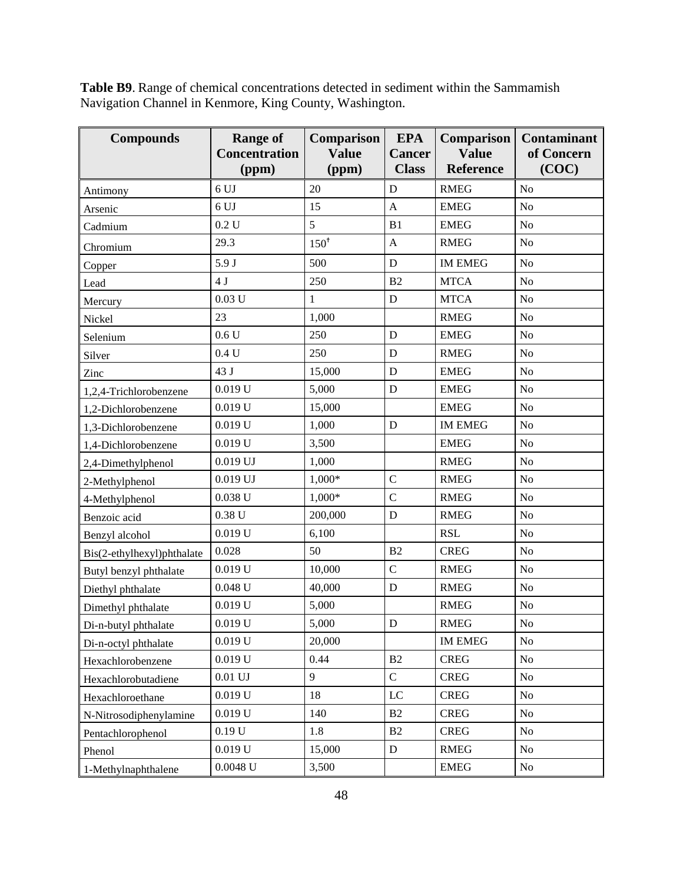**Table B9**. Range of chemical concentrations detected in sediment within the Sammamish Navigation Channel in Kenmore, King County, Washington.

| Compounds | Range of Concentration (ppm) | Comparison Value (ppm) | EPA Cancer Class | Comparison Value Reference | Contaminant of Concern (COC) |
|---|---|---|---|---|---|
| Antimony | 6 UJ | 20 | D | RMEG | No |
| Arsenic | 6 UJ | 15 | A | EMEG | No |
| Cadmium | 0.2 U | 5 | B1 | EMEG | No |
| Chromium | 29.3 | 150† | A | RMEG | No |
| Copper | 5.9 J | 500 | D | IM EMEG | No |
| Lead | 4 J | 250 | B2 | MTCA | No |
| Mercury | 0.03 U | 1 | D | MTCA | No |
| Nickel | 23 | 1,000 | | RMEG | No |
| Selenium | 0.6 U | 250 | D | EMEG | No |
| Silver | 0.4 U | 250 | D | RMEG | No |
| Zinc | 43 J | 15,000 | D | EMEG | No |
| 1,2,4-Trichlorobenzene | 0.019 U | 5,000 | D | EMEG | No |
| 1,2-Dichlorobenzene | 0.019 U | 15,000 | | EMEG | No |
| 1,3-Dichlorobenzene | 0.019 U | 1,000 | D | IM EMEG | No |
| 1,4-Dichlorobenzene | 0.019 U | 3,500 | | EMEG | No |
| 2,4-Dimethylphenol | 0.019 UJ | 1,000 | | RMEG | No |
| 2-Methylphenol | 0.019 UJ | 1,000* | C | RMEG | No |
| 4-Methylphenol | 0.038 U | 1,000* | C | RMEG | No |
| Benzoic acid | 0.38 U | 200,000 | D | RMEG | No |
| Benzyl alcohol | 0.019 U | 6,100 | | RSL | No |
| Bis(2-ethylhexyl)phthalate | 0.028 | 50 | B2 | CREG | No |
| Butyl benzyl phthalate | 0.019 U | 10,000 | C | RMEG | No |
| Diethyl phthalate | 0.048 U | 40,000 | D | RMEG | No |
| Dimethyl phthalate | 0.019 U | 5,000 | | RMEG | No |
| Di-n-butyl phthalate | 0.019 U | 5,000 | D | RMEG | No |
| Di-n-octyl phthalate | 0.019 U | 20,000 | | IM EMEG | No |
| Hexachlorobenzene | 0.019 U | 0.44 | B2 | CREG | No |
| Hexachlorobutadiene | 0.01 UJ | 9 | C | CREG | No |
| Hexachloroethane | 0.019 U | 18 | LC | CREG | No |
| N-Nitrosodiphenylamine | 0.019 U | 140 | B2 | CREG | No |
| Pentachlorophenol | 0.19 U | 1.8 | B2 | CREG | No |
| Phenol | 0.019 U | 15,000 | D | RMEG | No |
| 1-Methylnaphthalene | 0.0048 U | 3,500 | | EMEG | No |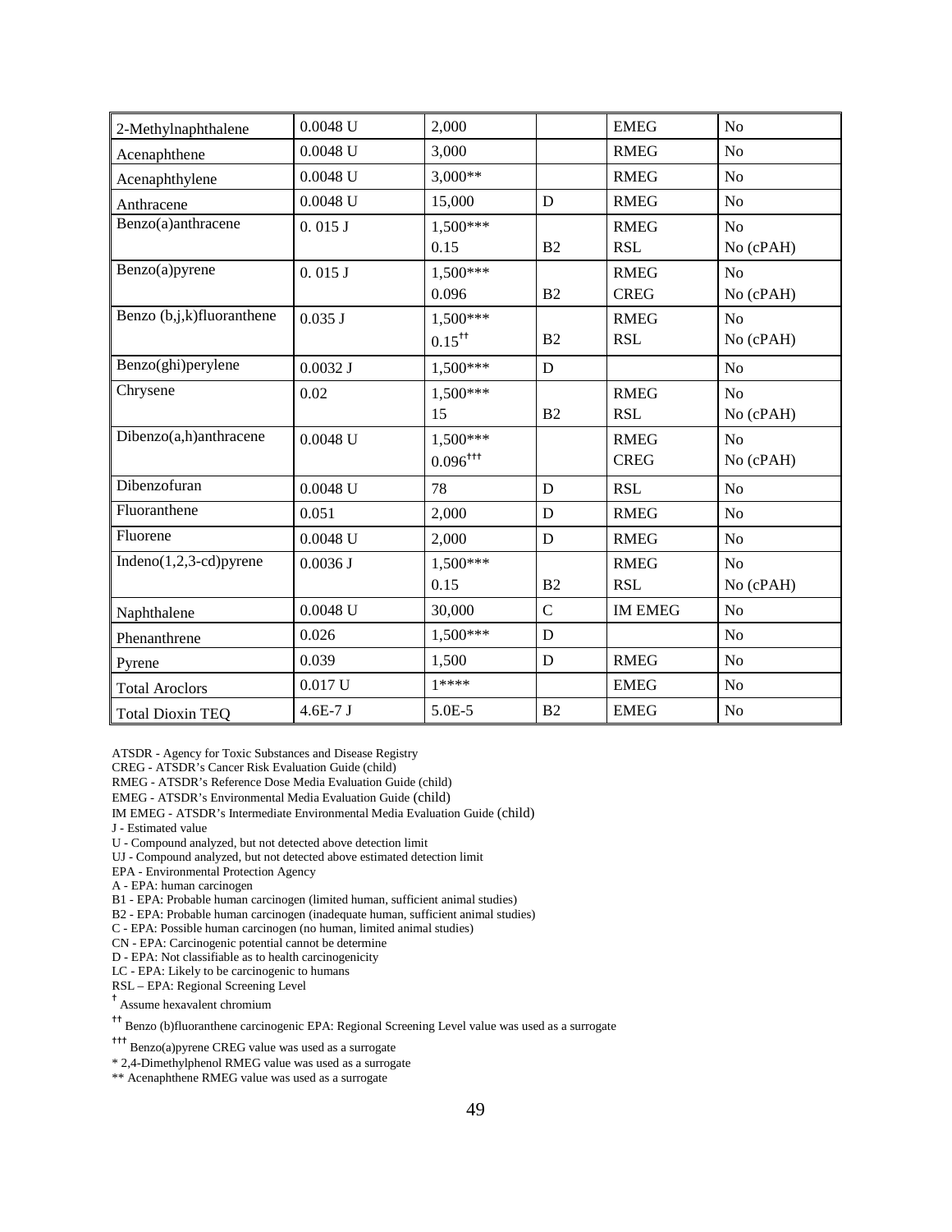| | | | | | |
|---|---|---|---|---|---|
| 2-Methylnaphthalene | 0.0048 U | 2,000 | | EMEG | No |
| Acenaphthene | 0.0048 U | 3,000 | | RMEG | No |
| Acenaphthylene | 0.0048 U | 3,000** | | RMEG | No |
| Anthracene | 0.0048 U | 15,000 | D | RMEG | No |
| Benzo(a)anthracene | 0. 015 J | 1,500***<br>0.15 | <br>B2 | RMEG<br>RSL | No<br>No (cPAH) |
| Benzo(a)pyrene | 0. 015 J | 1,500***<br>0.096 | <br>B2 | RMEG<br>CREG | No<br>No (cPAH) |
| Benzo (b,j,k)fluoranthene | 0.035 J | 1,500***<br>0.15†† | <br>B2 | RMEG<br>RSL | No<br>No (cPAH) |
| Benzo(ghi)perylene | 0.0032 J | 1,500*** | D | | No |
| Chrysene | 0.02 | 1,500***<br>15 | <br>B2 | RMEG<br>RSL | No<br>No (cPAH) |
| Dibenzo(a,h)anthracene | 0.0048 U | 1,500***<br>0.096††† | | RMEG<br>CREG | No<br>No (cPAH) |
| Dibenzofuran | 0.0048 U | 78 | D | RSL | No |
| Fluoranthene | 0.051 | 2,000 | D | RMEG | No |
| Fluorene | 0.0048 U | 2,000 | D | RMEG | No |
| Indeno(1,2,3-cd)pyrene | 0.0036 J | 1,500***<br>0.15 | <br>B2 | RMEG<br>RSL | No<br>No (cPAH) |
| Naphthalene | 0.0048 U | 30,000 | C | IM EMEG | No |
| Phenanthrene | 0.026 | 1,500*** | D | | No |
| Pyrene | 0.039 | 1,500 | D | RMEG | No |
| Total Aroclors | 0.017 U | 1**** | | EMEG | No |
| Total Dioxin TEQ | 4.6E-7 J | 5.0E-5 | B2 | EMEG | No |

ATSDR - Agency for Toxic Substances and Disease Registry
CREG - ATSDR's Cancer Risk Evaluation Guide (child)
RMEG - ATSDR's Reference Dose Media Evaluation Guide (child)
EMEG - ATSDR's Environmental Media Evaluation Guide (child)
IM EMEG - ATSDR's Intermediate Environmental Media Evaluation Guide (child)
J - Estimated value
U - Compound analyzed, but not detected above detection limit
UJ - Compound analyzed, but not detected above estimated detection limit
EPA - Environmental Protection Agency
A - EPA: human carcinogen
B1 - EPA: Probable human carcinogen (limited human, sufficient animal studies)
B2 - EPA: Probable human carcinogen (inadequate human, sufficient animal studies)
C - EPA: Possible human carcinogen (no human, limited animal studies)
CN - EPA: Carcinogenic potential cannot be determine
D - EPA: Not classifiable as to health carcinogenicity
LC - EPA: Likely to be carcinogenic to humans
RSL – EPA: Regional Screening Level
† Assume hexavalent chromium
†† Benzo (b)fluoranthene carcinogenic EPA: Regional Screening Level value was used as a surrogate
††† Benzo(a)pyrene CREG value was used as a surrogate
* 2,4-Dimethylphenol RMEG value was used as a surrogate
** Acenaphthene RMEG value was used as a surrogate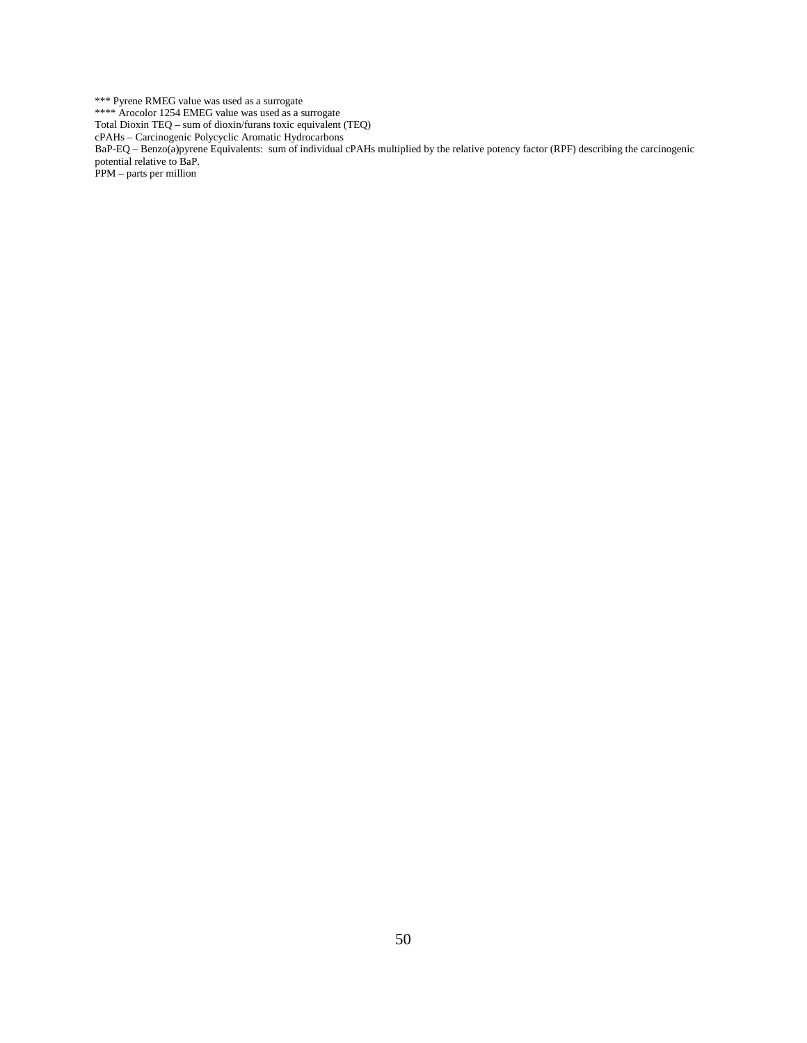*** Pyrene RMEG value was used as a surrogate

**** Arocolor 1254 EMEG value was used as a surrogate

Total Dioxin TEQ – sum of dioxin/furans toxic equivalent (TEQ)

cPAHs – Carcinogenic Polycyclic Aromatic Hydrocarbons

BaP-EQ – Benzo(a)pyrene Equivalents: sum of individual cPAHs multiplied by the relative potency factor (RPF) describing the carcinogenic potential relative to BaP.

PPM – parts per million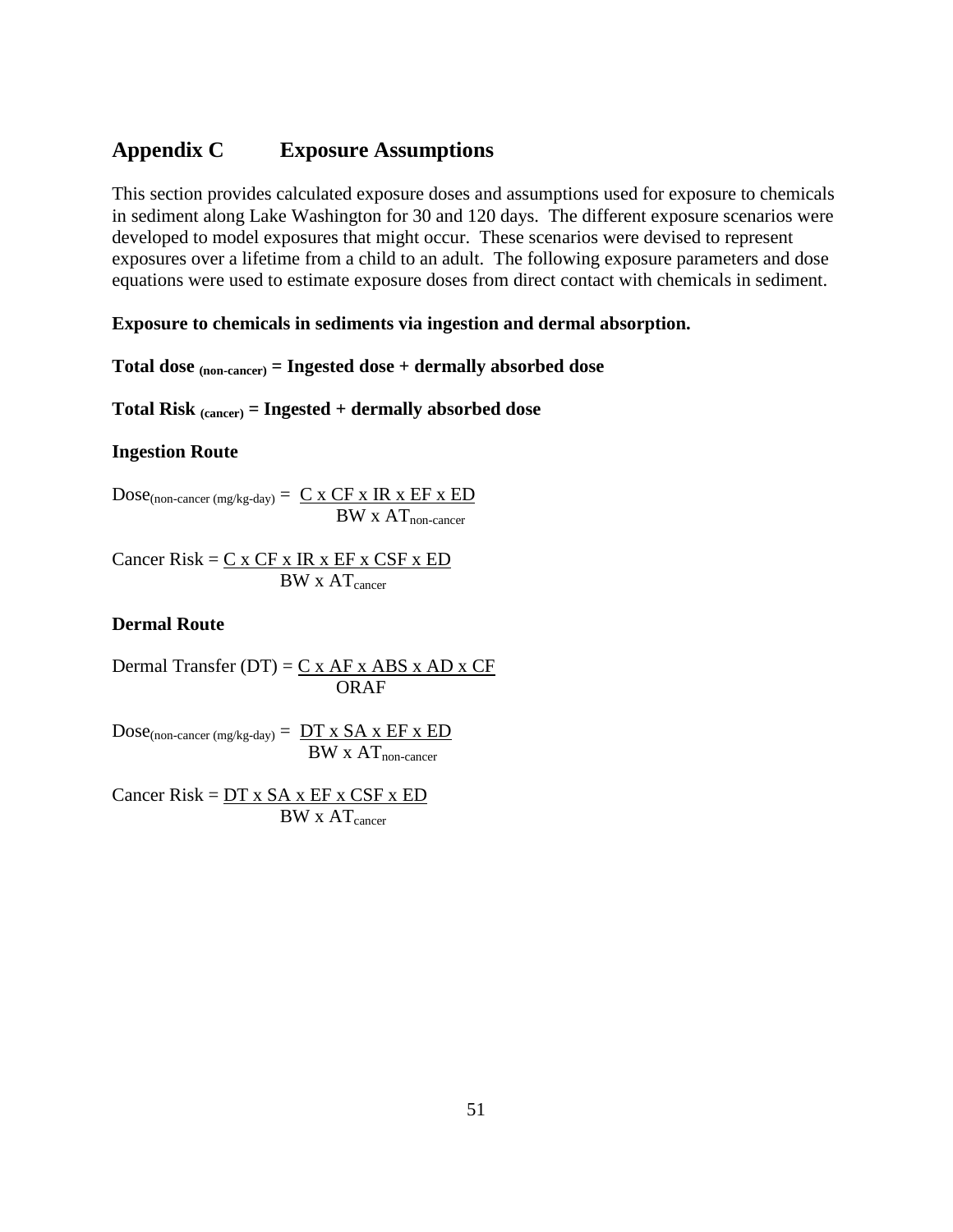## Appendix C Exposure Assumptions

This section provides calculated exposure doses and assumptions used for exposure to chemicals in sediment along Lake Washington for 30 and 120 days. The different exposure scenarios were developed to model exposures that might occur. These scenarios were devised to represent exposures over a lifetime from a child to an adult. The following exposure parameters and dose equations were used to estimate exposure doses from direct contact with chemicals in sediment.

**Exposure to chemicals in sediments via ingestion and dermal absorption.**

**Total dose $_{\text{(non-cancer)}}$ = Ingested dose + dermally absorbed dose**

**Total Risk $_{\text{(cancer)}}$ = Ingested + dermally absorbed dose**

**Ingestion Route**

$$\text{Dose}_{\text{(non-cancer (mg/kg-day)}} = \frac{C \times CF \times IR \times EF \times ED}{BW \times AT_{\text{non-cancer}}}$$

$$\text{Cancer Risk} = \frac{C \times CF \times IR \times EF \times CSF \times ED}{BW \times AT_{\text{cancer}}}$$

**Dermal Route**

$$\text{Dermal Transfer (DT)} = \frac{C \times AF \times ABS \times AD \times CF}{ORAF}$$

$$\text{Dose}_{\text{(non-cancer (mg/kg-day)}} = \frac{DT \times SA \times EF \times ED}{BW \times AT_{\text{non-cancer}}}$$

$$\text{Cancer Risk} = \frac{DT \times SA \times EF \times CSF \times ED}{BW \times AT_{\text{cancer}}}$$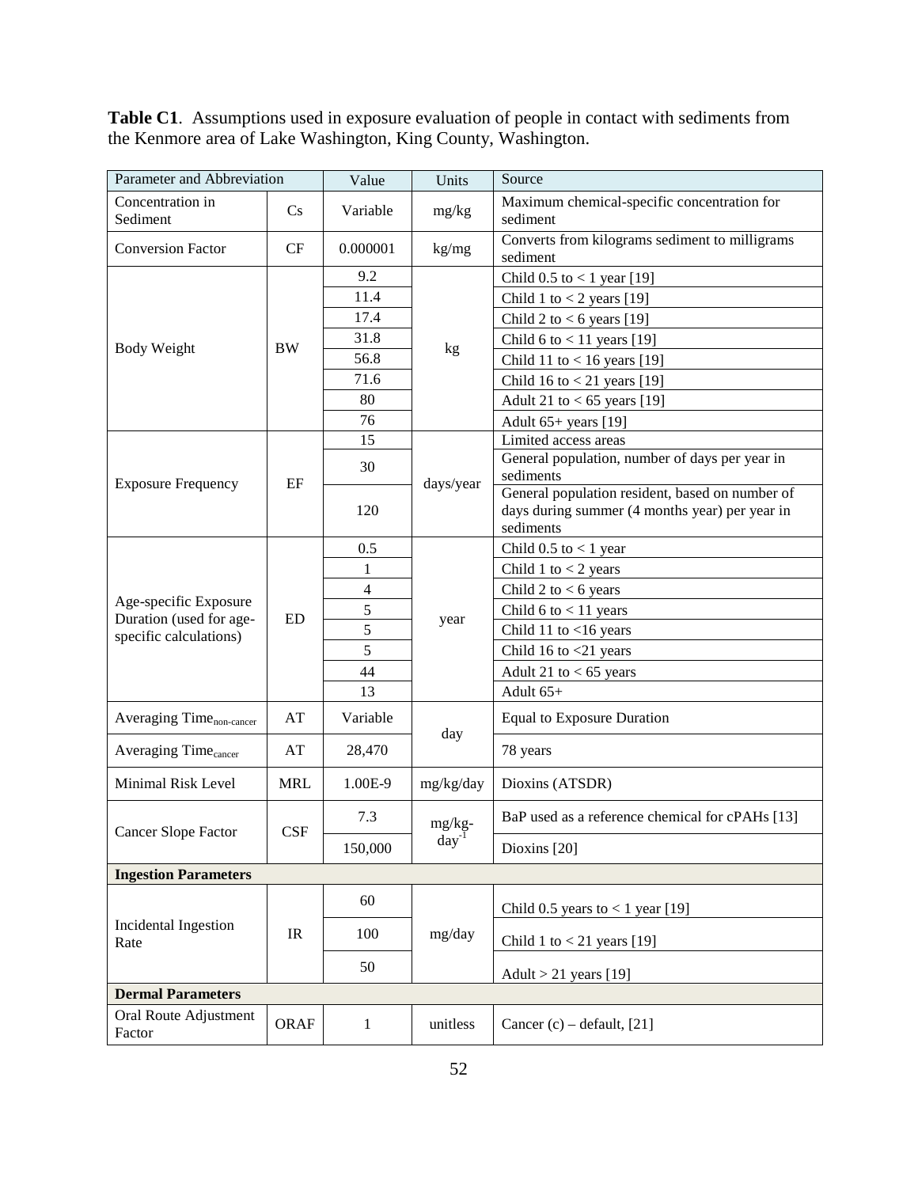**Table C1**. Assumptions used in exposure evaluation of people in contact with sediments from the Kenmore area of Lake Washington, King County, Washington.

| Parameter and Abbreviation | | Value | Units | Source |
|---|---|---|---|---|
| Concentration in Sediment | Cs | Variable | mg/kg | Maximum chemical-specific concentration for sediment |
| Conversion Factor | CF | 0.000001 | kg/mg | Converts from kilograms sediment to milligrams sediment |
| Body Weight | BW | 9.2 | kg | Child 0.5 to < 1 year [19] |
| | | 11.4 | | Child 1 to < 2 years [19] |
| | | 17.4 | | Child 2 to < 6 years [19] |
| | | 31.8 | | Child 6 to < 11 years [19] |
| | | 56.8 | | Child 11 to < 16 years [19] |
| | | 71.6 | | Child 16 to < 21 years [19] |
| | | 80 | | Adult 21 to < 65 years [19] |
| | | 76 | | Adult 65+ years [19] |
| Exposure Frequency | EF | 15 | days/year | Limited access areas |
| | | 30 | | General population, number of days per year in sediments |
| | | 120 | | General population resident, based on number of days during summer (4 months year) per year in sediments |
| Age-specific Exposure Duration (used for age-specific calculations) | ED | 0.5 | year | Child 0.5 to < 1 year |
| | | 1 | | Child 1 to < 2 years |
| | | 4 | | Child 2 to < 6 years |
| | | 5 | | Child 6 to < 11 years |
| | | 5 | | Child 11 to <16 years |
| | | 5 | | Child 16 to <21 years |
| | | 44 | | Adult 21 to < 65 years |
| | | 13 | | Adult 65+ |
| Averaging Time$_{non\text{-}cancer}$ | AT | Variable | day | Equal to Exposure Duration |
| Averaging Time$_{cancer}$ | AT | 28,470 | | 78 years |
| Minimal Risk Level | MRL | 1.00E-9 | mg/kg/day | Dioxins (ATSDR) |
| Cancer Slope Factor | CSF | 7.3 | mg/kg-day$^{-1}$ | BaP used as a reference chemical for cPAHs [13] |
| | | 150,000 | | Dioxins [20] |
| **Ingestion Parameters** | | | | |
| Incidental Ingestion Rate | IR | 60 | mg/day | Child 0.5 years to < 1 year [19] |
| | | 100 | | Child 1 to < 21 years [19] |
| | | 50 | | Adult > 21 years [19] |
| **Dermal Parameters** | | | | |
| Oral Route Adjustment Factor | ORAF | 1 | unitless | Cancer (c) – default, [21] |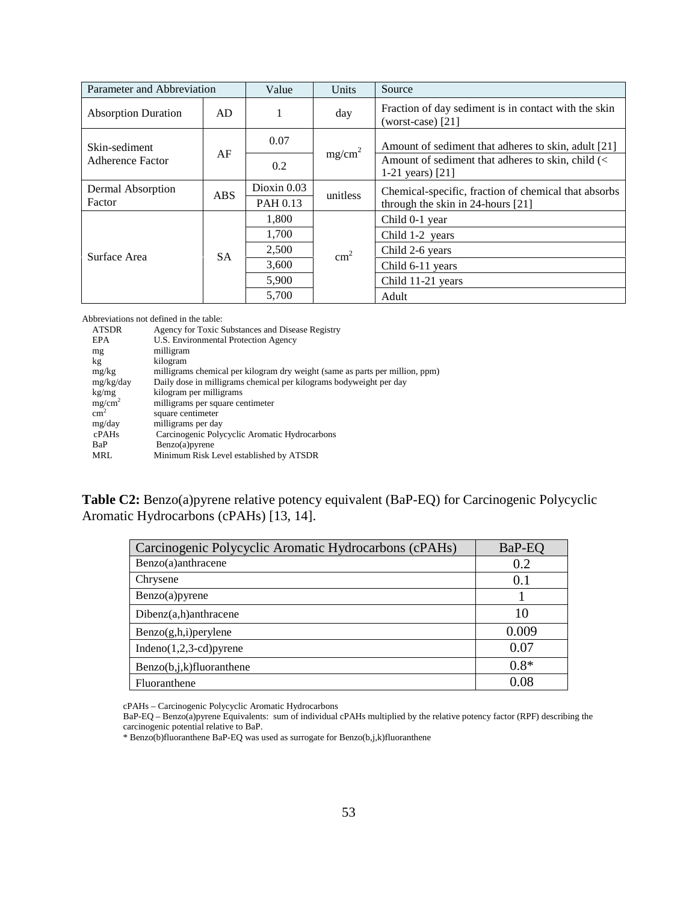| Parameter and Abbreviation | | Value | Units | Source |
|---|---|---|---|---|
| Absorption Duration | AD | 1 | day | Fraction of day sediment is in contact with the skin (worst-case) [21] |
| Skin-sediment Adherence Factor | AF | 0.07 | $mg/cm^2$ | Amount of sediment that adheres to skin, adult [21] |
| | | 0.2 | | Amount of sediment that adheres to skin, child (< 1-21 years) [21] |
| Dermal Absorption Factor | ABS | Dioxin 0.03 | unitless | Chemical-specific, fraction of chemical that absorbs through the skin in 24-hours [21] |
| | | PAH 0.13 | | |
| Surface Area | SA | 1,800 | $cm^2$ | Child 0-1 year |
| | | 1,700 | | Child 1-2 years |
| | | 2,500 | | Child 2-6 years |
| | | 3,600 | | Child 6-11 years |
| | | 5,900 | | Child 11-21 years |
| | | 5,700 | | Adult |

Abbreviations not defined in the table:

| | |
|---|---|
| ATSDR | Agency for Toxic Substances and Disease Registry |
| EPA | U.S. Environmental Protection Agency |
| mg | milligram |
| kg | kilogram |
| mg/kg | milligrams chemical per kilogram dry weight (same as parts per million, ppm) |
| mg/kg/day | Daily dose in milligrams chemical per kilograms bodyweight per day |
| kg/mg | kilogram per milligrams |
| $mg/cm^2$ | milligrams per square centimeter |
| $cm^2$ | square centimeter |
| mg/day | milligrams per day |
| cPAHs | Carcinogenic Polycyclic Aromatic Hydrocarbons |
| BaP | Benzo(a)pyrene |
| MRL | Minimum Risk Level established by ATSDR |

**Table C2:** Benzo(a)pyrene relative potency equivalent (BaP-EQ) for Carcinogenic Polycyclic Aromatic Hydrocarbons (cPAHs) [13, 14].

| Carcinogenic Polycyclic Aromatic Hydrocarbons (cPAHs) | BaP-EQ |
|---|---|
| Benzo(a)anthracene | 0.2 |
| Chrysene | 0.1 |
| Benzo(a)pyrene | 1 |
| Dibenz(a,h)anthracene | 10 |
| Benzo(g,h,i)perylene | 0.009 |
| Indeno(1,2,3-cd)pyrene | 0.07 |
| Benzo(b,j,k)fluoranthene | 0.8* |
| Fluoranthene | 0.08 |

cPAHs – Carcinogenic Polycyclic Aromatic Hydrocarbons
BaP-EQ – Benzo(a)pyrene Equivalents: sum of individual cPAHs multiplied by the relative potency factor (RPF) describing the carcinogenic potential relative to BaP.
* Benzo(b)fluoranthene BaP-EQ was used as surrogate for Benzo(b,j,k)fluoranthene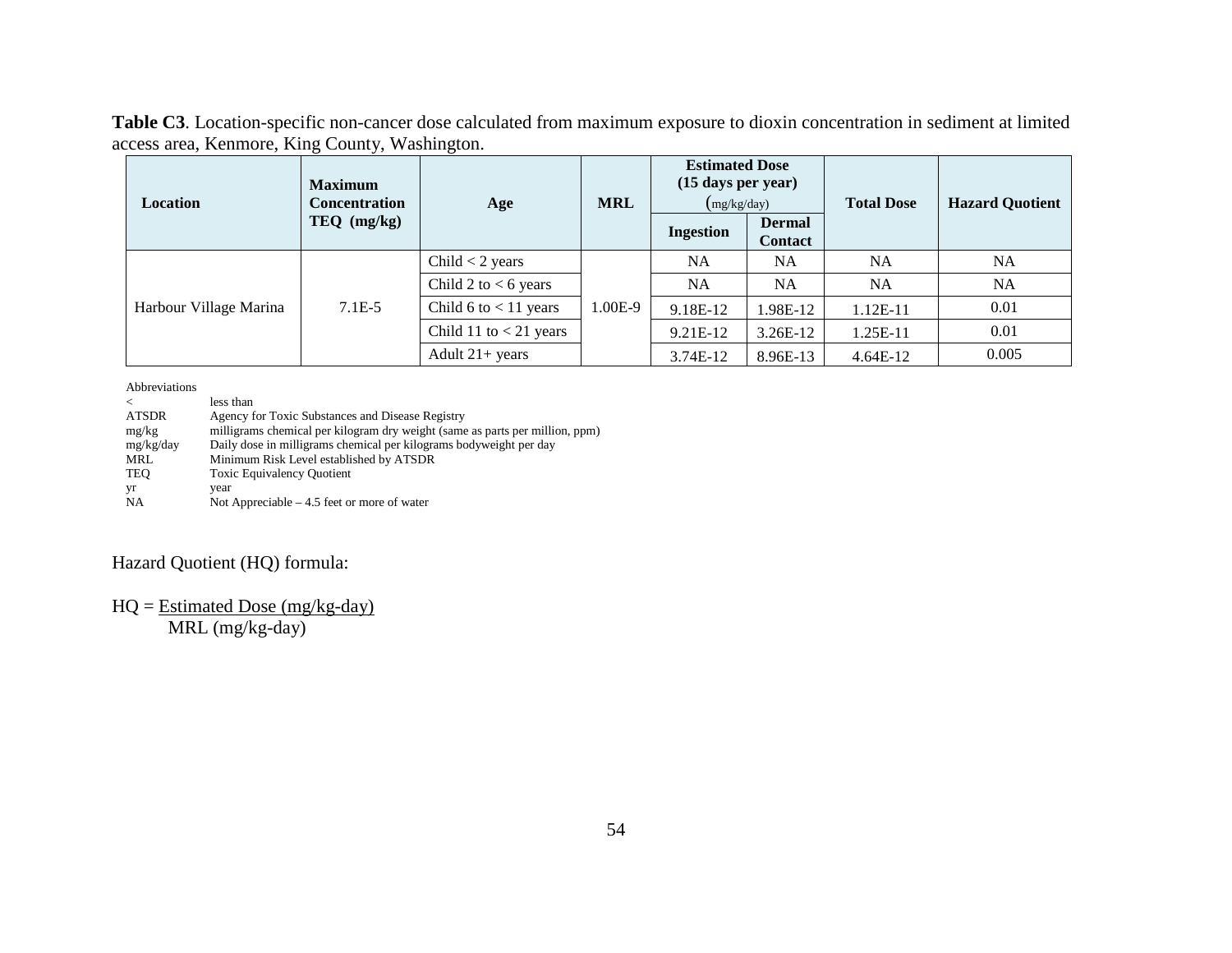**Table C3**. Location-specific non-cancer dose calculated from maximum exposure to dioxin concentration in sediment at limited access area, Kenmore, King County, Washington.

| Location | Maximum Concentration TEQ (mg/kg) | Age | MRL | Estimated Dose (15 days per year) (mg/kg/day) | | Total Dose | Hazard Quotient |
|---|---|---|---|---|---|---|---|
| | | | | Ingestion | Dermal Contact | | |
| Harbour Village Marina | 7.1E-5 | Child < 2 years | 1.00E-9 | NA | NA | NA | NA |
| | | Child 2 to < 6 years | | NA | NA | NA | NA |
| | | Child 6 to < 11 years | | 9.18E-12 | 1.98E-12 | 1.12E-11 | 0.01 |
| | | Child 11 to < 21 years | | 9.21E-12 | 3.26E-12 | 1.25E-11 | 0.01 |
| | | Adult 21+ years | | 3.74E-12 | 8.96E-13 | 4.64E-12 | 0.005 |

Abbreviations

| | |
|---|---|
| < | less than |
| ATSDR | Agency for Toxic Substances and Disease Registry |
| mg/kg | milligrams chemical per kilogram dry weight (same as parts per million, ppm) |
| mg/kg/day | Daily dose in milligrams chemical per kilograms bodyweight per day |
| MRL | Minimum Risk Level established by ATSDR |
| TEQ | Toxic Equivalency Quotient |
| yr | year |
| NA | Not Appreciable – 4.5 feet or more of water |

Hazard Quotient (HQ) formula:

$$HQ = \frac{\text{Estimated Dose (mg/kg-day)}}{\text{MRL (mg/kg-day)}}$$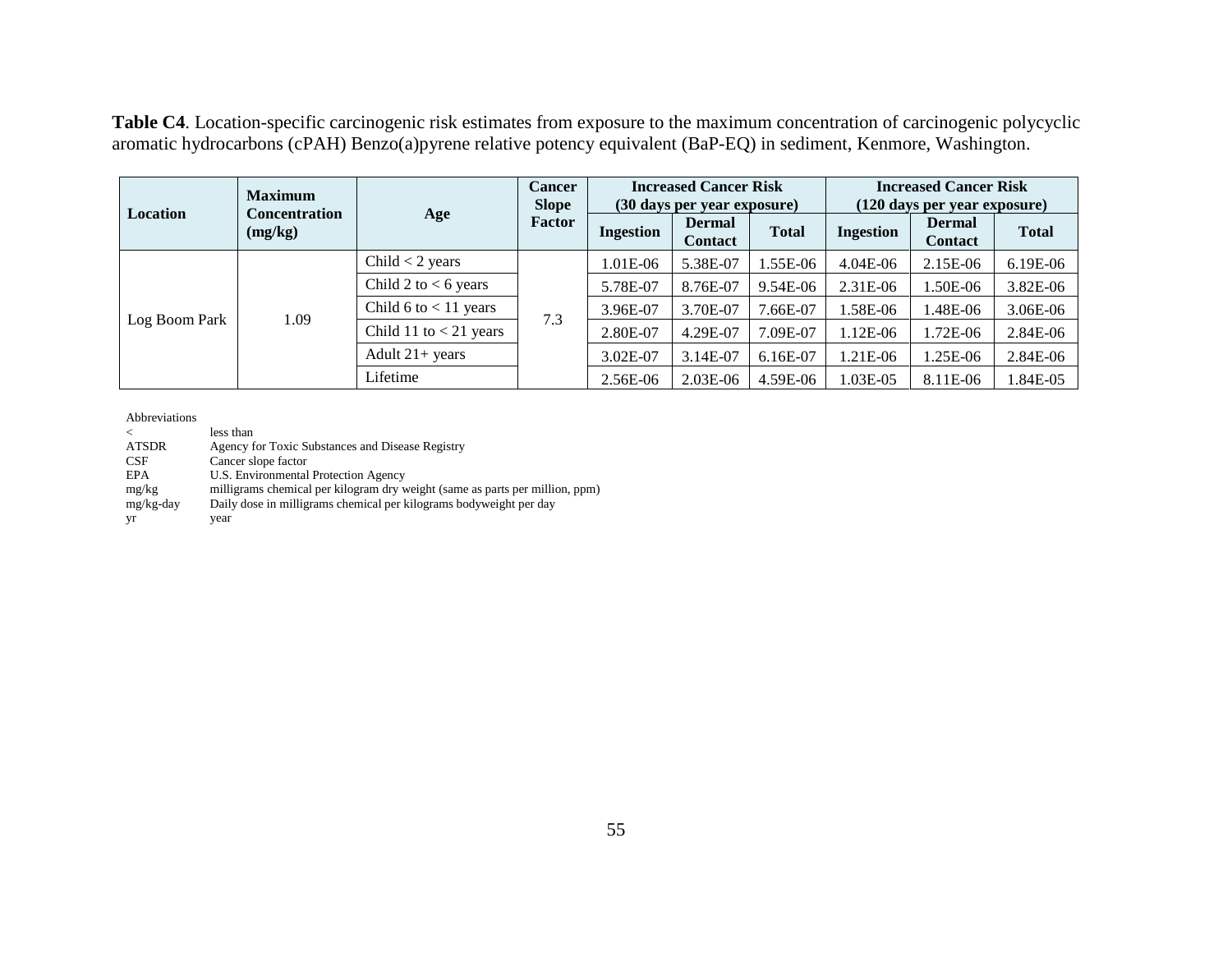**Table C4**. Location-specific carcinogenic risk estimates from exposure to the maximum concentration of carcinogenic polycyclic aromatic hydrocarbons (cPAH) Benzo(a)pyrene relative potency equivalent (BaP-EQ) in sediment, Kenmore, Washington.

| Location | Maximum Concentration (mg/kg) | Age | Cancer Slope Factor | Increased Cancer Risk (30 days per year exposure) | | | Increased Cancer Risk (120 days per year exposure) | | |
|---|---|---|---|---|---|---|---|---|---|
| | | | | Ingestion | Dermal Contact | Total | Ingestion | Dermal Contact | Total |
| Log Boom Park | 1.09 | Child < 2 years | 7.3 | 1.01E-06 | 5.38E-07 | 1.55E-06 | 4.04E-06 | 2.15E-06 | 6.19E-06 |
| | | Child 2 to < 6 years | | 5.78E-07 | 8.76E-07 | 9.54E-06 | 2.31E-06 | 1.50E-06 | 3.82E-06 |
| | | Child 6 to < 11 years | | 3.96E-07 | 3.70E-07 | 7.66E-07 | 1.58E-06 | 1.48E-06 | 3.06E-06 |
| | | Child 11 to < 21 years | | 2.80E-07 | 4.29E-07 | 7.09E-07 | 1.12E-06 | 1.72E-06 | 2.84E-06 |
| | | Adult 21+ years | | 3.02E-07 | 3.14E-07 | 6.16E-07 | 1.21E-06 | 1.25E-06 | 2.84E-06 |
| | | Lifetime | | 2.56E-06 | 2.03E-06 | 4.59E-06 | 1.03E-05 | 8.11E-06 | 1.84E-05 |

Abbreviations

| | |
|---|---|
| < | less than |
| ATSDR | Agency for Toxic Substances and Disease Registry |
| CSF | Cancer slope factor |
| EPA | U.S. Environmental Protection Agency |
| mg/kg | milligrams chemical per kilogram dry weight (same as parts per million, ppm) |
| mg/kg-day | Daily dose in milligrams chemical per kilograms bodyweight per day |
| yr | year |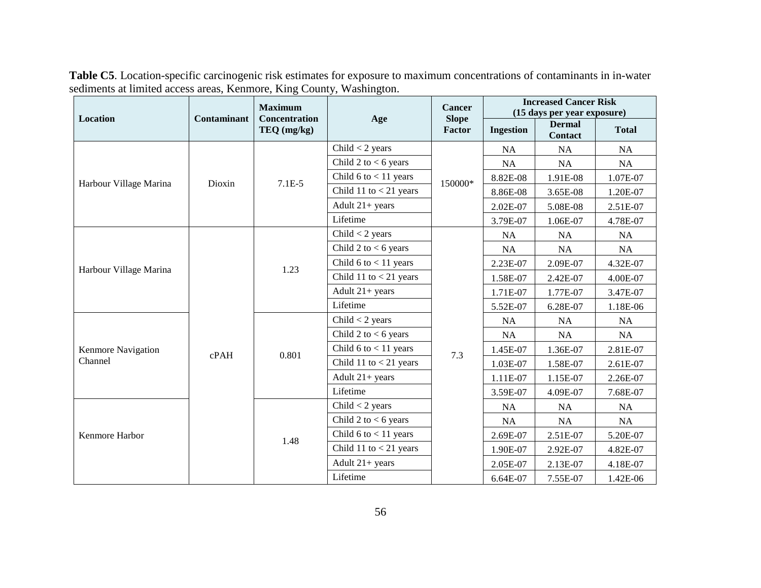**Table C5**. Location-specific carcinogenic risk estimates for exposure to maximum concentrations of contaminants in in-water sediments at limited access areas, Kenmore, King County, Washington.

| Location | Contaminant | Maximum Concentration TEQ (mg/kg) | Age | Cancer Slope Factor | Increased Cancer Risk (15 days per year exposure) | | |
|---|---|---|---|---|---|---|---|
| | | | | | Ingestion | Dermal Contact | Total |
| Harbour Village Marina | Dioxin | 7.1E-5 | Child < 2 years | 150000* | NA | NA | NA |
| | | | Child 2 to < 6 years | | NA | NA | NA |
| | | | Child 6 to < 11 years | | 8.82E-08 | 1.91E-08 | 1.07E-07 |
| | | | Child 11 to < 21 years | | 8.86E-08 | 3.65E-08 | 1.20E-07 |
| | | | Adult 21+ years | | 2.02E-07 | 5.08E-08 | 2.51E-07 |
| | | | Lifetime | | 3.79E-07 | 1.06E-07 | 4.78E-07 |
| Harbour Village Marina | cPAH | 1.23 | Child < 2 years | 7.3 | NA | NA | NA |
| | | | Child 2 to < 6 years | | NA | NA | NA |
| | | | Child 6 to < 11 years | | 2.23E-07 | 2.09E-07 | 4.32E-07 |
| | | | Child 11 to < 21 years | | 1.58E-07 | 2.42E-07 | 4.00E-07 |
| | | | Adult 21+ years | | 1.71E-07 | 1.77E-07 | 3.47E-07 |
| | | | Lifetime | | 5.52E-07 | 6.28E-07 | 1.18E-06 |
| Kenmore Navigation Channel | | 0.801 | Child < 2 years | | NA | NA | NA |
| | | | Child 2 to < 6 years | | NA | NA | NA |
| | | | Child 6 to < 11 years | | 1.45E-07 | 1.36E-07 | 2.81E-07 |
| | | | Child 11 to < 21 years | | 1.03E-07 | 1.58E-07 | 2.61E-07 |
| | | | Adult 21+ years | | 1.11E-07 | 1.15E-07 | 2.26E-07 |
| | | | Lifetime | | 3.59E-07 | 4.09E-07 | 7.68E-07 |
| Kenmore Harbor | | 1.48 | Child < 2 years | | NA | NA | NA |
| | | | Child 2 to < 6 years | | NA | NA | NA |
| | | | Child 6 to < 11 years | | 2.69E-07 | 2.51E-07 | 5.20E-07 |
| | | | Child 11 to < 21 years | | 1.90E-07 | 2.92E-07 | 4.82E-07 |
| | | | Adult 21+ years | | 2.05E-07 | 2.13E-07 | 4.18E-07 |
| | | | Lifetime | | 6.64E-07 | 7.55E-07 | 1.42E-06 |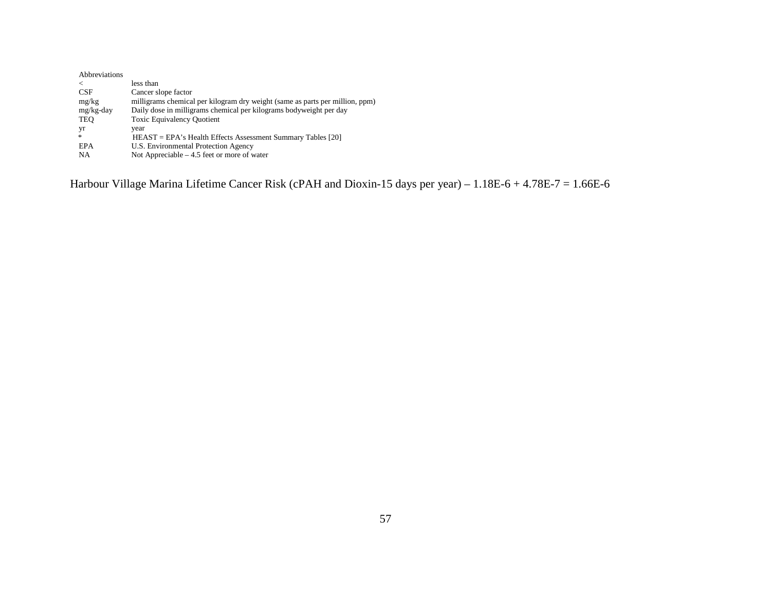Abbreviations

| | |
|---|---|
| < | less than |
| CSF | Cancer slope factor |
| mg/kg | milligrams chemical per kilogram dry weight (same as parts per million, ppm) |
| mg/kg-day | Daily dose in milligrams chemical per kilograms bodyweight per day |
| TEQ | Toxic Equivalency Quotient |
| yr | year |
| * | HEAST = EPA's Health Effects Assessment Summary Tables [20] |
| EPA | U.S. Environmental Protection Agency |
| NA | Not Appreciable – 4.5 feet or more of water |

Harbour Village Marina Lifetime Cancer Risk (cPAH and Dioxin-15 days per year) – 1.18E-6 + 4.78E-7 = 1.66E-6